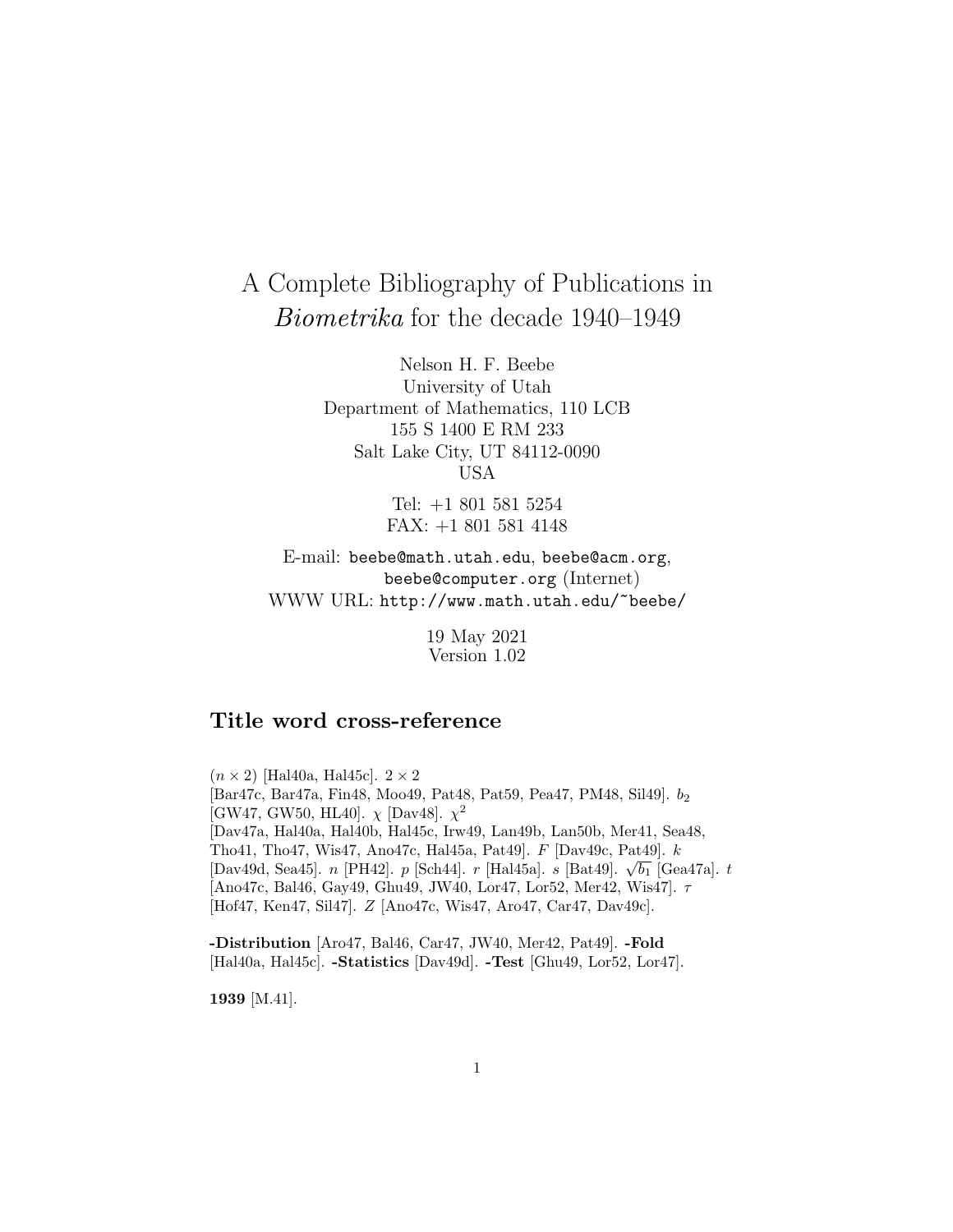# A Complete Bibliography of Publications in *Biometrika* for the decade 1940–1949

Nelson H. F. Beebe
University of Utah
Department of Mathematics, 110 LCB
155 S 1400 E RM 233
Salt Lake City, UT 84112-0090
USA

Tel: +1 801 581 5254
FAX: +1 801 581 4148

E-mail: `beebe@math.utah.edu`, `beebe@acm.org`, `beebe@computer.org` (Internet)
WWW URL: `http://www.math.utah.edu/~beebe/`

19 May 2021
Version 1.02

## Title word cross-reference

$(n \times 2)$ [Hal40a, Hal45c]. $2 \times 2$ [Bar47c, Bar47a, Fin48, Moo49, Pat48, Pat59, Pea47, PM48, Sil49]. $b_2$ [GW47, GW50, HL40]. $\chi$ [Dav48]. $\chi^2$ [Dav47a, Hal40a, Hal40b, Hal45c, Irw49, Lan49b, Lan50b, Mer41, Sea48, Tho41, Tho47, Wis47, Ano47c, Hal45a, Pat49]. $F$ [Dav49c, Pat49]. $k$ [Dav49d, Sea45]. $n$ [PH42]. $p$ [Sch44]. $r$ [Hal45a]. $s$ [Bat49]. $\sqrt{b_1}$ [Gea47a]. $t$ [Ano47c, Bal46, Gay49, Ghu49, JW40, Lor47, Lor52, Mer42, Wis47]. $\tau$ [Hof47, Ken47, Sil47]. $Z$ [Ano47c, Wis47, Aro47, Car47, Dav49c].

**-Distribution** [Aro47, Bal46, Car47, JW40, Mer42, Pat49]. **-Fold** [Hal40a, Hal45c]. **-Statistics** [Dav49d]. **-Test** [Ghu49, Lor52, Lor47].

**1939** [M.41].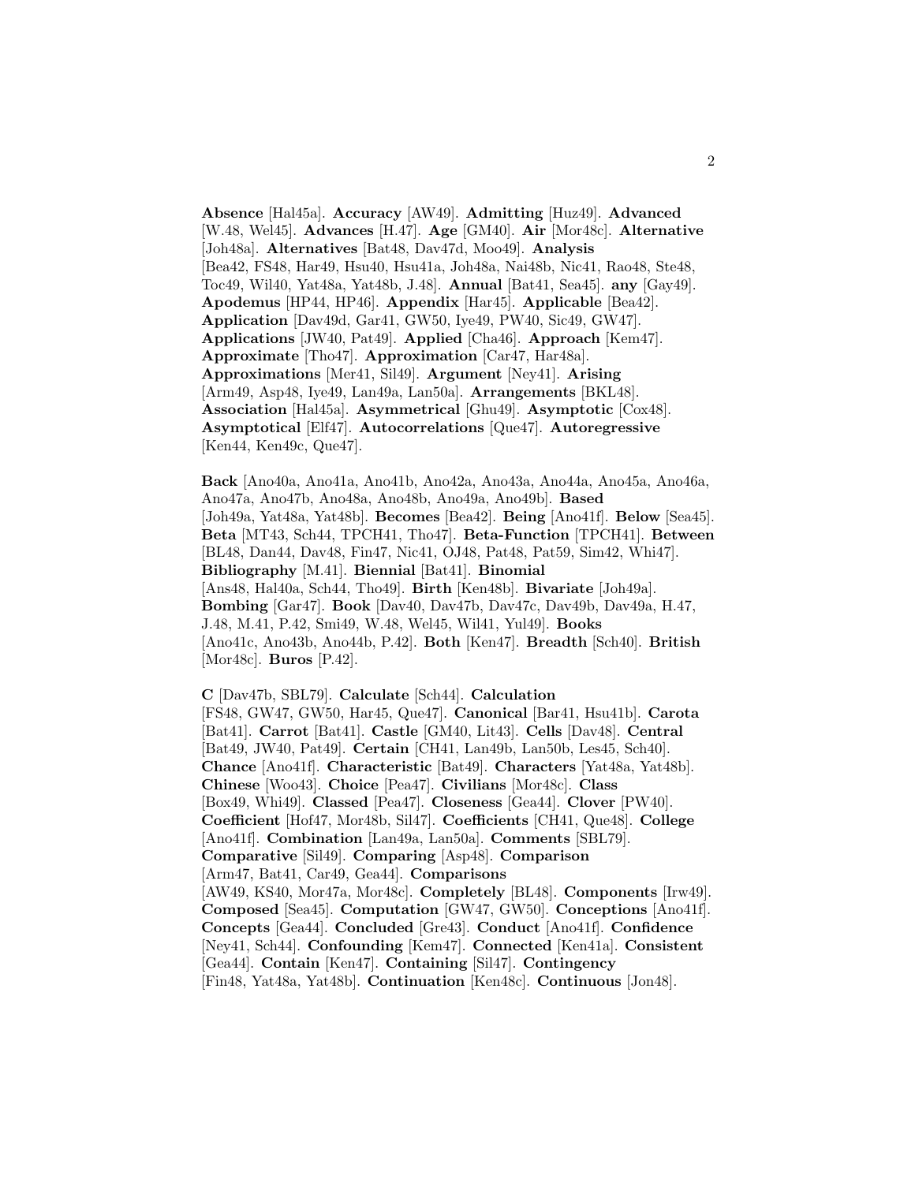**Absence** [Hal45a]. **Accuracy** [AW49]. **Admitting** [Huz49]. **Advanced** [W.48, Wel45]. **Advances** [H.47]. **Age** [GM40]. **Air** [Mor48c]. **Alternative** [Joh48a]. **Alternatives** [Bat48, Dav47d, Moo49]. **Analysis** [Bea42, FS48, Har49, Hsu40, Hsu41a, Joh48a, Nai48b, Nic41, Rao48, Ste48, Toc49, Wil40, Yat48a, Yat48b, J.48]. **Annual** [Bat41, Sea45]. **any** [Gay49]. **Apodemus** [HP44, HP46]. **Appendix** [Har45]. **Applicable** [Bea42]. **Application** [Dav49d, Gar41, GW50, Iye49, PW40, Sic49, GW47]. **Applications** [JW40, Pat49]. **Applied** [Cha46]. **Approach** [Kem47]. **Approximate** [Tho47]. **Approximation** [Car47, Har48a]. **Approximations** [Mer41, Sil49]. **Argument** [Ney41]. **Arising** [Arm49, Asp48, Iye49, Lan49a, Lan50a]. **Arrangements** [BKL48]. **Association** [Hal45a]. **Asymmetrical** [Ghu49]. **Asymptotic** [Cox48]. **Asymptotical** [Elf47]. **Autocorrelations** [Que47]. **Autoregressive** [Ken44, Ken49c, Que47].

**Back** [Ano40a, Ano41a, Ano41b, Ano42a, Ano43a, Ano44a, Ano45a, Ano46a, Ano47a, Ano47b, Ano48a, Ano48b, Ano49a, Ano49b]. **Based** [Joh49a, Yat48a, Yat48b]. **Becomes** [Bea42]. **Being** [Ano41f]. **Below** [Sea45]. **Beta** [MT43, Sch44, TPCH41, Tho47]. **Beta-Function** [TPCH41]. **Between** [BL48, Dan44, Dav48, Fin47, Nic41, OJ48, Pat48, Pat59, Sim42, Whi47]. **Bibliography** [M.41]. **Biennial** [Bat41]. **Binomial** [Ans48, Hal40a, Sch44, Tho49]. **Birth** [Ken48b]. **Bivariate** [Joh49a]. **Bombing** [Gar47]. **Book** [Dav40, Dav47b, Dav47c, Dav49b, Dav49a, H.47, J.48, M.41, P.42, Smi49, W.48, Wel45, Wil41, Yul49]. **Books** [Ano41c, Ano43b, Ano44b, P.42]. **Both** [Ken47]. **Breadth** [Sch40]. **British** [Mor48c]. **Buros** [P.42].

**C** [Dav47b, SBL79]. **Calculate** [Sch44]. **Calculation** [FS48, GW47, GW50, Har45, Que47]. **Canonical** [Bar41, Hsu41b]. **Carota** [Bat41]. **Carrot** [Bat41]. **Castle** [GM40, Lit43]. **Cells** [Dav48]. **Central** [Bat49, JW40, Pat49]. **Certain** [CH41, Lan49b, Lan50b, Les45, Sch40]. **Chance** [Ano41f]. **Characteristic** [Bat49]. **Characters** [Yat48a, Yat48b]. **Chinese** [Woo43]. **Choice** [Pea47]. **Civilians** [Mor48c]. **Class** [Box49, Whi49]. **Classed** [Pea47]. **Closeness** [Gea44]. **Clover** [PW40]. **Coefficient** [Hof47, Mor48b, Sil47]. **Coefficients** [CH41, Que48]. **College** [Ano41f]. **Combination** [Lan49a, Lan50a]. **Comments** [SBL79]. **Comparative** [Sil49]. **Comparing** [Asp48]. **Comparison** [Arm47, Bat41, Car49, Gea44]. **Comparisons** [AW49, KS40, Mor47a, Mor48c]. **Completely** [BL48]. **Components** [Irw49]. **Composed** [Sea45]. **Computation** [GW47, GW50]. **Conceptions** [Ano41f]. **Concepts** [Gea44]. **Concluded** [Gre43]. **Conduct** [Ano41f]. **Confidence** [Ney41, Sch44]. **Confounding** [Kem47]. **Connected** [Ken41a]. **Consistent** [Gea44]. **Contain** [Ken47]. **Containing** [Sil47]. **Contingency** [Fin48, Yat48a, Yat48b]. **Continuation** [Ken48c]. **Continuous** [Jon48].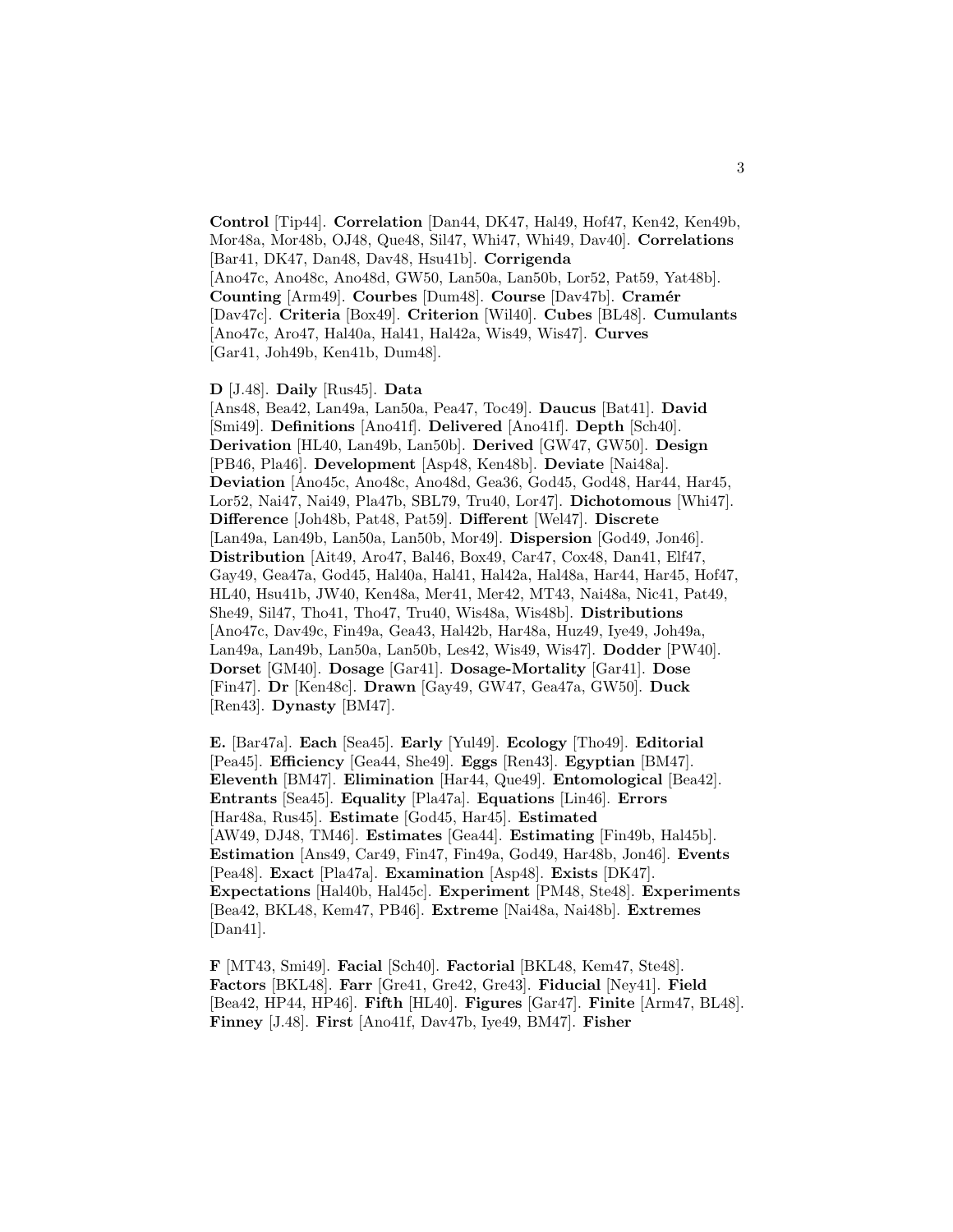**Control** [Tip44]. **Correlation** [Dan44, DK47, Hal49, Hof47, Ken42, Ken49b, Mor48a, Mor48b, OJ48, Que48, Sil47, Whi47, Whi49, Dav40]. **Correlations** [Bar41, DK47, Dan48, Dav48, Hsu41b]. **Corrigenda** [Ano47c, Ano48c, Ano48d, GW50, Lan50a, Lan50b, Lor52, Pat59, Yat48b]. **Counting** [Arm49]. **Courbes** [Dum48]. **Course** [Dav47b]. **Cramér** [Dav47c]. **Criteria** [Box49]. **Criterion** [Wil40]. **Cubes** [BL48]. **Cumulants** [Ano47c, Aro47, Hal40a, Hal41, Hal42a, Wis49, Wis47]. **Curves** [Gar41, Joh49b, Ken41b, Dum48].

**D** [J.48]. **Daily** [Rus45]. **Data** [Ans48, Bea42, Lan49a, Lan50a, Pea47, Toc49]. **Daucus** [Bat41]. **David** [Smi49]. **Definitions** [Ano41f]. **Delivered** [Ano41f]. **Depth** [Sch40]. **Derivation** [HL40, Lan49b, Lan50b]. **Derived** [GW47, GW50]. **Design** [PB46, Pla46]. **Development** [Asp48, Ken48b]. **Deviate** [Nai48a]. **Deviation** [Ano45c, Ano48c, Ano48d, Gea36, God45, God48, Har44, Har45, Lor52, Nai47, Nai49, Pla47b, SBL79, Tru40, Lor47]. **Dichotomous** [Whi47]. **Difference** [Joh48b, Pat48, Pat59]. **Different** [Wel47]. **Discrete** [Lan49a, Lan49b, Lan50a, Lan50b, Mor49]. **Dispersion** [God49, Jon46]. **Distribution** [Ait49, Aro47, Bal46, Box49, Car47, Cox48, Dan41, Elf47, Gay49, Gea47a, God45, Hal40a, Hal41, Hal42a, Hal48a, Har44, Har45, Hof47, HL40, Hsu41b, JW40, Ken48a, Mer41, Mer42, MT43, Nai48a, Nic41, Pat49, She49, Sil47, Tho41, Tho47, Tru40, Wis48a, Wis48b]. **Distributions** [Ano47c, Dav49c, Fin49a, Gea43, Hal42b, Har48a, Huz49, Iye49, Joh49a, Lan49a, Lan49b, Lan50a, Lan50b, Les42, Wis49, Wis47]. **Dodder** [PW40]. **Dorset** [GM40]. **Dosage** [Gar41]. **Dosage-Mortality** [Gar41]. **Dose** [Fin47]. **Dr** [Ken48c]. **Drawn** [Gay49, GW47, Gea47a, GW50]. **Duck** [Ren43]. **Dynasty** [BM47].

**E.** [Bar47a]. **Each** [Sea45]. **Early** [Yul49]. **Ecology** [Tho49]. **Editorial** [Pea45]. **Efficiency** [Gea44, She49]. **Eggs** [Ren43]. **Egyptian** [BM47]. **Eleventh** [BM47]. **Elimination** [Har44, Que49]. **Entomological** [Bea42]. **Entrants** [Sea45]. **Equality** [Pla47a]. **Equations** [Lin46]. **Errors** [Har48a, Rus45]. **Estimate** [God45, Har45]. **Estimated** [AW49, DJ48, TM46]. **Estimates** [Gea44]. **Estimating** [Fin49b, Hal45b]. **Estimation** [Ans49, Car49, Fin47, Fin49a, God49, Har48b, Jon46]. **Events** [Pea48]. **Exact** [Pla47a]. **Examination** [Asp48]. **Exists** [DK47]. **Expectations** [Hal40b, Hal45c]. **Experiment** [PM48, Ste48]. **Experiments** [Bea42, BKL48, Kem47, PB46]. **Extreme** [Nai48a, Nai48b]. **Extremes** [Dan41].

**F** [MT43, Smi49]. **Facial** [Sch40]. **Factorial** [BKL48, Kem47, Ste48]. **Factors** [BKL48]. **Farr** [Gre41, Gre42, Gre43]. **Fiducial** [Ney41]. **Field** [Bea42, HP44, HP46]. **Fifth** [HL40]. **Figures** [Gar47]. **Finite** [Arm47, BL48]. **Finney** [J.48]. **First** [Ano41f, Dav47b, Iye49, BM47]. **Fisher**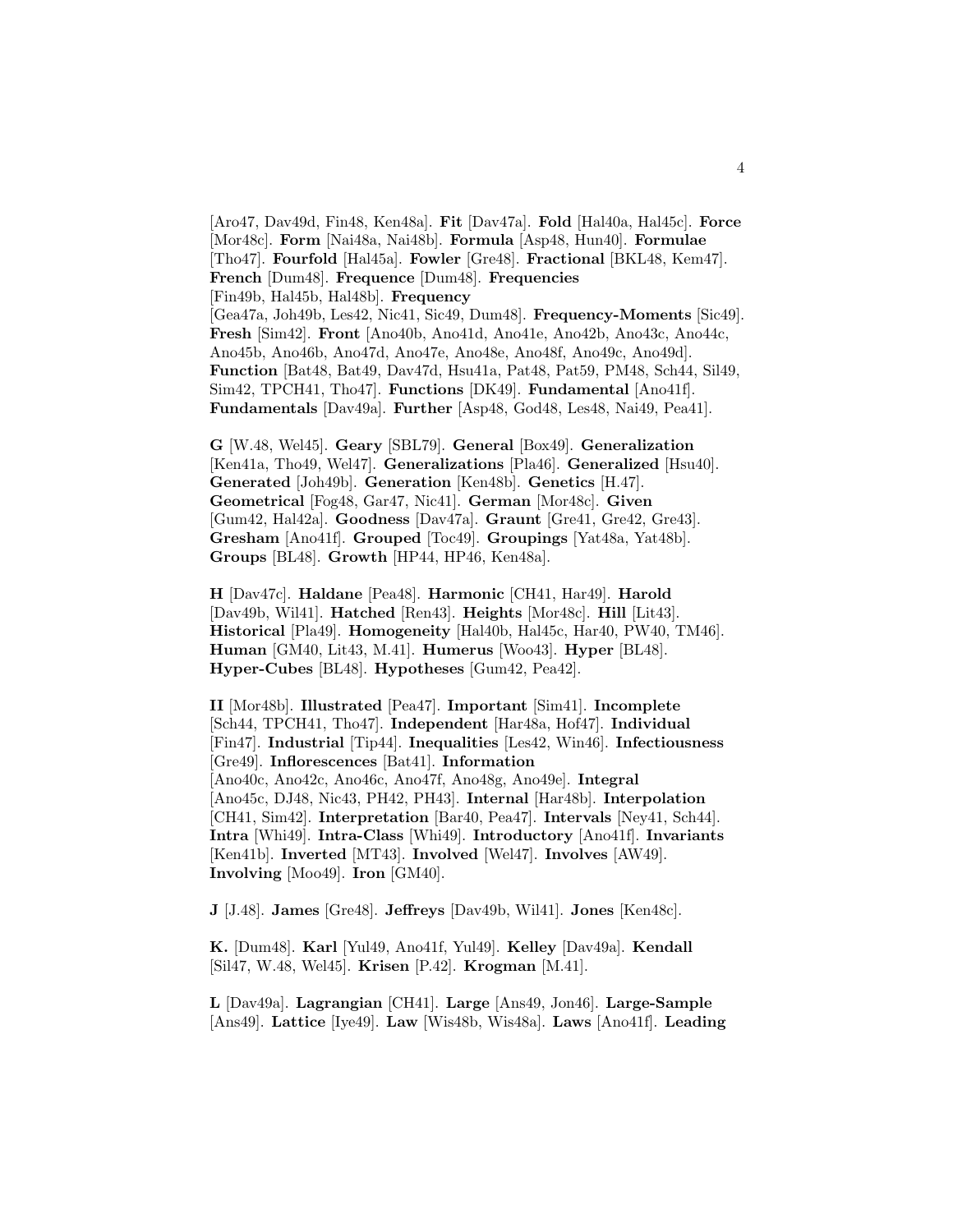[Aro47, Dav49d, Fin48, Ken48a]. **Fit** [Dav47a]. **Fold** [Hal40a, Hal45c]. **Force** [Mor48c]. **Form** [Nai48a, Nai48b]. **Formula** [Asp48, Hun40]. **Formulae** [Tho47]. **Fourfold** [Hal45a]. **Fowler** [Gre48]. **Fractional** [BKL48, Kem47]. **French** [Dum48]. **Frequence** [Dum48]. **Frequencies** [Fin49b, Hal45b, Hal48b]. **Frequency** [Gea47a, Joh49b, Les42, Nic41, Sic49, Dum48]. **Frequency-Moments** [Sic49]. **Fresh** [Sim42]. **Front** [Ano40b, Ano41d, Ano41e, Ano42b, Ano43c, Ano44c, Ano45b, Ano46b, Ano47d, Ano47e, Ano48e, Ano48f, Ano49c, Ano49d]. **Function** [Bat48, Bat49, Dav47d, Hsu41a, Pat48, Pat59, PM48, Sch44, Sil49, Sim42, TPCH41, Tho47]. **Functions** [DK49]. **Fundamental** [Ano41f]. **Fundamentals** [Dav49a]. **Further** [Asp48, God48, Les48, Nai49, Pea41].

**G** [W.48, Wel45]. **Geary** [SBL79]. **General** [Box49]. **Generalization** [Ken41a, Tho49, Wel47]. **Generalizations** [Pla46]. **Generalized** [Hsu40]. **Generated** [Joh49b]. **Generation** [Ken48b]. **Genetics** [H.47]. **Geometrical** [Fog48, Gar47, Nic41]. **German** [Mor48c]. **Given** [Gum42, Hal42a]. **Goodness** [Dav47a]. **Graunt** [Gre41, Gre42, Gre43]. **Gresham** [Ano41f]. **Grouped** [Toc49]. **Groupings** [Yat48a, Yat48b]. **Groups** [BL48]. **Growth** [HP44, HP46, Ken48a].

**H** [Dav47c]. **Haldane** [Pea48]. **Harmonic** [CH41, Har49]. **Harold** [Dav49b, Wil41]. **Hatched** [Ren43]. **Heights** [Mor48c]. **Hill** [Lit43]. **Historical** [Pla49]. **Homogeneity** [Hal40b, Hal45c, Har40, PW40, TM46]. **Human** [GM40, Lit43, M.41]. **Humerus** [Woo43]. **Hyper** [BL48]. **Hyper-Cubes** [BL48]. **Hypotheses** [Gum42, Pea42].

**II** [Mor48b]. **Illustrated** [Pea47]. **Important** [Sim41]. **Incomplete** [Sch44, TPCH41, Tho47]. **Independent** [Har48a, Hof47]. **Individual** [Fin47]. **Industrial** [Tip44]. **Inequalities** [Les42, Win46]. **Infectiousness** [Gre49]. **Inflorescences** [Bat41]. **Information** [Ano40c, Ano42c, Ano46c, Ano47f, Ano48g, Ano49e]. **Integral** [Ano45c, DJ48, Nic43, PH42, PH43]. **Internal** [Har48b]. **Interpolation** [CH41, Sim42]. **Interpretation** [Bar40, Pea47]. **Intervals** [Ney41, Sch44]. **Intra** [Whi49]. **Intra-Class** [Whi49]. **Introductory** [Ano41f]. **Invariants** [Ken41b]. **Inverted** [MT43]. **Involved** [Wel47]. **Involves** [AW49]. **Involving** [Moo49]. **Iron** [GM40].

**J** [J.48]. **James** [Gre48]. **Jeffreys** [Dav49b, Wil41]. **Jones** [Ken48c].

**K.** [Dum48]. **Karl** [Yul49, Ano41f, Yul49]. **Kelley** [Dav49a]. **Kendall** [Sil47, W.48, Wel45]. **Krisen** [P.42]. **Krogman** [M.41].

**L** [Dav49a]. **Lagrangian** [CH41]. **Large** [Ans49, Jon46]. **Large-Sample** [Ans49]. **Lattice** [Iye49]. **Law** [Wis48b, Wis48a]. **Laws** [Ano41f]. **Leading**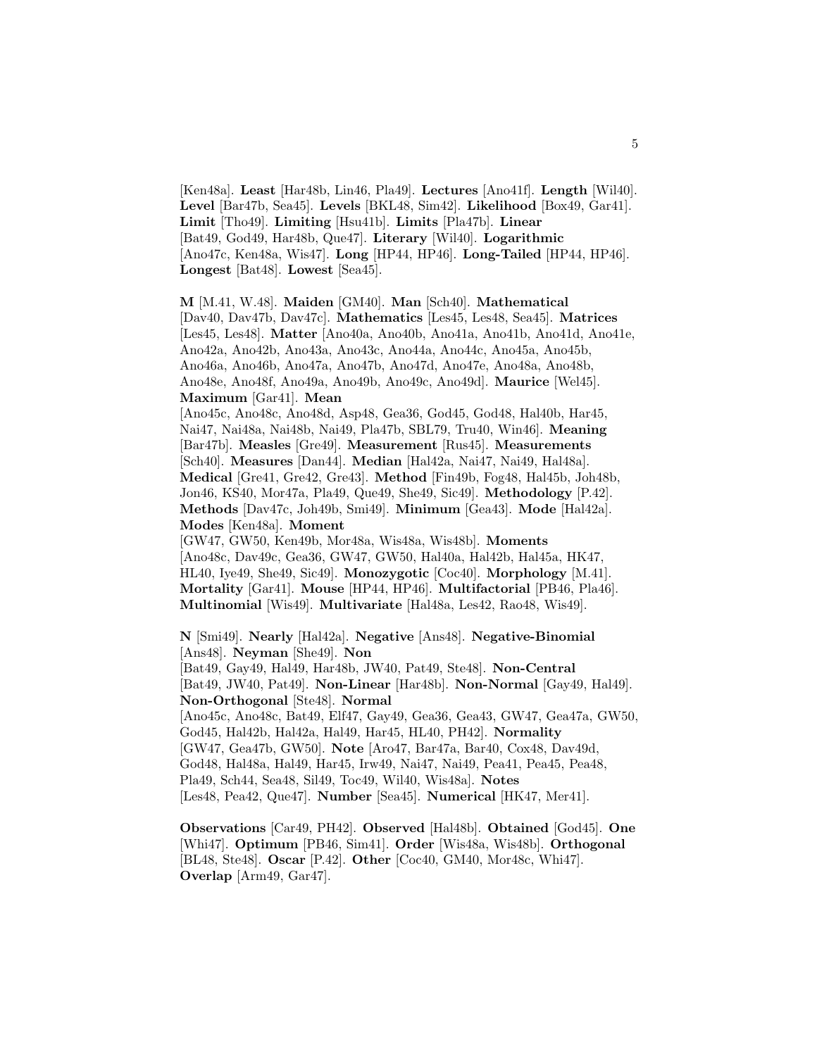[Ken48a]. **Least** [Har48b, Lin46, Pla49]. **Lectures** [Ano41f]. **Length** [Wil40]. **Level** [Bar47b, Sea45]. **Levels** [BKL48, Sim42]. **Likelihood** [Box49, Gar41]. **Limit** [Tho49]. **Limiting** [Hsu41b]. **Limits** [Pla47b]. **Linear** [Bat49, God49, Har48b, Que47]. **Literary** [Wil40]. **Logarithmic** [Ano47c, Ken48a, Wis47]. **Long** [HP44, HP46]. **Long-Tailed** [HP44, HP46]. **Longest** [Bat48]. **Lowest** [Sea45].

**M** [M.41, W.48]. **Maiden** [GM40]. **Man** [Sch40]. **Mathematical** [Dav40, Dav47b, Dav47c]. **Mathematics** [Les45, Les48, Sea45]. **Matrices** [Les45, Les48]. **Matter** [Ano40a, Ano40b, Ano41a, Ano41b, Ano41d, Ano41e, Ano42a, Ano42b, Ano43a, Ano43c, Ano44a, Ano44c, Ano45a, Ano45b, Ano46a, Ano46b, Ano47a, Ano47b, Ano47d, Ano47e, Ano48a, Ano48b, Ano48e, Ano48f, Ano49a, Ano49b, Ano49c, Ano49d]. **Maurice** [Wel45]. **Maximum** [Gar41]. **Mean** [Ano45c, Ano48c, Ano48d, Asp48, Gea36, God45, God48, Hal40b, Har45, Nai47, Nai48a, Nai48b, Nai49, Pla47b, SBL79, Tru40, Win46]. **Meaning** [Bar47b]. **Measles** [Gre49]. **Measurement** [Rus45]. **Measurements** [Sch40]. **Measures** [Dan44]. **Median** [Hal42a, Nai47, Nai49, Hal48a]. **Medical** [Gre41, Gre42, Gre43]. **Method** [Fin49b, Fog48, Hal45b, Joh48b, Jon46, KS40, Mor47a, Pla49, Que49, She49, Sic49]. **Methodology** [P.42]. **Methods** [Dav47c, Joh49b, Smi49]. **Minimum** [Gea43]. **Mode** [Hal42a]. **Modes** [Ken48a]. **Moment** [GW47, GW50, Ken49b, Mor48a, Wis48a, Wis48b]. **Moments** [Ano48c, Dav49c, Gea36, GW47, GW50, Hal40a, Hal42b, Hal45a, HK47, HL40, Iye49, She49, Sic49]. **Monozygotic** [Coc40]. **Morphology** [M.41]. **Mortality** [Gar41]. **Mouse** [HP44, HP46]. **Multifactorial** [PB46, Pla46]. **Multinomial** [Wis49]. **Multivariate** [Hal48a, Les42, Rao48, Wis49].

**N** [Smi49]. **Nearly** [Hal42a]. **Negative** [Ans48]. **Negative-Binomial** [Ans48]. **Neyman** [She49]. **Non** [Bat49, Gay49, Hal49, Har48b, JW40, Pat49, Ste48]. **Non-Central** [Bat49, JW40, Pat49]. **Non-Linear** [Har48b]. **Non-Normal** [Gay49, Hal49]. **Non-Orthogonal** [Ste48]. **Normal** [Ano45c, Ano48c, Bat49, Elf47, Gay49, Gea36, Gea43, GW47, Gea47a, GW50, God45, Hal42b, Hal42a, Hal49, Har45, HL40, PH42]. **Normality** [GW47, Gea47b, GW50]. **Note** [Aro47, Bar47a, Bar40, Cox48, Dav49d, God48, Hal48a, Hal49, Har45, Irw49, Nai47, Nai49, Pea41, Pea45, Pea48, Pla49, Sch44, Sea48, Sil49, Toc49, Wil40, Wis48a]. **Notes** [Les48, Pea42, Que47]. **Number** [Sea45]. **Numerical** [HK47, Mer41].

**Observations** [Car49, PH42]. **Observed** [Hal48b]. **Obtained** [God45]. **One** [Whi47]. **Optimum** [PB46, Sim41]. **Order** [Wis48a, Wis48b]. **Orthogonal** [BL48, Ste48]. **Oscar** [P.42]. **Other** [Coc40, GM40, Mor48c, Whi47]. **Overlap** [Arm49, Gar47].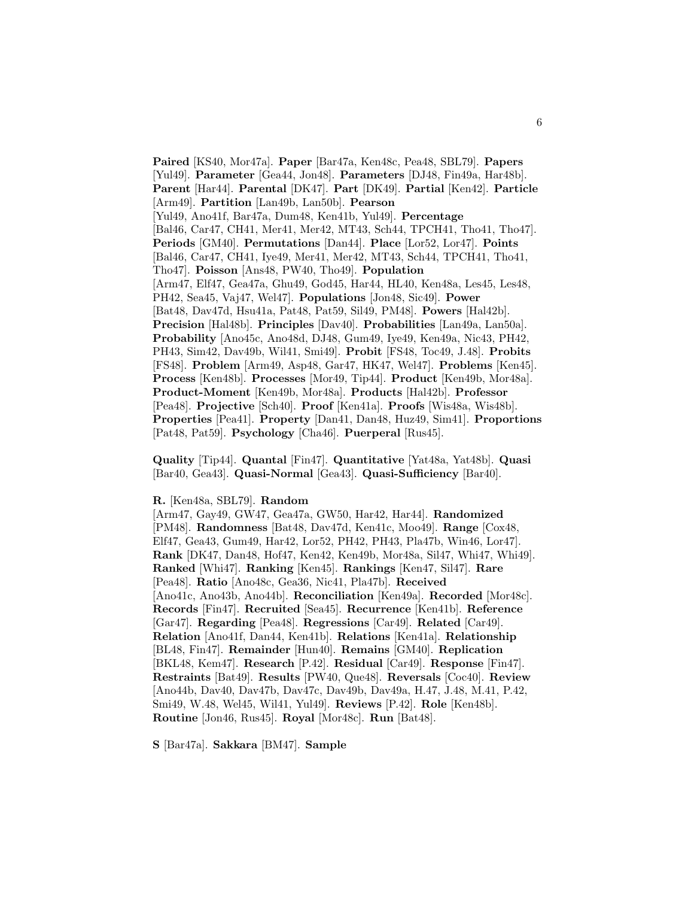**Paired** [KS40, Mor47a]. **Paper** [Bar47a, Ken48c, Pea48, SBL79]. **Papers** [Yul49]. **Parameter** [Gea44, Jon48]. **Parameters** [DJ48, Fin49a, Har48b]. **Parent** [Har44]. **Parental** [DK47]. **Part** [DK49]. **Partial** [Ken42]. **Particle** [Arm49]. **Partition** [Lan49b, Lan50b]. **Pearson** [Yul49, Ano41f, Bar47a, Dum48, Ken41b, Yul49]. **Percentage** [Bal46, Car47, CH41, Mer41, Mer42, MT43, Sch44, TPCH41, Tho41, Tho47]. **Periods** [GM40]. **Permutations** [Dan44]. **Place** [Lor52, Lor47]. **Points** [Bal46, Car47, CH41, Iye49, Mer41, Mer42, MT43, Sch44, TPCH41, Tho41, Tho47]. **Poisson** [Ans48, PW40, Tho49]. **Population** [Arm47, Elf47, Gea47a, Ghu49, God45, Har44, HL40, Ken48a, Les45, Les48, PH42, Sea45, Vaj47, Wel47]. **Populations** [Jon48, Sic49]. **Power** [Bat48, Dav47d, Hsu41a, Pat48, Pat59, Sil49, PM48]. **Powers** [Hal42b]. **Precision** [Hal48b]. **Principles** [Dav40]. **Probabilities** [Lan49a, Lan50a]. **Probability** [Ano45c, Ano48d, DJ48, Gum49, Iye49, Ken49a, Nic43, PH42, PH43, Sim42, Dav49b, Wil41, Smi49]. **Probit** [FS48, Toc49, J.48]. **Probits** [FS48]. **Problem** [Arm49, Asp48, Gar47, HK47, Wel47]. **Problems** [Ken45]. **Process** [Ken48b]. **Processes** [Mor49, Tip44]. **Product** [Ken49b, Mor48a]. **Product-Moment** [Ken49b, Mor48a]. **Products** [Hal42b]. **Professor** [Pea48]. **Projective** [Sch40]. **Proof** [Ken41a]. **Proofs** [Wis48a, Wis48b]. **Properties** [Pea41]. **Property** [Dan41, Dan48, Huz49, Sim41]. **Proportions** [Pat48, Pat59]. **Psychology** [Cha46]. **Puerperal** [Rus45].

**Quality** [Tip44]. **Quantal** [Fin47]. **Quantitative** [Yat48a, Yat48b]. **Quasi** [Bar40, Gea43]. **Quasi-Normal** [Gea43]. **Quasi-Sufficiency** [Bar40].

**R.** [Ken48a, SBL79]. **Random** [Arm47, Gay49, GW47, Gea47a, GW50, Har42, Har44]. **Randomized** [PM48]. **Randomness** [Bat48, Dav47d, Ken41c, Moo49]. **Range** [Cox48, Elf47, Gea43, Gum49, Har42, Lor52, PH42, PH43, Pla47b, Win46, Lor47]. **Rank** [DK47, Dan48, Hof47, Ken42, Ken49b, Mor48a, Sil47, Whi47, Whi49]. **Ranked** [Whi47]. **Ranking** [Ken45]. **Rankings** [Ken47, Sil47]. **Rare** [Pea48]. **Ratio** [Ano48c, Gea36, Nic41, Pla47b]. **Received** [Ano41c, Ano43b, Ano44b]. **Reconciliation** [Ken49a]. **Recorded** [Mor48c]. **Records** [Fin47]. **Recruited** [Sea45]. **Recurrence** [Ken41b]. **Reference** [Gar47]. **Regarding** [Pea48]. **Regressions** [Car49]. **Related** [Car49]. **Relation** [Ano41f, Dan44, Ken41b]. **Relations** [Ken41a]. **Relationship** [BL48, Fin47]. **Remainder** [Hun40]. **Remains** [GM40]. **Replication** [BKL48, Kem47]. **Research** [P.42]. **Residual** [Car49]. **Response** [Fin47]. **Restraints** [Bat49]. **Results** [PW40, Que48]. **Reversals** [Coc40]. **Review** [Ano44b, Dav40, Dav47b, Dav47c, Dav49b, Dav49a, H.47, J.48, M.41, P.42, Smi49, W.48, Wel45, Wil41, Yul49]. **Reviews** [P.42]. **Role** [Ken48b]. **Routine** [Jon46, Rus45]. **Royal** [Mor48c]. **Run** [Bat48].

**S** [Bar47a]. **Sakkara** [BM47]. **Sample**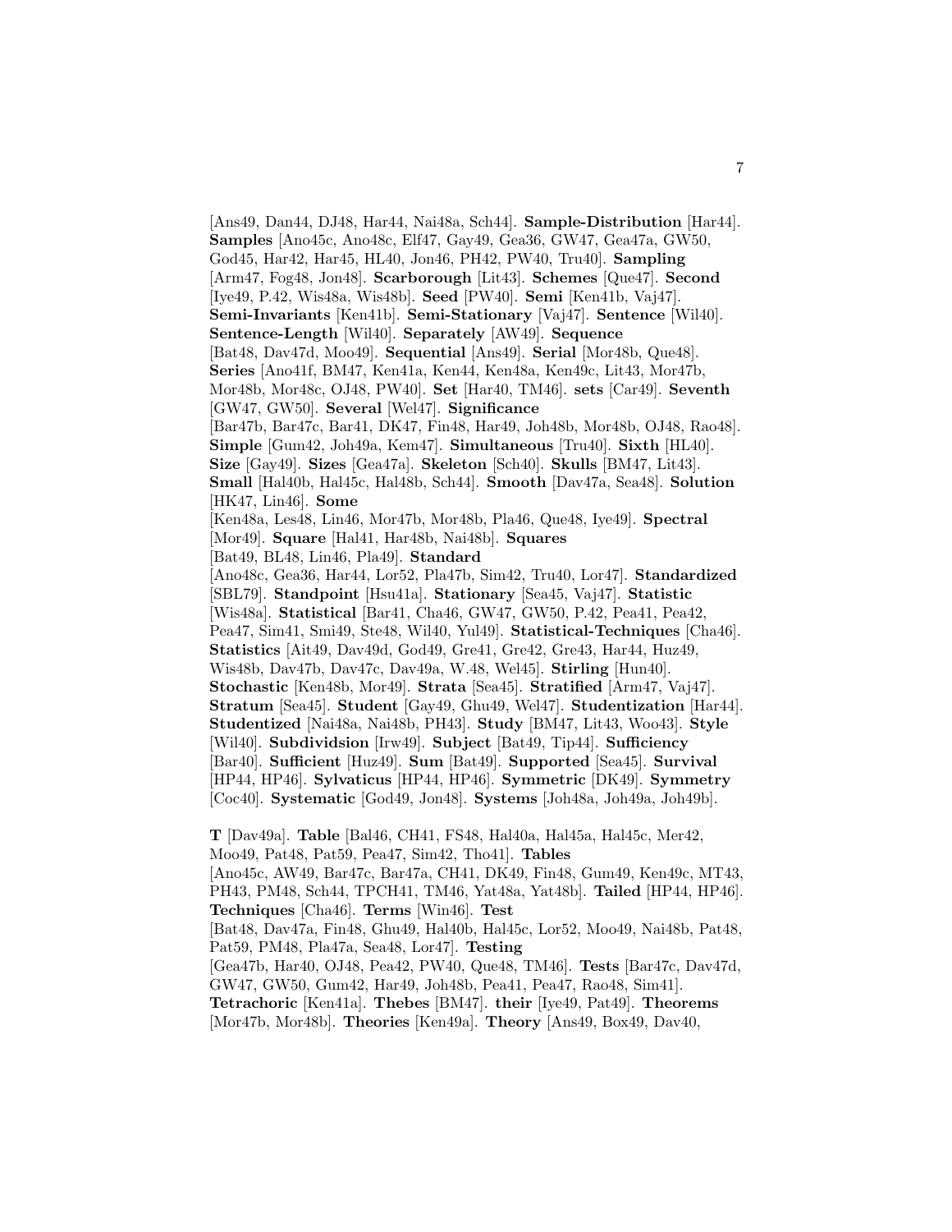[Ans49, Dan44, DJ48, Har44, Nai48a, Sch44]. **Sample-Distribution** [Har44]. **Samples** [Ano45c, Ano48c, Elf47, Gay49, Gea36, GW47, Gea47a, GW50, God45, Har42, Har45, HL40, Jon46, PH42, PW40, Tru40]. **Sampling** [Arm47, Fog48, Jon48]. **Scarborough** [Lit43]. **Schemes** [Que47]. **Second** [Iye49, P.42, Wis48a, Wis48b]. **Seed** [PW40]. **Semi** [Ken41b, Vaj47]. **Semi-Invariants** [Ken41b]. **Semi-Stationary** [Vaj47]. **Sentence** [Wil40]. **Sentence-Length** [Wil40]. **Separately** [AW49]. **Sequence** [Bat48, Dav47d, Moo49]. **Sequential** [Ans49]. **Serial** [Mor48b, Que48]. **Series** [Ano41f, BM47, Ken41a, Ken44, Ken48a, Ken49c, Lit43, Mor47b, Mor48b, Mor48c, OJ48, PW40]. **Set** [Har40, TM46]. **sets** [Car49]. **Seventh** [GW47, GW50]. **Several** [Wel47]. **Significance** [Bar47b, Bar47c, Bar41, DK47, Fin48, Har49, Joh48b, Mor48b, OJ48, Rao48]. **Simple** [Gum42, Joh49a, Kem47]. **Simultaneous** [Tru40]. **Sixth** [HL40]. **Size** [Gay49]. **Sizes** [Gea47a]. **Skeleton** [Sch40]. **Skulls** [BM47, Lit43]. **Small** [Hal40b, Hal45c, Hal48b, Sch44]. **Smooth** [Dav47a, Sea48]. **Solution** [HK47, Lin46]. **Some** [Ken48a, Les48, Lin46, Mor47b, Mor48b, Pla46, Que48, Iye49]. **Spectral** [Mor49]. **Square** [Hal41, Har48b, Nai48b]. **Squares** [Bat49, BL48, Lin46, Pla49]. **Standard** [Ano48c, Gea36, Har44, Lor52, Pla47b, Sim42, Tru40, Lor47]. **Standardized** [SBL79]. **Standpoint** [Hsu41a]. **Stationary** [Sea45, Vaj47]. **Statistic** [Wis48a]. **Statistical** [Bar41, Cha46, GW47, GW50, P.42, Pea41, Pea42, Pea47, Sim41, Smi49, Ste48, Wil40, Yul49]. **Statistical-Techniques** [Cha46]. **Statistics** [Ait49, Dav49d, God49, Gre41, Gre42, Gre43, Har44, Huz49, Wis48b, Dav47b, Dav47c, Dav49a, W.48, Wel45]. **Stirling** [Hun40]. **Stochastic** [Ken48b, Mor49]. **Strata** [Sea45]. **Stratified** [Arm47, Vaj47]. **Stratum** [Sea45]. **Student** [Gay49, Ghu49, Wel47]. **Studentization** [Har44]. **Studentized** [Nai48a, Nai48b, PH43]. **Study** [BM47, Lit43, Woo43]. **Style** [Wil40]. **Subdividsion** [Irw49]. **Subject** [Bat49, Tip44]. **Sufficiency** [Bar40]. **Sufficient** [Huz49]. **Sum** [Bat49]. **Supported** [Sea45]. **Survival** [HP44, HP46]. **Sylvaticus** [HP44, HP46]. **Symmetric** [DK49]. **Symmetry** [Coc40]. **Systematic** [God49, Jon48]. **Systems** [Joh48a, Joh49a, Joh49b].

**T** [Dav49a]. **Table** [Bal46, CH41, FS48, Hal40a, Hal45a, Hal45c, Mer42, Moo49, Pat48, Pat59, Pea47, Sim42, Tho41]. **Tables** [Ano45c, AW49, Bar47c, Bar47a, CH41, DK49, Fin48, Gum49, Ken49c, MT43, PH43, PM48, Sch44, TPCH41, TM46, Yat48a, Yat48b]. **Tailed** [HP44, HP46]. **Techniques** [Cha46]. **Terms** [Win46]. **Test** [Bat48, Dav47a, Fin48, Ghu49, Hal40b, Hal45c, Lor52, Moo49, Nai48b, Pat48, Pat59, PM48, Pla47a, Sea48, Lor47]. **Testing** [Gea47b, Har40, OJ48, Pea42, PW40, Que48, TM46]. **Tests** [Bar47c, Dav47d, GW47, GW50, Gum42, Har49, Joh48b, Pea41, Pea47, Rao48, Sim41]. **Tetrachoric** [Ken41a]. **Thebes** [BM47]. **their** [Iye49, Pat49]. **Theorems** [Mor47b, Mor48b]. **Theories** [Ken49a]. **Theory** [Ans49, Box49, Dav40,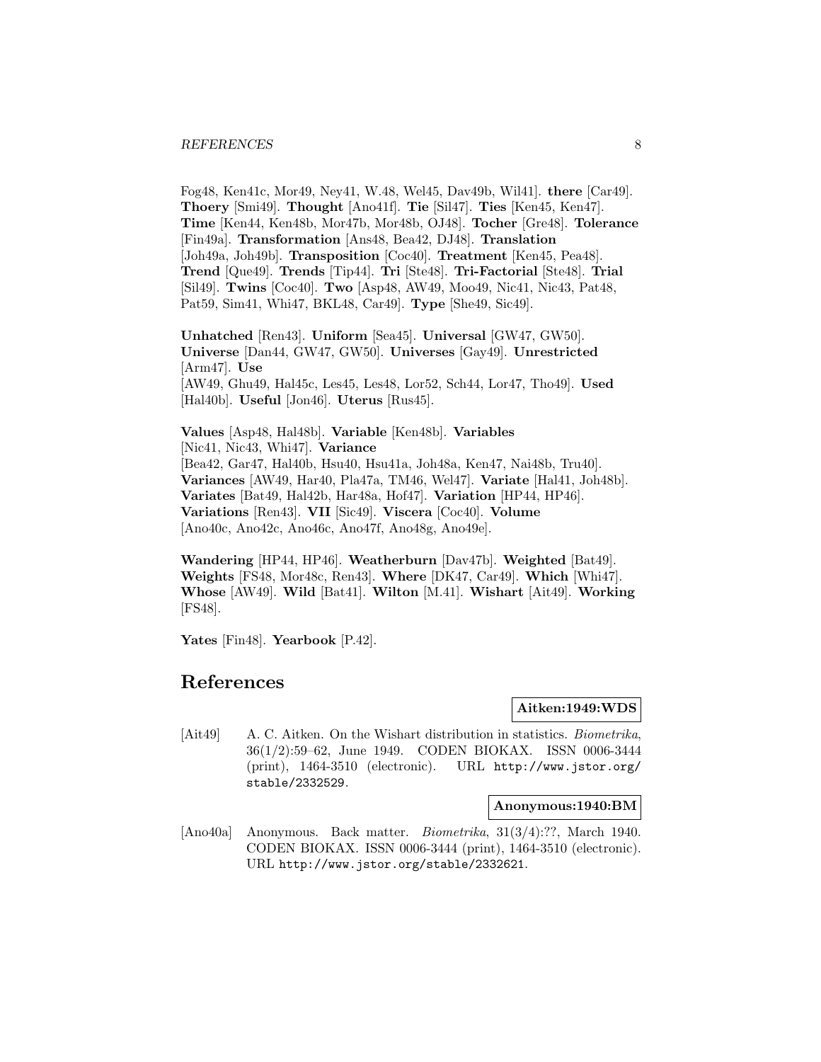Fog48, Ken41c, Mor49, Ney41, W.48, Wel45, Dav49b, Wil41]. **there** [Car49]. **Thoery** [Smi49]. **Thought** [Ano41f]. **Tie** [Sil47]. **Ties** [Ken45, Ken47]. **Time** [Ken44, Ken48b, Mor47b, Mor48b, OJ48]. **Tocher** [Gre48]. **Tolerance** [Fin49a]. **Transformation** [Ans48, Bea42, DJ48]. **Translation** [Joh49a, Joh49b]. **Transposition** [Coc40]. **Treatment** [Ken45, Pea48]. **Trend** [Que49]. **Trends** [Tip44]. **Tri** [Ste48]. **Tri-Factorial** [Ste48]. **Trial** [Sil49]. **Twins** [Coc40]. **Two** [Asp48, AW49, Moo49, Nic41, Nic43, Pat48, Pat59, Sim41, Whi47, BKL48, Car49]. **Type** [She49, Sic49].

**Unhatched** [Ren43]. **Uniform** [Sea45]. **Universal** [GW47, GW50]. **Universe** [Dan44, GW47, GW50]. **Universes** [Gay49]. **Unrestricted** [Arm47]. **Use** [AW49, Ghu49, Hal45c, Les45, Les48, Lor52, Sch44, Lor47, Tho49]. **Used** [Hal40b]. **Useful** [Jon46]. **Uterus** [Rus45].

**Values** [Asp48, Hal48b]. **Variable** [Ken48b]. **Variables** [Nic41, Nic43, Whi47]. **Variance** [Bea42, Gar47, Hal40b, Hsu40, Hsu41a, Joh48a, Ken47, Nai48b, Tru40]. **Variances** [AW49, Har40, Pla47a, TM46, Wel47]. **Variate** [Hal41, Joh48b]. **Variates** [Bat49, Hal42b, Har48a, Hof47]. **Variation** [HP44, HP46]. **Variations** [Ren43]. **VII** [Sic49]. **Viscera** [Coc40]. **Volume** [Ano40c, Ano42c, Ano46c, Ano47f, Ano48g, Ano49e].

**Wandering** [HP44, HP46]. **Weatherburn** [Dav47b]. **Weighted** [Bat49]. **Weights** [FS48, Mor48c, Ren43]. **Where** [DK47, Car49]. **Which** [Whi47]. **Whose** [AW49]. **Wild** [Bat41]. **Wilton** [M.41]. **Wishart** [Ait49]. **Working** [FS48].

**Yates** [Fin48]. **Yearbook** [P.42].

# References

**Aitken:1949:WDS**

[Ait49] A. C. Aitken. On the Wishart distribution in statistics. *Biometrika*, 36(1/2):59–62, June 1949. CODEN BIOKAX. ISSN 0006-3444 (print), 1464-3510 (electronic). URL http://www.jstor.org/stable/2332529.

**Anonymous:1940:BM**

[Ano40a] Anonymous. Back matter. *Biometrika*, 31(3/4):??, March 1940. CODEN BIOKAX. ISSN 0006-3444 (print), 1464-3510 (electronic). URL http://www.jstor.org/stable/2332621.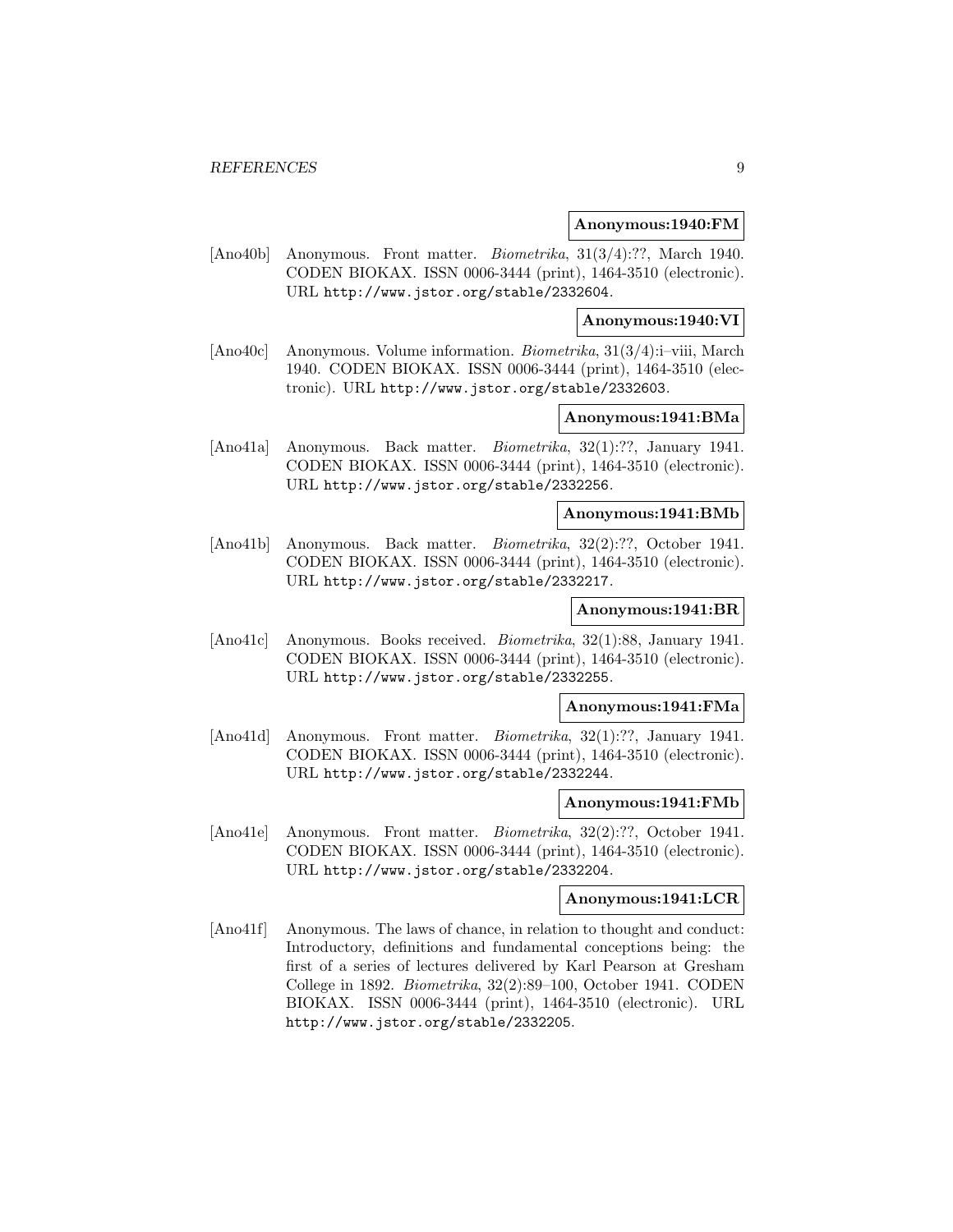**Anonymous:1940:FM**

[Ano40b] Anonymous. Front matter. *Biometrika*, 31(3/4):??, March 1940. CODEN BIOKAX. ISSN 0006-3444 (print), 1464-3510 (electronic). URL http://www.jstor.org/stable/2332604.

**Anonymous:1940:VI**

[Ano40c] Anonymous. Volume information. *Biometrika*, 31(3/4):i–viii, March 1940. CODEN BIOKAX. ISSN 0006-3444 (print), 1464-3510 (electronic). URL http://www.jstor.org/stable/2332603.

**Anonymous:1941:BMa**

[Ano41a] Anonymous. Back matter. *Biometrika*, 32(1):??, January 1941. CODEN BIOKAX. ISSN 0006-3444 (print), 1464-3510 (electronic). URL http://www.jstor.org/stable/2332256.

**Anonymous:1941:BMb**

[Ano41b] Anonymous. Back matter. *Biometrika*, 32(2):??, October 1941. CODEN BIOKAX. ISSN 0006-3444 (print), 1464-3510 (electronic). URL http://www.jstor.org/stable/2332217.

**Anonymous:1941:BR**

[Ano41c] Anonymous. Books received. *Biometrika*, 32(1):88, January 1941. CODEN BIOKAX. ISSN 0006-3444 (print), 1464-3510 (electronic). URL http://www.jstor.org/stable/2332255.

**Anonymous:1941:FMa**

[Ano41d] Anonymous. Front matter. *Biometrika*, 32(1):??, January 1941. CODEN BIOKAX. ISSN 0006-3444 (print), 1464-3510 (electronic). URL http://www.jstor.org/stable/2332244.

**Anonymous:1941:FMb**

[Ano41e] Anonymous. Front matter. *Biometrika*, 32(2):??, October 1941. CODEN BIOKAX. ISSN 0006-3444 (print), 1464-3510 (electronic). URL http://www.jstor.org/stable/2332204.

**Anonymous:1941:LCR**

[Ano41f] Anonymous. The laws of chance, in relation to thought and conduct: Introductory, definitions and fundamental conceptions being: the first of a series of lectures delivered by Karl Pearson at Gresham College in 1892. *Biometrika*, 32(2):89–100, October 1941. CODEN BIOKAX. ISSN 0006-3444 (print), 1464-3510 (electronic). URL http://www.jstor.org/stable/2332205.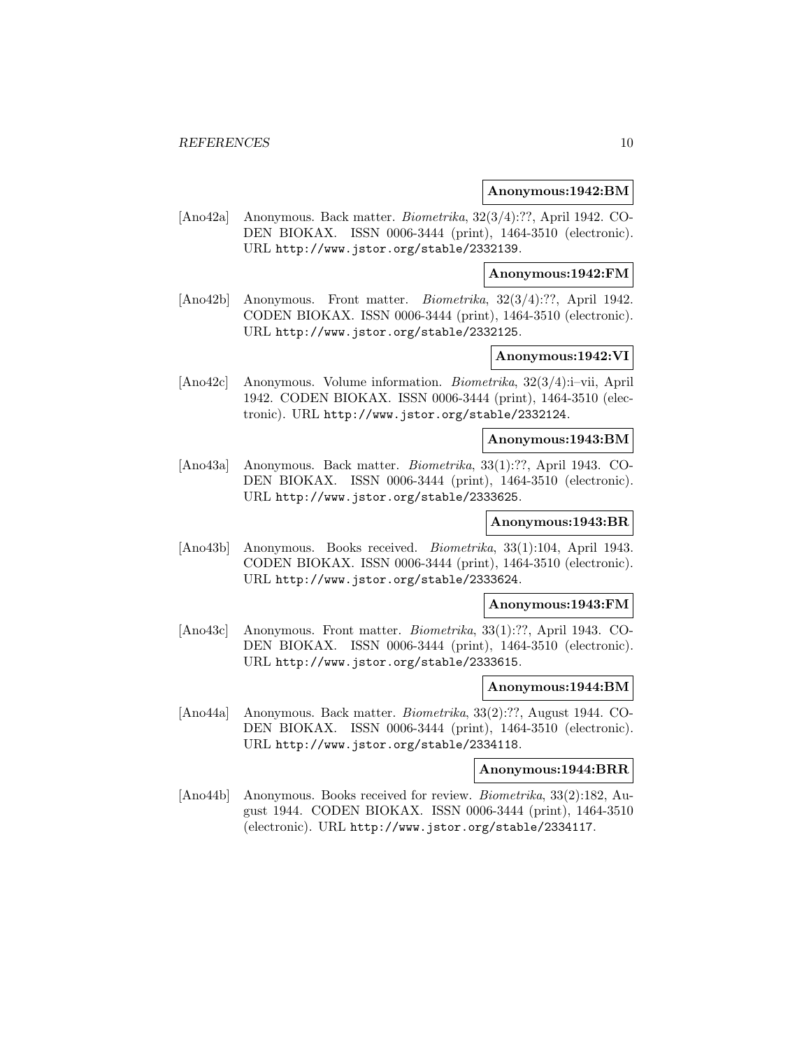**Anonymous:1942:BM**

[Ano42a] Anonymous. Back matter. *Biometrika*, 32(3/4):??, April 1942. CODEN BIOKAX. ISSN 0006-3444 (print), 1464-3510 (electronic). URL http://www.jstor.org/stable/2332139.

**Anonymous:1942:FM**

[Ano42b] Anonymous. Front matter. *Biometrika*, 32(3/4):??, April 1942. CODEN BIOKAX. ISSN 0006-3444 (print), 1464-3510 (electronic). URL http://www.jstor.org/stable/2332125.

**Anonymous:1942:VI**

[Ano42c] Anonymous. Volume information. *Biometrika*, 32(3/4):i–vii, April 1942. CODEN BIOKAX. ISSN 0006-3444 (print), 1464-3510 (electronic). URL http://www.jstor.org/stable/2332124.

**Anonymous:1943:BM**

[Ano43a] Anonymous. Back matter. *Biometrika*, 33(1):??, April 1943. CODEN BIOKAX. ISSN 0006-3444 (print), 1464-3510 (electronic). URL http://www.jstor.org/stable/2333625.

**Anonymous:1943:BR**

[Ano43b] Anonymous. Books received. *Biometrika*, 33(1):104, April 1943. CODEN BIOKAX. ISSN 0006-3444 (print), 1464-3510 (electronic). URL http://www.jstor.org/stable/2333624.

**Anonymous:1943:FM**

[Ano43c] Anonymous. Front matter. *Biometrika*, 33(1):??, April 1943. CODEN BIOKAX. ISSN 0006-3444 (print), 1464-3510 (electronic). URL http://www.jstor.org/stable/2333615.

**Anonymous:1944:BM**

[Ano44a] Anonymous. Back matter. *Biometrika*, 33(2):??, August 1944. CODEN BIOKAX. ISSN 0006-3444 (print), 1464-3510 (electronic). URL http://www.jstor.org/stable/2334118.

**Anonymous:1944:BRR**

[Ano44b] Anonymous. Books received for review. *Biometrika*, 33(2):182, August 1944. CODEN BIOKAX. ISSN 0006-3444 (print), 1464-3510 (electronic). URL http://www.jstor.org/stable/2334117.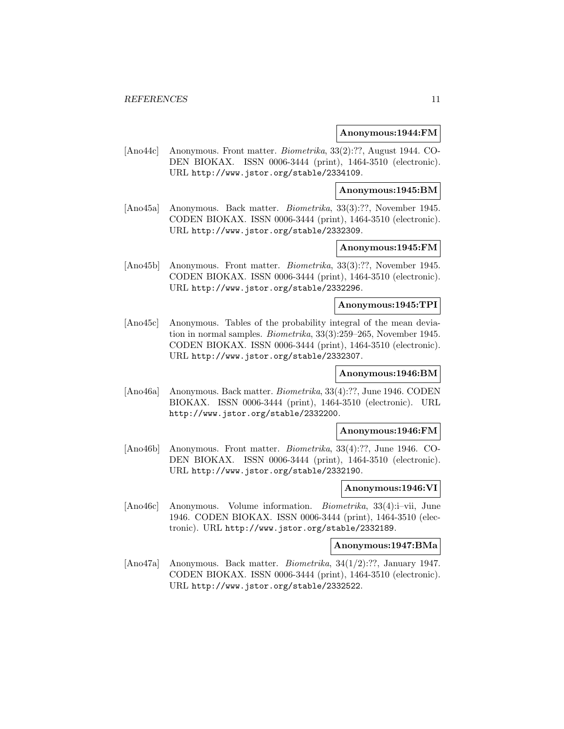**Anonymous:1944:FM**

[Ano44c] Anonymous. Front matter. *Biometrika*, 33(2):??, August 1944. CODEN BIOKAX. ISSN 0006-3444 (print), 1464-3510 (electronic). URL http://www.jstor.org/stable/2334109.

**Anonymous:1945:BM**

[Ano45a] Anonymous. Back matter. *Biometrika*, 33(3):??, November 1945. CODEN BIOKAX. ISSN 0006-3444 (print), 1464-3510 (electronic). URL http://www.jstor.org/stable/2332309.

**Anonymous:1945:FM**

[Ano45b] Anonymous. Front matter. *Biometrika*, 33(3):??, November 1945. CODEN BIOKAX. ISSN 0006-3444 (print), 1464-3510 (electronic). URL http://www.jstor.org/stable/2332296.

**Anonymous:1945:TPI**

[Ano45c] Anonymous. Tables of the probability integral of the mean deviation in normal samples. *Biometrika*, 33(3):259–265, November 1945. CODEN BIOKAX. ISSN 0006-3444 (print), 1464-3510 (electronic). URL http://www.jstor.org/stable/2332307.

**Anonymous:1946:BM**

[Ano46a] Anonymous. Back matter. *Biometrika*, 33(4):??, June 1946. CODEN BIOKAX. ISSN 0006-3444 (print), 1464-3510 (electronic). URL http://www.jstor.org/stable/2332200.

**Anonymous:1946:FM**

[Ano46b] Anonymous. Front matter. *Biometrika*, 33(4):??, June 1946. CODEN BIOKAX. ISSN 0006-3444 (print), 1464-3510 (electronic). URL http://www.jstor.org/stable/2332190.

**Anonymous:1946:VI**

[Ano46c] Anonymous. Volume information. *Biometrika*, 33(4):i–vii, June 1946. CODEN BIOKAX. ISSN 0006-3444 (print), 1464-3510 (electronic). URL http://www.jstor.org/stable/2332189.

**Anonymous:1947:BMa**

[Ano47a] Anonymous. Back matter. *Biometrika*, 34(1/2):??, January 1947. CODEN BIOKAX. ISSN 0006-3444 (print), 1464-3510 (electronic). URL http://www.jstor.org/stable/2332522.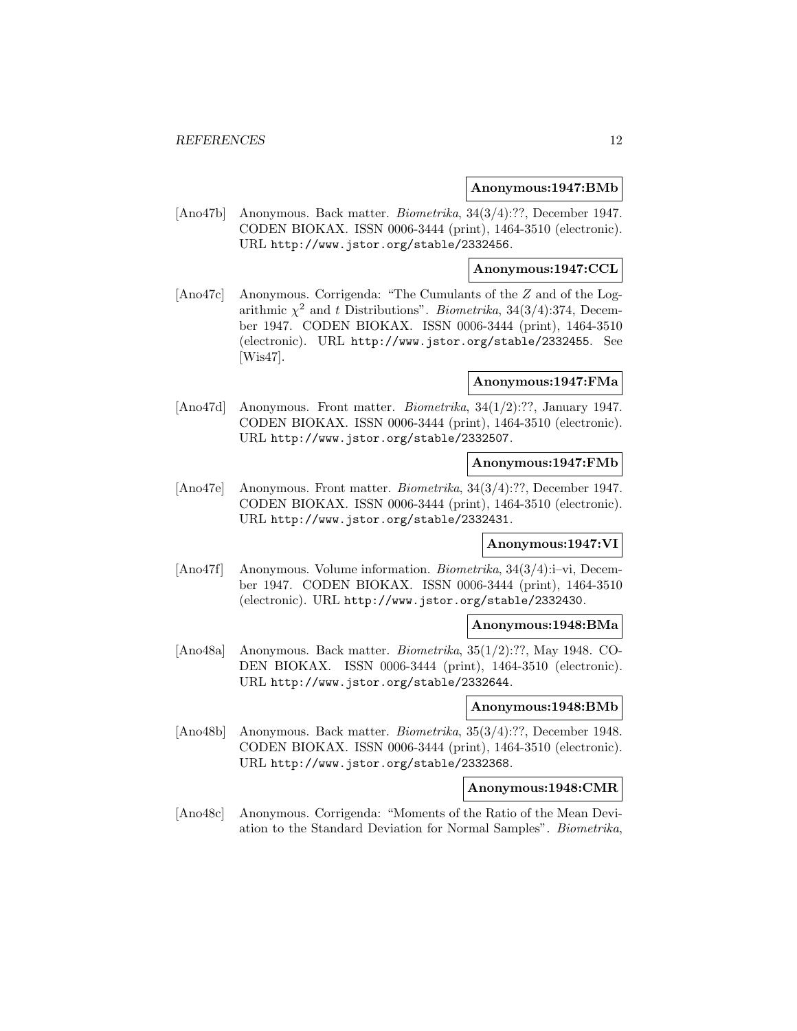**Anonymous:1947:BMb**

[Ano47b] Anonymous. Back matter. *Biometrika*, 34(3/4):??, December 1947. CODEN BIOKAX. ISSN 0006-3444 (print), 1464-3510 (electronic). URL http://www.jstor.org/stable/2332456.

**Anonymous:1947:CCL**

[Ano47c] Anonymous. Corrigenda: "The Cumulants of the $Z$ and of the Logarithmic $\chi^2$ and $t$ Distributions". *Biometrika*, 34(3/4):374, December 1947. CODEN BIOKAX. ISSN 0006-3444 (print), 1464-3510 (electronic). URL http://www.jstor.org/stable/2332455. See [Wis47].

**Anonymous:1947:FMa**

[Ano47d] Anonymous. Front matter. *Biometrika*, 34(1/2):??, January 1947. CODEN BIOKAX. ISSN 0006-3444 (print), 1464-3510 (electronic). URL http://www.jstor.org/stable/2332507.

**Anonymous:1947:FMb**

[Ano47e] Anonymous. Front matter. *Biometrika*, 34(3/4):??, December 1947. CODEN BIOKAX. ISSN 0006-3444 (print), 1464-3510 (electronic). URL http://www.jstor.org/stable/2332431.

**Anonymous:1947:VI**

[Ano47f] Anonymous. Volume information. *Biometrika*, 34(3/4):i–vi, December 1947. CODEN BIOKAX. ISSN 0006-3444 (print), 1464-3510 (electronic). URL http://www.jstor.org/stable/2332430.

**Anonymous:1948:BMa**

[Ano48a] Anonymous. Back matter. *Biometrika*, 35(1/2):??, May 1948. CODEN BIOKAX. ISSN 0006-3444 (print), 1464-3510 (electronic). URL http://www.jstor.org/stable/2332644.

**Anonymous:1948:BMb**

[Ano48b] Anonymous. Back matter. *Biometrika*, 35(3/4):??, December 1948. CODEN BIOKAX. ISSN 0006-3444 (print), 1464-3510 (electronic). URL http://www.jstor.org/stable/2332368.

**Anonymous:1948:CMR**

[Ano48c] Anonymous. Corrigenda: "Moments of the Ratio of the Mean Deviation to the Standard Deviation for Normal Samples". *Biometrika*,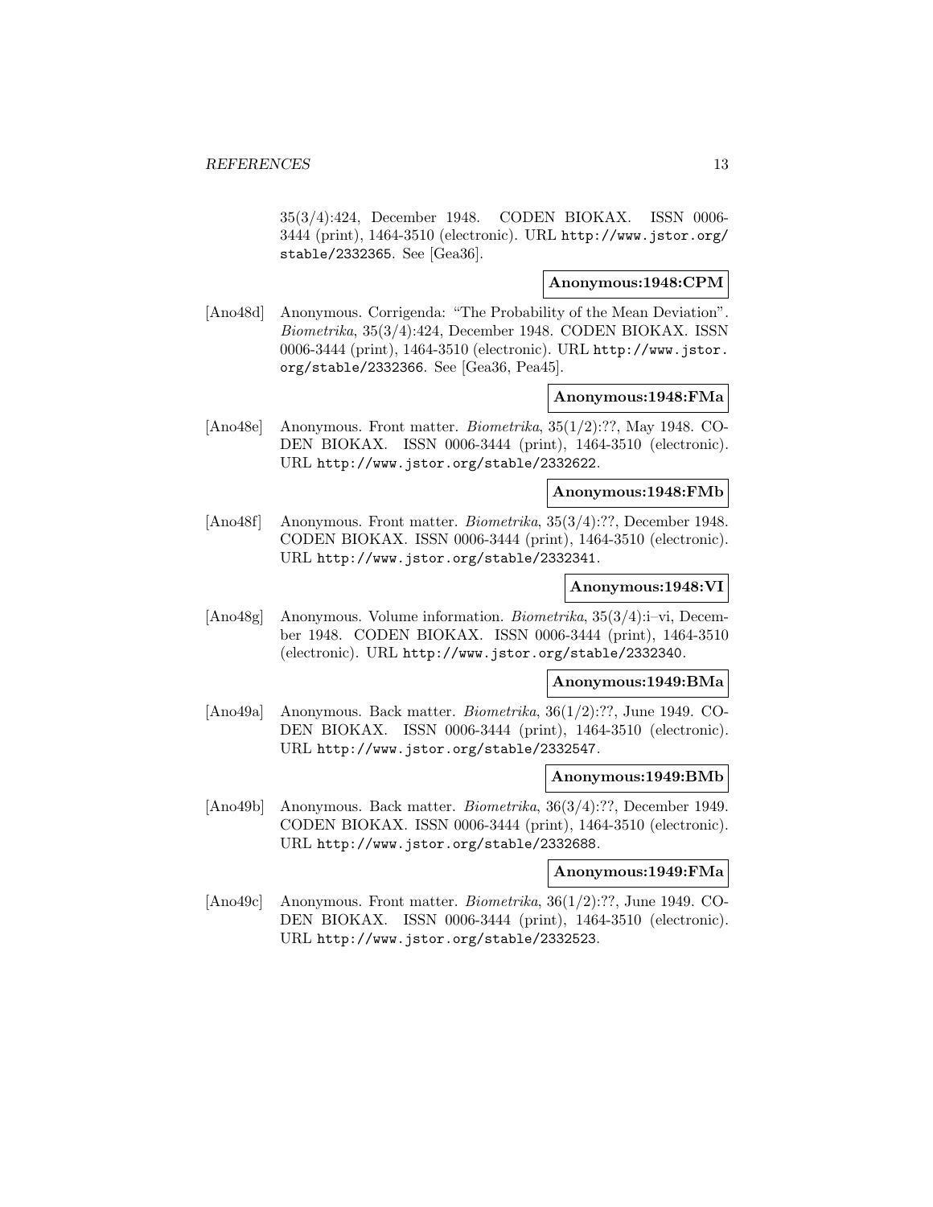35(3/4):424, December 1948. CODEN BIOKAX. ISSN 0006-3444 (print), 1464-3510 (electronic). URL http://www.jstor.org/stable/2332365. See [Gea36].

**Anonymous:1948:CPM**

[Ano48d] Anonymous. Corrigenda: "The Probability of the Mean Deviation". *Biometrika*, 35(3/4):424, December 1948. CODEN BIOKAX. ISSN 0006-3444 (print), 1464-3510 (electronic). URL http://www.jstor.org/stable/2332366. See [Gea36, Pea45].

**Anonymous:1948:FMa**

[Ano48e] Anonymous. Front matter. *Biometrika*, 35(1/2):??, May 1948. CODEN BIOKAX. ISSN 0006-3444 (print), 1464-3510 (electronic). URL http://www.jstor.org/stable/2332622.

**Anonymous:1948:FMb**

[Ano48f] Anonymous. Front matter. *Biometrika*, 35(3/4):??, December 1948. CODEN BIOKAX. ISSN 0006-3444 (print), 1464-3510 (electronic). URL http://www.jstor.org/stable/2332341.

**Anonymous:1948:VI**

[Ano48g] Anonymous. Volume information. *Biometrika*, 35(3/4):i–vi, December 1948. CODEN BIOKAX. ISSN 0006-3444 (print), 1464-3510 (electronic). URL http://www.jstor.org/stable/2332340.

**Anonymous:1949:BMa**

[Ano49a] Anonymous. Back matter. *Biometrika*, 36(1/2):??, June 1949. CODEN BIOKAX. ISSN 0006-3444 (print), 1464-3510 (electronic). URL http://www.jstor.org/stable/2332547.

**Anonymous:1949:BMb**

[Ano49b] Anonymous. Back matter. *Biometrika*, 36(3/4):??, December 1949. CODEN BIOKAX. ISSN 0006-3444 (print), 1464-3510 (electronic). URL http://www.jstor.org/stable/2332688.

**Anonymous:1949:FMa**

[Ano49c] Anonymous. Front matter. *Biometrika*, 36(1/2):??, June 1949. CODEN BIOKAX. ISSN 0006-3444 (print), 1464-3510 (electronic). URL http://www.jstor.org/stable/2332523.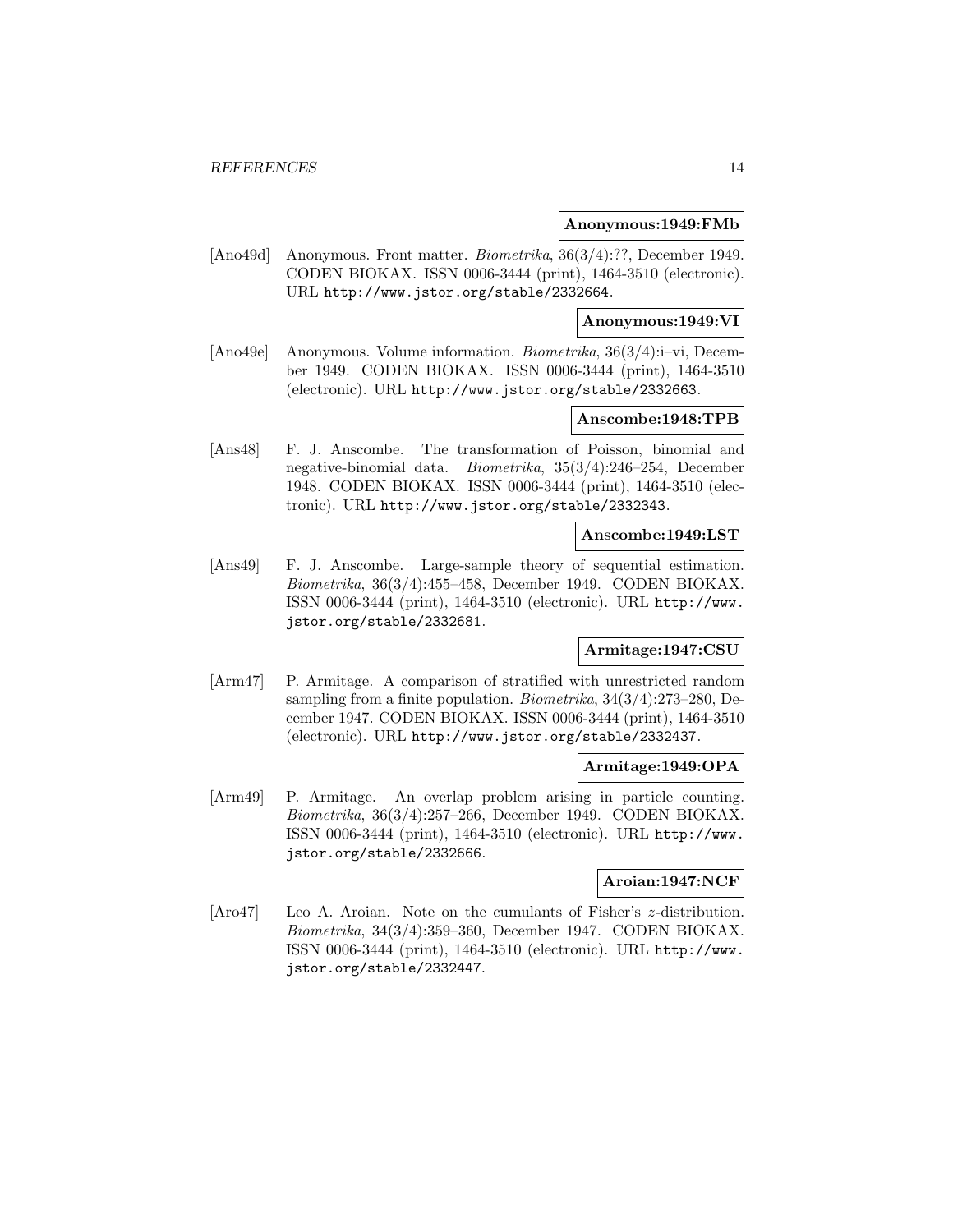**Anonymous:1949:FMb**

[Ano49d] Anonymous. Front matter. *Biometrika*, 36(3/4):??, December 1949. CODEN BIOKAX. ISSN 0006-3444 (print), 1464-3510 (electronic). URL http://www.jstor.org/stable/2332664.

**Anonymous:1949:VI**

[Ano49e] Anonymous. Volume information. *Biometrika*, 36(3/4):i–vi, December 1949. CODEN BIOKAX. ISSN 0006-3444 (print), 1464-3510 (electronic). URL http://www.jstor.org/stable/2332663.

**Anscombe:1948:TPB**

[Ans48] F. J. Anscombe. The transformation of Poisson, binomial and negative-binomial data. *Biometrika*, 35(3/4):246–254, December 1948. CODEN BIOKAX. ISSN 0006-3444 (print), 1464-3510 (electronic). URL http://www.jstor.org/stable/2332343.

**Anscombe:1949:LST**

[Ans49] F. J. Anscombe. Large-sample theory of sequential estimation. *Biometrika*, 36(3/4):455–458, December 1949. CODEN BIOKAX. ISSN 0006-3444 (print), 1464-3510 (electronic). URL http://www.jstor.org/stable/2332681.

**Armitage:1947:CSU**

[Arm47] P. Armitage. A comparison of stratified with unrestricted random sampling from a finite population. *Biometrika*, 34(3/4):273–280, December 1947. CODEN BIOKAX. ISSN 0006-3444 (print), 1464-3510 (electronic). URL http://www.jstor.org/stable/2332437.

**Armitage:1949:OPA**

[Arm49] P. Armitage. An overlap problem arising in particle counting. *Biometrika*, 36(3/4):257–266, December 1949. CODEN BIOKAX. ISSN 0006-3444 (print), 1464-3510 (electronic). URL http://www.jstor.org/stable/2332666.

**Aroian:1947:NCF**

[Aro47] Leo A. Aroian. Note on the cumulants of Fisher's $z$-distribution. *Biometrika*, 34(3/4):359–360, December 1947. CODEN BIOKAX. ISSN 0006-3444 (print), 1464-3510 (electronic). URL http://www.jstor.org/stable/2332447.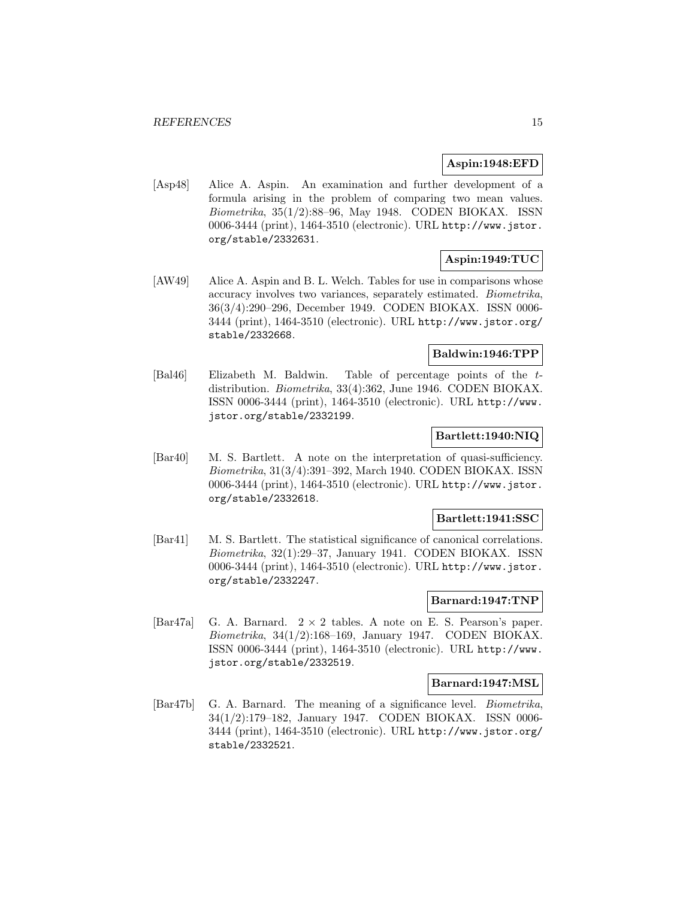**Aspin:1948:EFD**

[Asp48] Alice A. Aspin. An examination and further development of a formula arising in the problem of comparing two mean values. *Biometrika*, 35(1/2):88–96, May 1948. CODEN BIOKAX. ISSN 0006-3444 (print), 1464-3510 (electronic). URL `http://www.jstor.org/stable/2332631`.

**Aspin:1949:TUC**

[AW49] Alice A. Aspin and B. L. Welch. Tables for use in comparisons whose accuracy involves two variances, separately estimated. *Biometrika*, 36(3/4):290–296, December 1949. CODEN BIOKAX. ISSN 0006-3444 (print), 1464-3510 (electronic). URL `http://www.jstor.org/stable/2332668`.

**Baldwin:1946:TPP**

[Bal46] Elizabeth M. Baldwin. Table of percentage points of the $t$-distribution. *Biometrika*, 33(4):362, June 1946. CODEN BIOKAX. ISSN 0006-3444 (print), 1464-3510 (electronic). URL `http://www.jstor.org/stable/2332199`.

**Bartlett:1940:NIQ**

[Bar40] M. S. Bartlett. A note on the interpretation of quasi-sufficiency. *Biometrika*, 31(3/4):391–392, March 1940. CODEN BIOKAX. ISSN 0006-3444 (print), 1464-3510 (electronic). URL `http://www.jstor.org/stable/2332618`.

**Bartlett:1941:SSC**

[Bar41] M. S. Bartlett. The statistical significance of canonical correlations. *Biometrika*, 32(1):29–37, January 1941. CODEN BIOKAX. ISSN 0006-3444 (print), 1464-3510 (electronic). URL `http://www.jstor.org/stable/2332247`.

**Barnard:1947:TNP**

[Bar47a] G. A. Barnard. $2 \times 2$ tables. A note on E. S. Pearson's paper. *Biometrika*, 34(1/2):168–169, January 1947. CODEN BIOKAX. ISSN 0006-3444 (print), 1464-3510 (electronic). URL `http://www.jstor.org/stable/2332519`.

**Barnard:1947:MSL**

[Bar47b] G. A. Barnard. The meaning of a significance level. *Biometrika*, 34(1/2):179–182, January 1947. CODEN BIOKAX. ISSN 0006-3444 (print), 1464-3510 (electronic). URL `http://www.jstor.org/stable/2332521`.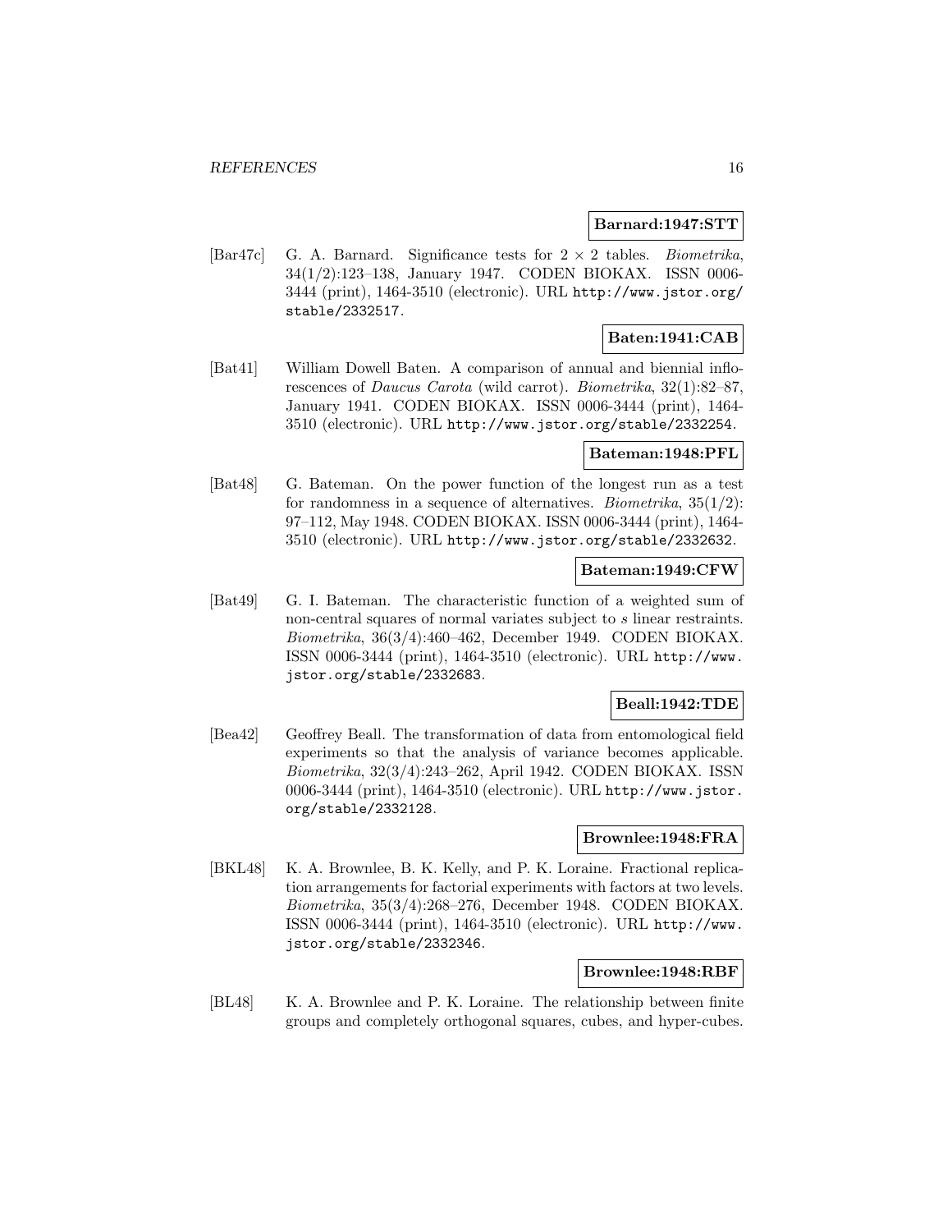**Barnard:1947:STT**

[Bar47c] G. A. Barnard. Significance tests for $2 \times 2$ tables. *Biometrika*, 34(1/2):123–138, January 1947. CODEN BIOKAX. ISSN 0006-3444 (print), 1464-3510 (electronic). URL http://www.jstor.org/stable/2332517.

**Baten:1941:CAB**

[Bat41] William Dowell Baten. A comparison of annual and biennial inflorescences of *Daucus Carota* (wild carrot). *Biometrika*, 32(1):82–87, January 1941. CODEN BIOKAX. ISSN 0006-3444 (print), 1464-3510 (electronic). URL http://www.jstor.org/stable/2332254.

**Bateman:1948:PFL**

[Bat48] G. Bateman. On the power function of the longest run as a test for randomness in a sequence of alternatives. *Biometrika*, 35(1/2):97–112, May 1948. CODEN BIOKAX. ISSN 0006-3444 (print), 1464-3510 (electronic). URL http://www.jstor.org/stable/2332632.

**Bateman:1949:CFW**

[Bat49] G. I. Bateman. The characteristic function of a weighted sum of non-central squares of normal variates subject to $s$ linear restraints. *Biometrika*, 36(3/4):460–462, December 1949. CODEN BIOKAX. ISSN 0006-3444 (print), 1464-3510 (electronic). URL http://www.jstor.org/stable/2332683.

**Beall:1942:TDE**

[Bea42] Geoffrey Beall. The transformation of data from entomological field experiments so that the analysis of variance becomes applicable. *Biometrika*, 32(3/4):243–262, April 1942. CODEN BIOKAX. ISSN 0006-3444 (print), 1464-3510 (electronic). URL http://www.jstor.org/stable/2332128.

**Brownlee:1948:FRA**

[BKL48] K. A. Brownlee, B. K. Kelly, and P. K. Loraine. Fractional replication arrangements for factorial experiments with factors at two levels. *Biometrika*, 35(3/4):268–276, December 1948. CODEN BIOKAX. ISSN 0006-3444 (print), 1464-3510 (electronic). URL http://www.jstor.org/stable/2332346.

**Brownlee:1948:RBF**

[BL48] K. A. Brownlee and P. K. Loraine. The relationship between finite groups and completely orthogonal squares, cubes, and hyper-cubes.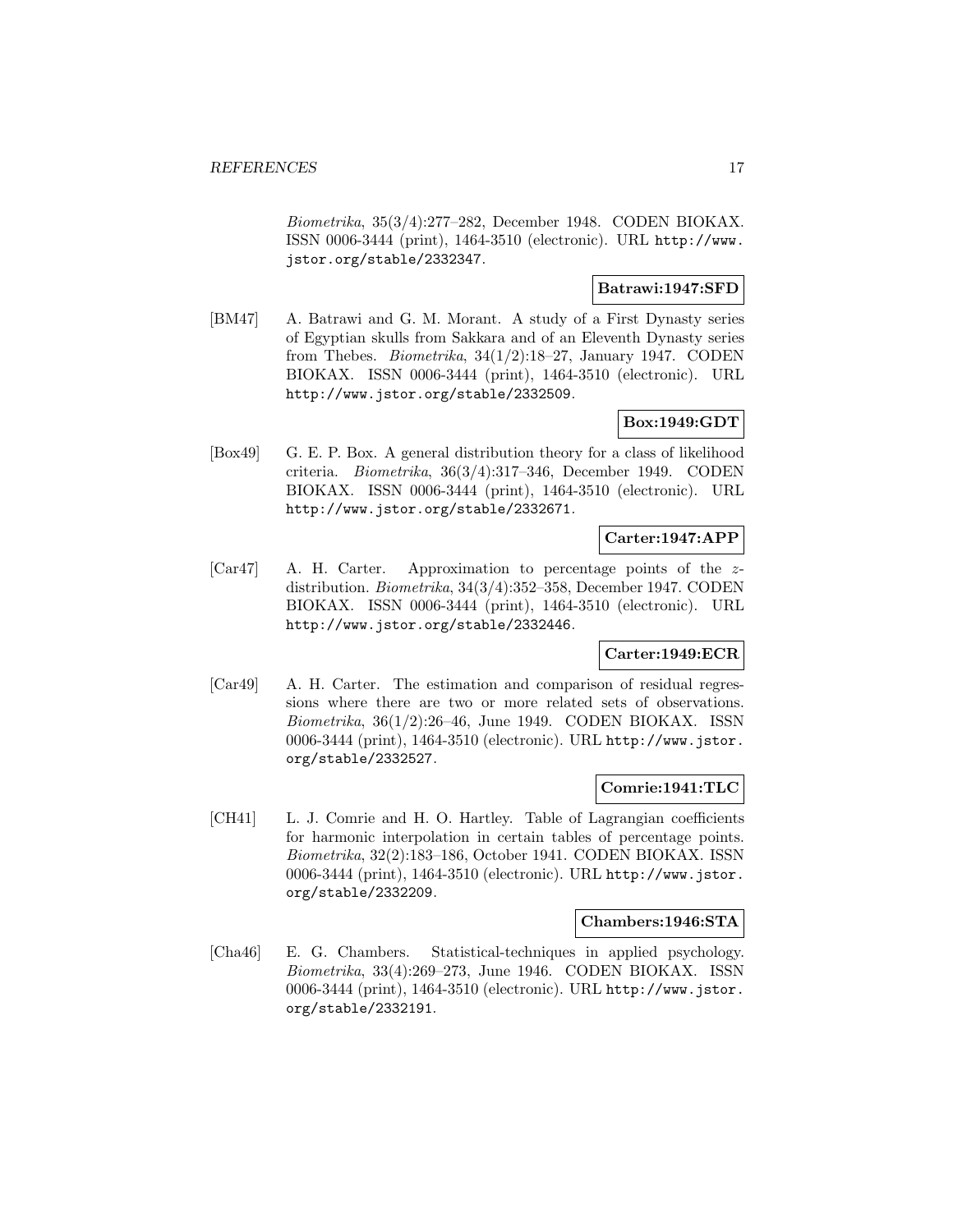*Biometrika*, 35(3/4):277–282, December 1948. CODEN BIOKAX. ISSN 0006-3444 (print), 1464-3510 (electronic). URL http://www.jstor.org/stable/2332347.

**Batrawi:1947:SFD**

[BM47] A. Batrawi and G. M. Morant. A study of a First Dynasty series of Egyptian skulls from Sakkara and of an Eleventh Dynasty series from Thebes. *Biometrika*, 34(1/2):18–27, January 1947. CODEN BIOKAX. ISSN 0006-3444 (print), 1464-3510 (electronic). URL http://www.jstor.org/stable/2332509.

**Box:1949:GDT**

[Box49] G. E. P. Box. A general distribution theory for a class of likelihood criteria. *Biometrika*, 36(3/4):317–346, December 1949. CODEN BIOKAX. ISSN 0006-3444 (print), 1464-3510 (electronic). URL http://www.jstor.org/stable/2332671.

**Carter:1947:APP**

[Car47] A. H. Carter. Approximation to percentage points of the $z$-distribution. *Biometrika*, 34(3/4):352–358, December 1947. CODEN BIOKAX. ISSN 0006-3444 (print), 1464-3510 (electronic). URL http://www.jstor.org/stable/2332446.

**Carter:1949:ECR**

[Car49] A. H. Carter. The estimation and comparison of residual regressions where there are two or more related sets of observations. *Biometrika*, 36(1/2):26–46, June 1949. CODEN BIOKAX. ISSN 0006-3444 (print), 1464-3510 (electronic). URL http://www.jstor.org/stable/2332527.

**Comrie:1941:TLC**

[CH41] L. J. Comrie and H. O. Hartley. Table of Lagrangian coefficients for harmonic interpolation in certain tables of percentage points. *Biometrika*, 32(2):183–186, October 1941. CODEN BIOKAX. ISSN 0006-3444 (print), 1464-3510 (electronic). URL http://www.jstor.org/stable/2332209.

**Chambers:1946:STA**

[Cha46] E. G. Chambers. Statistical-techniques in applied psychology. *Biometrika*, 33(4):269–273, June 1946. CODEN BIOKAX. ISSN 0006-3444 (print), 1464-3510 (electronic). URL http://www.jstor.org/stable/2332191.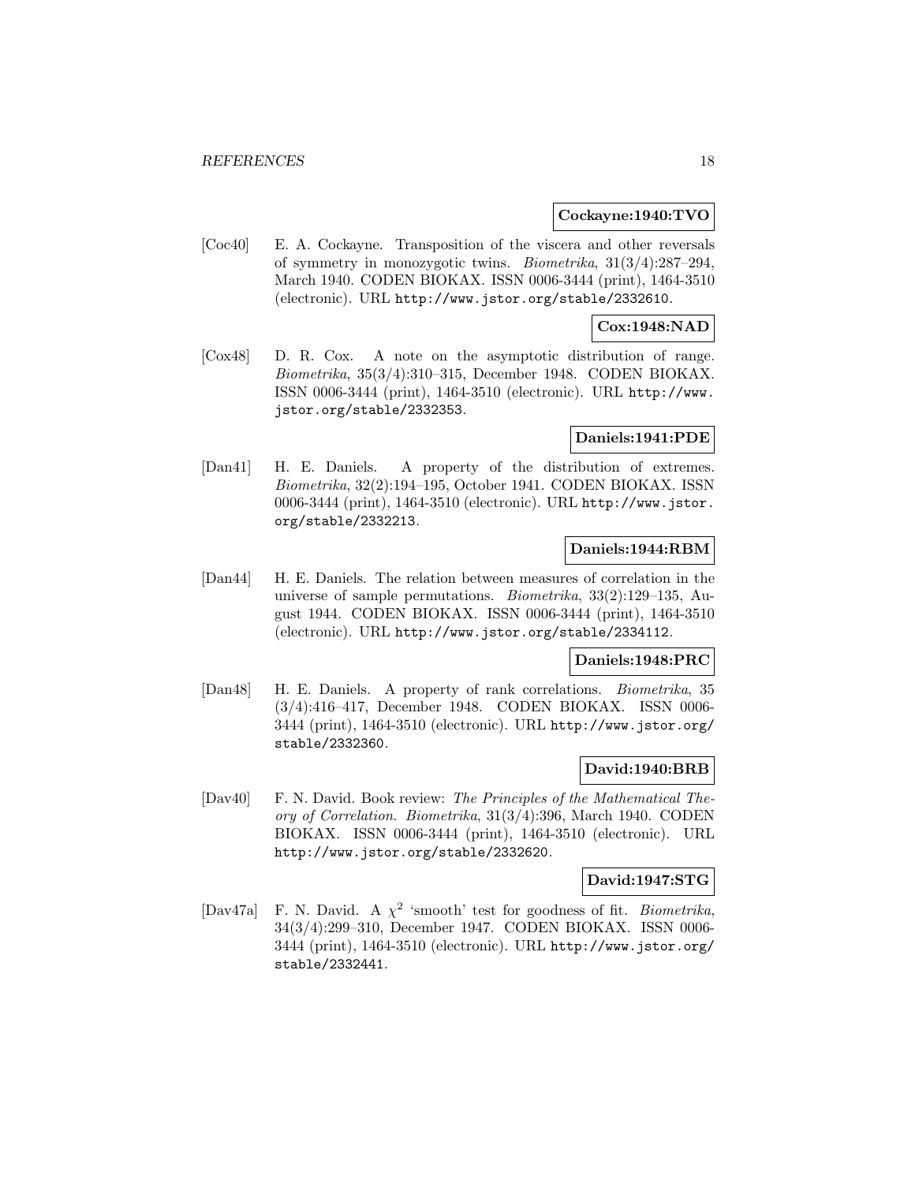**Cockayne:1940:TVO**

[Coc40] E. A. Cockayne. Transposition of the viscera and other reversals of symmetry in monozygotic twins. *Biometrika*, 31(3/4):287–294, March 1940. CODEN BIOKAX. ISSN 0006-3444 (print), 1464-3510 (electronic). URL http://www.jstor.org/stable/2332610.

**Cox:1948:NAD**

[Cox48] D. R. Cox. A note on the asymptotic distribution of range. *Biometrika*, 35(3/4):310–315, December 1948. CODEN BIOKAX. ISSN 0006-3444 (print), 1464-3510 (electronic). URL http://www.jstor.org/stable/2332353.

**Daniels:1941:PDE**

[Dan41] H. E. Daniels. A property of the distribution of extremes. *Biometrika*, 32(2):194–195, October 1941. CODEN BIOKAX. ISSN 0006-3444 (print), 1464-3510 (electronic). URL http://www.jstor.org/stable/2332213.

**Daniels:1944:RBM**

[Dan44] H. E. Daniels. The relation between measures of correlation in the universe of sample permutations. *Biometrika*, 33(2):129–135, August 1944. CODEN BIOKAX. ISSN 0006-3444 (print), 1464-3510 (electronic). URL http://www.jstor.org/stable/2334112.

**Daniels:1948:PRC**

[Dan48] H. E. Daniels. A property of rank correlations. *Biometrika*, 35 (3/4):416–417, December 1948. CODEN BIOKAX. ISSN 0006-3444 (print), 1464-3510 (electronic). URL http://www.jstor.org/stable/2332360.

**David:1940:BRB**

[Dav40] F. N. David. Book review: *The Principles of the Mathematical Theory of Correlation*. *Biometrika*, 31(3/4):396, March 1940. CODEN BIOKAX. ISSN 0006-3444 (print), 1464-3510 (electronic). URL http://www.jstor.org/stable/2332620.

**David:1947:STG**

[Dav47a] F. N. David. A $\chi^2$ 'smooth' test for goodness of fit. *Biometrika*, 34(3/4):299–310, December 1947. CODEN BIOKAX. ISSN 0006-3444 (print), 1464-3510 (electronic). URL http://www.jstor.org/stable/2332441.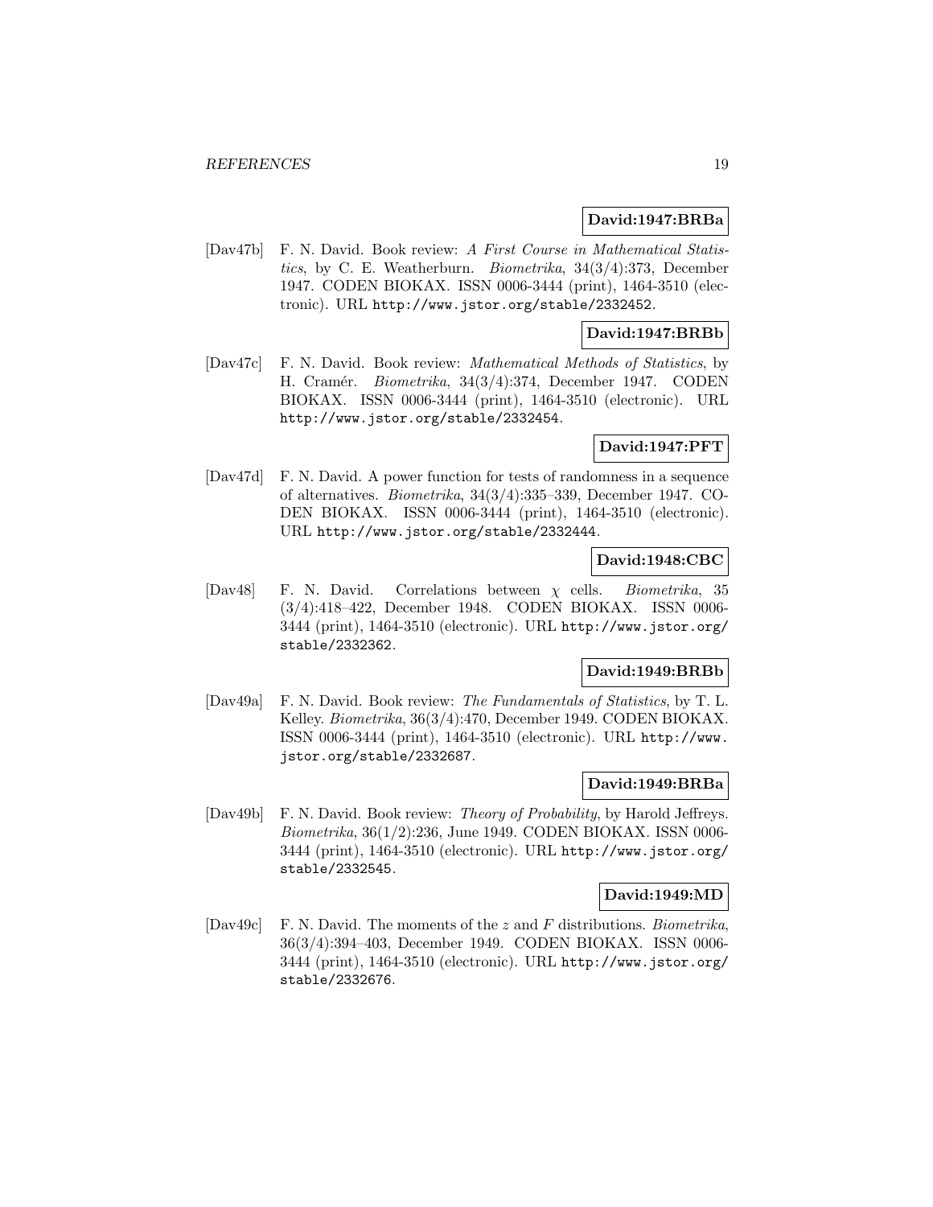**David:1947:BRBa**

[Dav47b] F. N. David. Book review: *A First Course in Mathematical Statistics*, by C. E. Weatherburn. *Biometrika*, 34(3/4):373, December 1947. CODEN BIOKAX. ISSN 0006-3444 (print), 1464-3510 (electronic). URL http://www.jstor.org/stable/2332452.

**David:1947:BRBb**

[Dav47c] F. N. David. Book review: *Mathematical Methods of Statistics*, by H. Cramér. *Biometrika*, 34(3/4):374, December 1947. CODEN BIOKAX. ISSN 0006-3444 (print), 1464-3510 (electronic). URL http://www.jstor.org/stable/2332454.

**David:1947:PFT**

[Dav47d] F. N. David. A power function for tests of randomness in a sequence of alternatives. *Biometrika*, 34(3/4):335–339, December 1947. CODEN BIOKAX. ISSN 0006-3444 (print), 1464-3510 (electronic). URL http://www.jstor.org/stable/2332444.

**David:1948:CBC**

[Dav48] F. N. David. Correlations between $\chi$ cells. *Biometrika*, 35 (3/4):418–422, December 1948. CODEN BIOKAX. ISSN 0006-3444 (print), 1464-3510 (electronic). URL http://www.jstor.org/stable/2332362.

**David:1949:BRBb**

[Dav49a] F. N. David. Book review: *The Fundamentals of Statistics*, by T. L. Kelley. *Biometrika*, 36(3/4):470, December 1949. CODEN BIOKAX. ISSN 0006-3444 (print), 1464-3510 (electronic). URL http://www.jstor.org/stable/2332687.

**David:1949:BRBa**

[Dav49b] F. N. David. Book review: *Theory of Probability*, by Harold Jeffreys. *Biometrika*, 36(1/2):236, June 1949. CODEN BIOKAX. ISSN 0006-3444 (print), 1464-3510 (electronic). URL http://www.jstor.org/stable/2332545.

**David:1949:MD**

[Dav49c] F. N. David. The moments of the $z$ and $F$ distributions. *Biometrika*, 36(3/4):394–403, December 1949. CODEN BIOKAX. ISSN 0006-3444 (print), 1464-3510 (electronic). URL http://www.jstor.org/stable/2332676.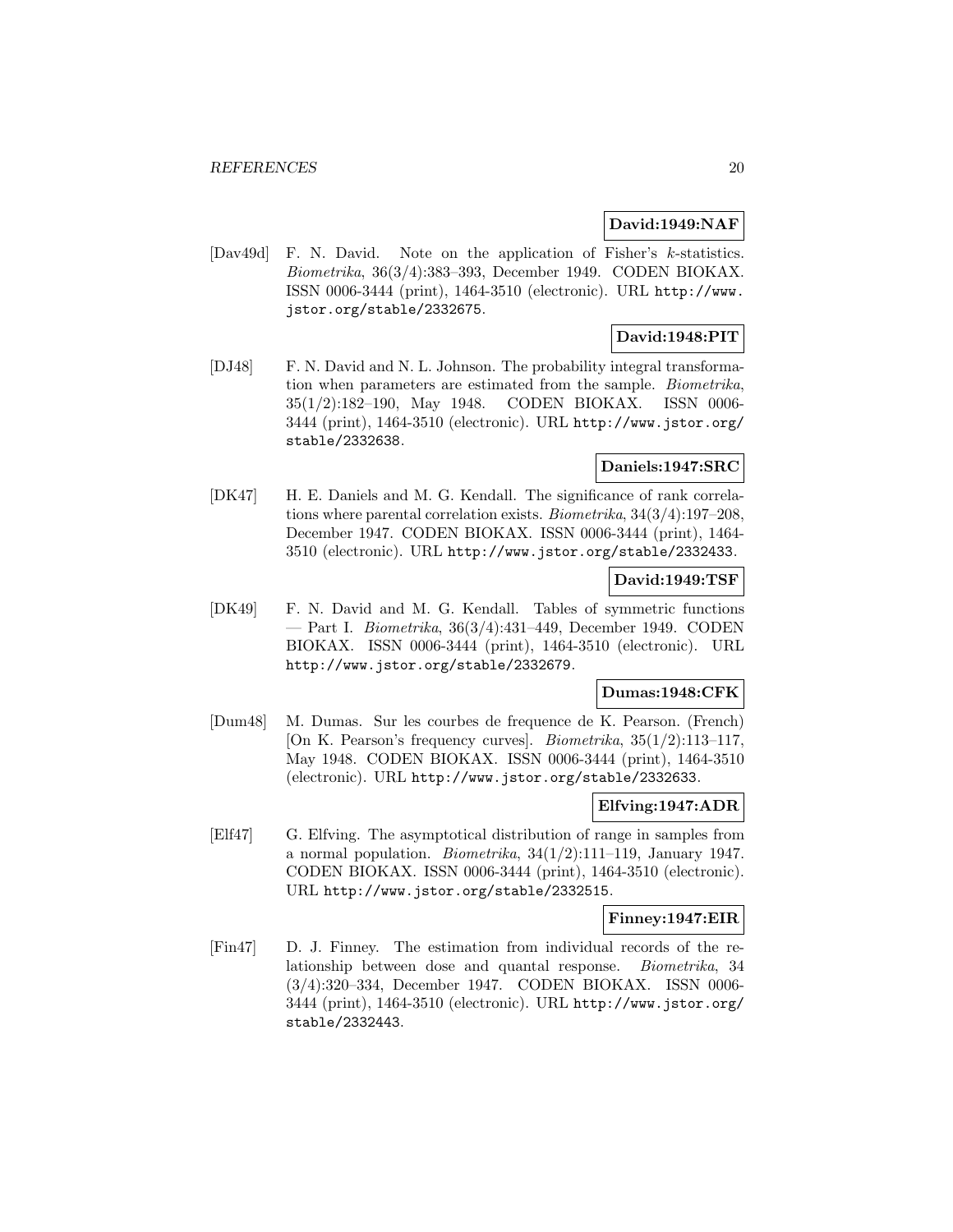**David:1949:NAF**

[Dav49d] F. N. David. Note on the application of Fisher's $k$-statistics. *Biometrika*, 36(3/4):383–393, December 1949. CODEN BIOKAX. ISSN 0006-3444 (print), 1464-3510 (electronic). URL http://www.jstor.org/stable/2332675.

**David:1948:PIT**

[DJ48] F. N. David and N. L. Johnson. The probability integral transformation when parameters are estimated from the sample. *Biometrika*, 35(1/2):182–190, May 1948. CODEN BIOKAX. ISSN 0006-3444 (print), 1464-3510 (electronic). URL http://www.jstor.org/stable/2332638.

**Daniels:1947:SRC**

[DK47] H. E. Daniels and M. G. Kendall. The significance of rank correlations where parental correlation exists. *Biometrika*, 34(3/4):197–208, December 1947. CODEN BIOKAX. ISSN 0006-3444 (print), 1464-3510 (electronic). URL http://www.jstor.org/stable/2332433.

**David:1949:TSF**

[DK49] F. N. David and M. G. Kendall. Tables of symmetric functions — Part I. *Biometrika*, 36(3/4):431–449, December 1949. CODEN BIOKAX. ISSN 0006-3444 (print), 1464-3510 (electronic). URL http://www.jstor.org/stable/2332679.

**Dumas:1948:CFK**

[Dum48] M. Dumas. Sur les courbes de frequence de K. Pearson. (French) [On K. Pearson's frequency curves]. *Biometrika*, 35(1/2):113–117, May 1948. CODEN BIOKAX. ISSN 0006-3444 (print), 1464-3510 (electronic). URL http://www.jstor.org/stable/2332633.

**Elfving:1947:ADR**

[Elf47] G. Elfving. The asymptotical distribution of range in samples from a normal population. *Biometrika*, 34(1/2):111–119, January 1947. CODEN BIOKAX. ISSN 0006-3444 (print), 1464-3510 (electronic). URL http://www.jstor.org/stable/2332515.

**Finney:1947:EIR**

[Fin47] D. J. Finney. The estimation from individual records of the relationship between dose and quantal response. *Biometrika*, 34 (3/4):320–334, December 1947. CODEN BIOKAX. ISSN 0006-3444 (print), 1464-3510 (electronic). URL http://www.jstor.org/stable/2332443.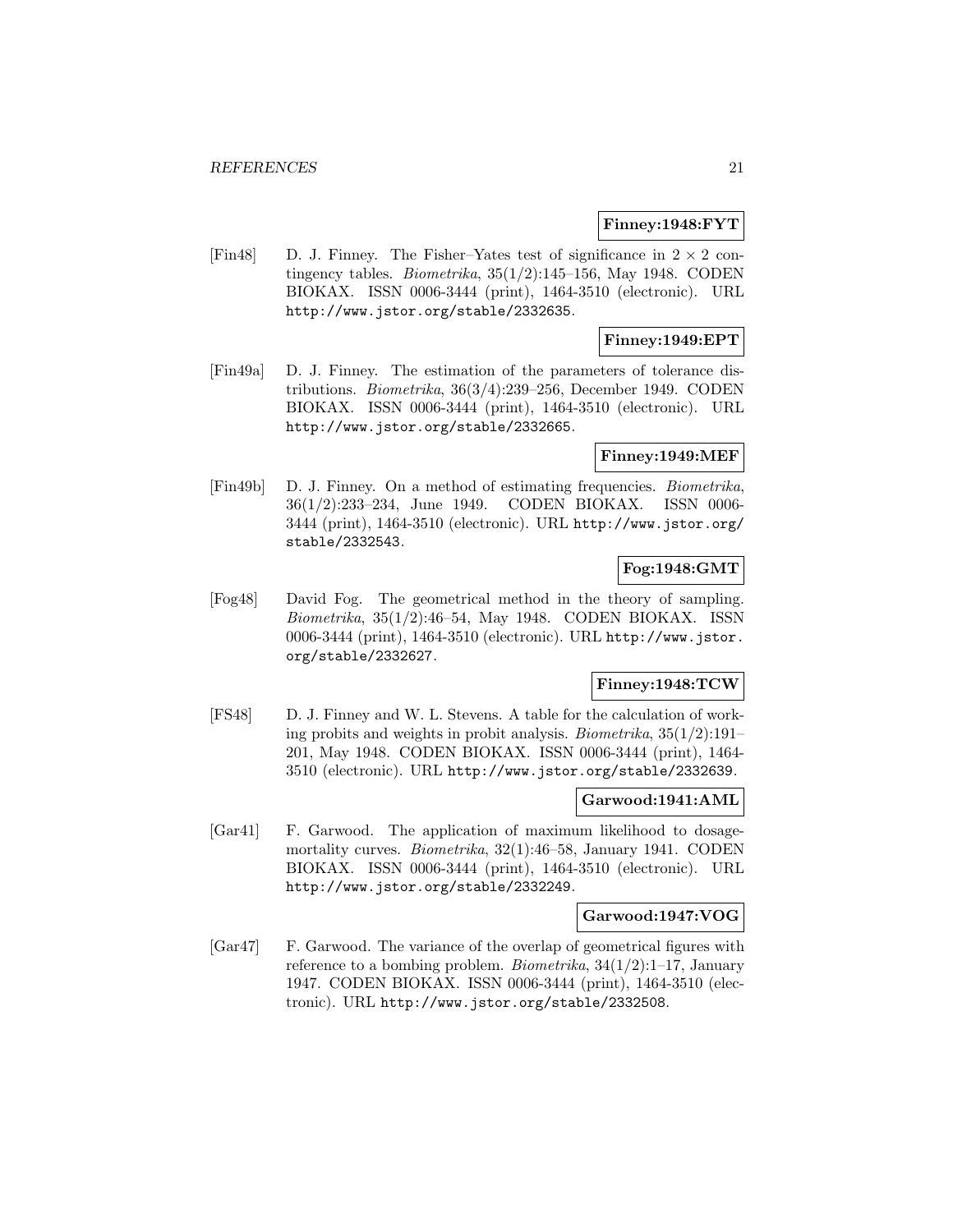**Finney:1948:FYT**

[Fin48] D. J. Finney. The Fisher–Yates test of significance in $2 \times 2$ contingency tables. *Biometrika*, 35(1/2):145–156, May 1948. CODEN BIOKAX. ISSN 0006-3444 (print), 1464-3510 (electronic). URL http://www.jstor.org/stable/2332635.

**Finney:1949:EPT**

[Fin49a] D. J. Finney. The estimation of the parameters of tolerance distributions. *Biometrika*, 36(3/4):239–256, December 1949. CODEN BIOKAX. ISSN 0006-3444 (print), 1464-3510 (electronic). URL http://www.jstor.org/stable/2332665.

**Finney:1949:MEF**

[Fin49b] D. J. Finney. On a method of estimating frequencies. *Biometrika*, 36(1/2):233–234, June 1949. CODEN BIOKAX. ISSN 0006-3444 (print), 1464-3510 (electronic). URL http://www.jstor.org/stable/2332543.

**Fog:1948:GMT**

[Fog48] David Fog. The geometrical method in the theory of sampling. *Biometrika*, 35(1/2):46–54, May 1948. CODEN BIOKAX. ISSN 0006-3444 (print), 1464-3510 (electronic). URL http://www.jstor.org/stable/2332627.

**Finney:1948:TCW**

[FS48] D. J. Finney and W. L. Stevens. A table for the calculation of working probits and weights in probit analysis. *Biometrika*, 35(1/2):191–201, May 1948. CODEN BIOKAX. ISSN 0006-3444 (print), 1464-3510 (electronic). URL http://www.jstor.org/stable/2332639.

**Garwood:1941:AML**

[Gar41] F. Garwood. The application of maximum likelihood to dosage-mortality curves. *Biometrika*, 32(1):46–58, January 1941. CODEN BIOKAX. ISSN 0006-3444 (print), 1464-3510 (electronic). URL http://www.jstor.org/stable/2332249.

**Garwood:1947:VOG**

[Gar47] F. Garwood. The variance of the overlap of geometrical figures with reference to a bombing problem. *Biometrika*, 34(1/2):1–17, January 1947. CODEN BIOKAX. ISSN 0006-3444 (print), 1464-3510 (electronic). URL http://www.jstor.org/stable/2332508.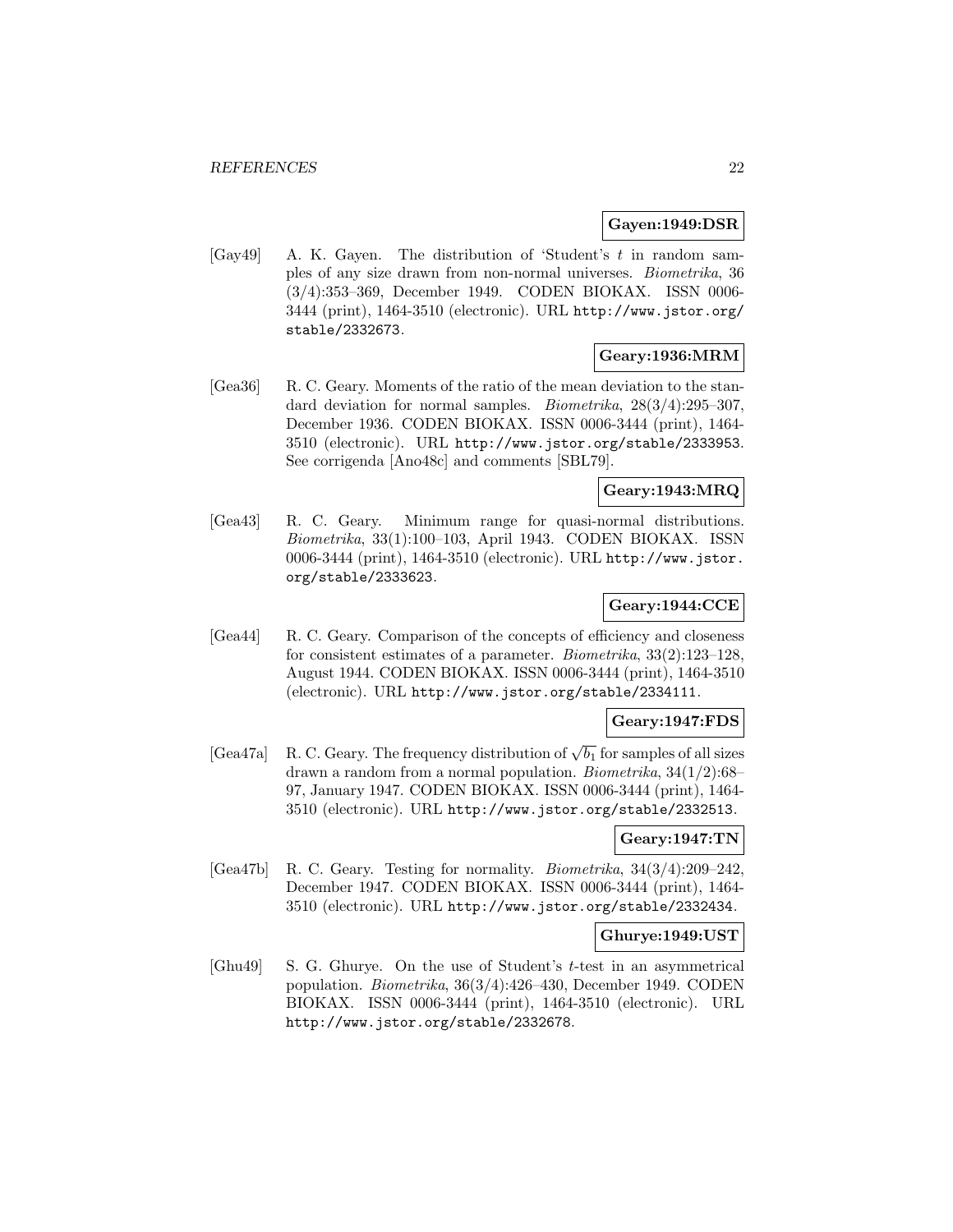**Gayen:1949:DSR**

[Gay49] A. K. Gayen. The distribution of 'Student's $t$ in random samples of any size drawn from non-normal universes. *Biometrika*, 36 (3/4):353–369, December 1949. CODEN BIOKAX. ISSN 0006-3444 (print), 1464-3510 (electronic). URL http://www.jstor.org/stable/2332673.

**Geary:1936:MRM**

[Gea36] R. C. Geary. Moments of the ratio of the mean deviation to the standard deviation for normal samples. *Biometrika*, 28(3/4):295–307, December 1936. CODEN BIOKAX. ISSN 0006-3444 (print), 1464-3510 (electronic). URL http://www.jstor.org/stable/2333953. See corrigenda [Ano48c] and comments [SBL79].

**Geary:1943:MRQ**

[Gea43] R. C. Geary. Minimum range for quasi-normal distributions. *Biometrika*, 33(1):100–103, April 1943. CODEN BIOKAX. ISSN 0006-3444 (print), 1464-3510 (electronic). URL http://www.jstor.org/stable/2333623.

**Geary:1944:CCE**

[Gea44] R. C. Geary. Comparison of the concepts of efficiency and closeness for consistent estimates of a parameter. *Biometrika*, 33(2):123–128, August 1944. CODEN BIOKAX. ISSN 0006-3444 (print), 1464-3510 (electronic). URL http://www.jstor.org/stable/2334111.

**Geary:1947:FDS**

[Gea47a] R. C. Geary. The frequency distribution of $\sqrt{b_1}$ for samples of all sizes drawn a random from a normal population. *Biometrika*, 34(1/2):68–97, January 1947. CODEN BIOKAX. ISSN 0006-3444 (print), 1464-3510 (electronic). URL http://www.jstor.org/stable/2332513.

**Geary:1947:TN**

[Gea47b] R. C. Geary. Testing for normality. *Biometrika*, 34(3/4):209–242, December 1947. CODEN BIOKAX. ISSN 0006-3444 (print), 1464-3510 (electronic). URL http://www.jstor.org/stable/2332434.

**Ghurye:1949:UST**

[Ghu49] S. G. Ghurye. On the use of Student's $t$-test in an asymmetrical population. *Biometrika*, 36(3/4):426–430, December 1949. CODEN BIOKAX. ISSN 0006-3444 (print), 1464-3510 (electronic). URL http://www.jstor.org/stable/2332678.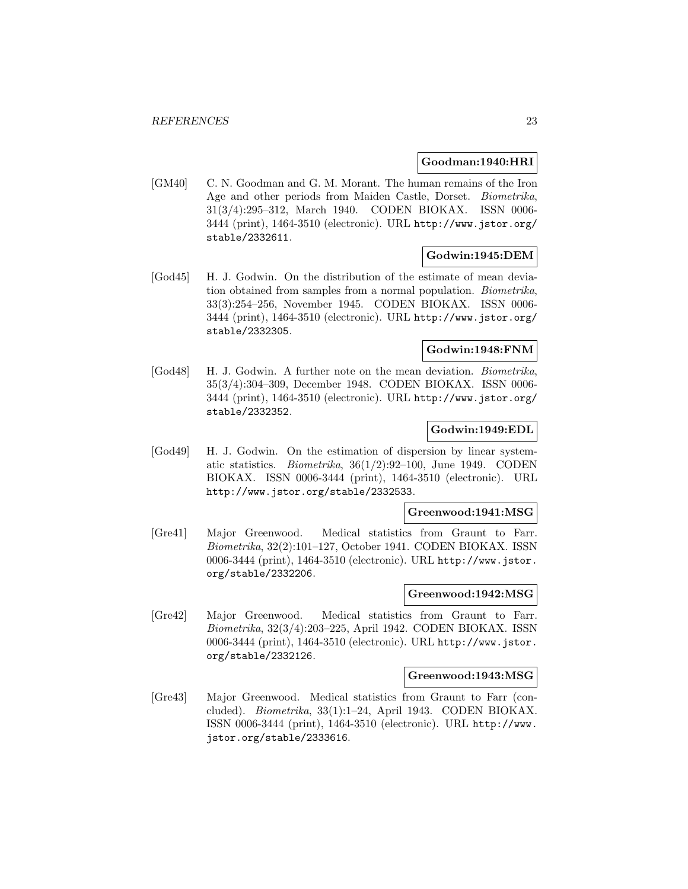**Goodman:1940:HRI**

[GM40] C. N. Goodman and G. M. Morant. The human remains of the Iron Age and other periods from Maiden Castle, Dorset. *Biometrika*, 31(3/4):295–312, March 1940. CODEN BIOKAX. ISSN 0006-3444 (print), 1464-3510 (electronic). URL http://www.jstor.org/stable/2332611.

**Godwin:1945:DEM**

[God45] H. J. Godwin. On the distribution of the estimate of mean deviation obtained from samples from a normal population. *Biometrika*, 33(3):254–256, November 1945. CODEN BIOKAX. ISSN 0006-3444 (print), 1464-3510 (electronic). URL http://www.jstor.org/stable/2332305.

**Godwin:1948:FNM**

[God48] H. J. Godwin. A further note on the mean deviation. *Biometrika*, 35(3/4):304–309, December 1948. CODEN BIOKAX. ISSN 0006-3444 (print), 1464-3510 (electronic). URL http://www.jstor.org/stable/2332352.

**Godwin:1949:EDL**

[God49] H. J. Godwin. On the estimation of dispersion by linear systematic statistics. *Biometrika*, 36(1/2):92–100, June 1949. CODEN BIOKAX. ISSN 0006-3444 (print), 1464-3510 (electronic). URL http://www.jstor.org/stable/2332533.

**Greenwood:1941:MSG**

[Gre41] Major Greenwood. Medical statistics from Graunt to Farr. *Biometrika*, 32(2):101–127, October 1941. CODEN BIOKAX. ISSN 0006-3444 (print), 1464-3510 (electronic). URL http://www.jstor.org/stable/2332206.

**Greenwood:1942:MSG**

[Gre42] Major Greenwood. Medical statistics from Graunt to Farr. *Biometrika*, 32(3/4):203–225, April 1942. CODEN BIOKAX. ISSN 0006-3444 (print), 1464-3510 (electronic). URL http://www.jstor.org/stable/2332126.

**Greenwood:1943:MSG**

[Gre43] Major Greenwood. Medical statistics from Graunt to Farr (concluded). *Biometrika*, 33(1):1–24, April 1943. CODEN BIOKAX. ISSN 0006-3444 (print), 1464-3510 (electronic). URL http://www.jstor.org/stable/2333616.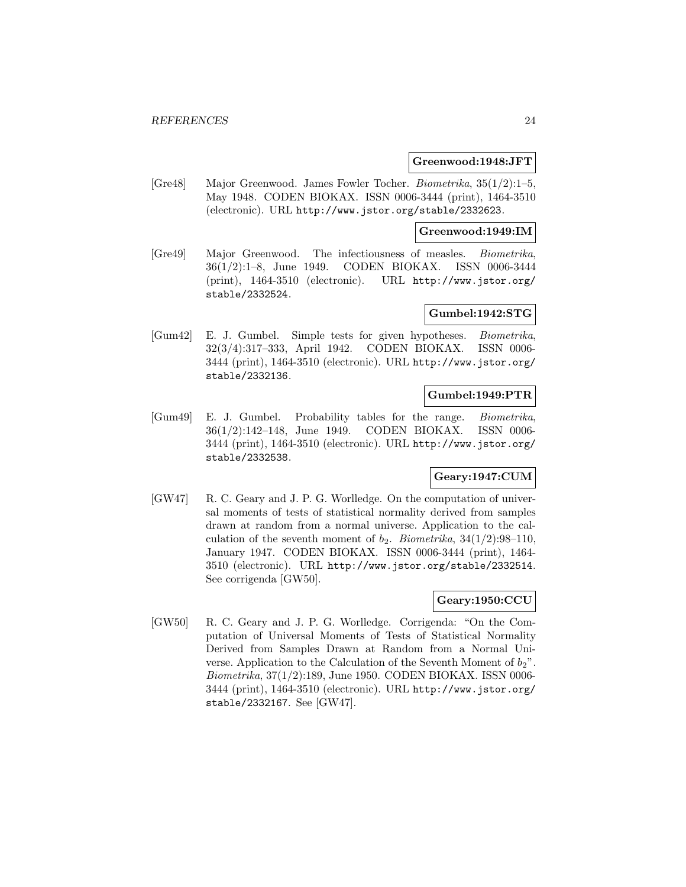**Greenwood:1948:JFT**

[Gre48] Major Greenwood. James Fowler Tocher. *Biometrika*, 35(1/2):1–5, May 1948. CODEN BIOKAX. ISSN 0006-3444 (print), 1464-3510 (electronic). URL http://www.jstor.org/stable/2332623.

**Greenwood:1949:IM**

[Gre49] Major Greenwood. The infectiousness of measles. *Biometrika*, 36(1/2):1–8, June 1949. CODEN BIOKAX. ISSN 0006-3444 (print), 1464-3510 (electronic). URL http://www.jstor.org/stable/2332524.

**Gumbel:1942:STG**

[Gum42] E. J. Gumbel. Simple tests for given hypotheses. *Biometrika*, 32(3/4):317–333, April 1942. CODEN BIOKAX. ISSN 0006-3444 (print), 1464-3510 (electronic). URL http://www.jstor.org/stable/2332136.

**Gumbel:1949:PTR**

[Gum49] E. J. Gumbel. Probability tables for the range. *Biometrika*, 36(1/2):142–148, June 1949. CODEN BIOKAX. ISSN 0006-3444 (print), 1464-3510 (electronic). URL http://www.jstor.org/stable/2332538.

**Geary:1947:CUM**

[GW47] R. C. Geary and J. P. G. Worlledge. On the computation of universal moments of tests of statistical normality derived from samples drawn at random from a normal universe. Application to the calculation of the seventh moment of $b_2$. *Biometrika*, 34(1/2):98–110, January 1947. CODEN BIOKAX. ISSN 0006-3444 (print), 1464-3510 (electronic). URL http://www.jstor.org/stable/2332514. See corrigenda [GW50].

**Geary:1950:CCU**

[GW50] R. C. Geary and J. P. G. Worlledge. Corrigenda: "On the Computation of Universal Moments of Tests of Statistical Normality Derived from Samples Drawn at Random from a Normal Universe. Application to the Calculation of the Seventh Moment of $b_2$". *Biometrika*, 37(1/2):189, June 1950. CODEN BIOKAX. ISSN 0006-3444 (print), 1464-3510 (electronic). URL http://www.jstor.org/stable/2332167. See [GW47].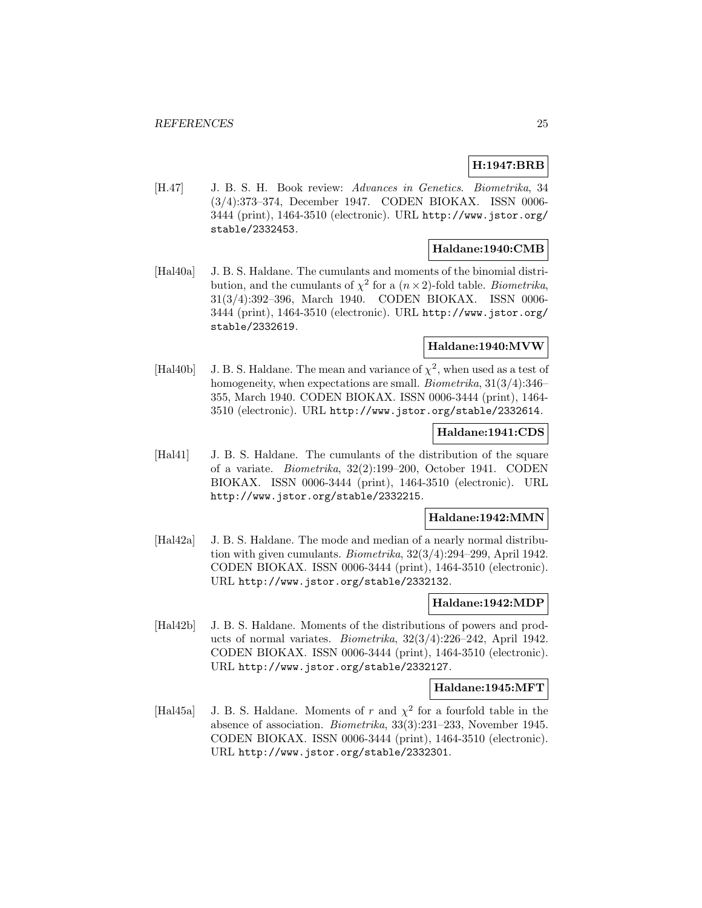**H:1947:BRB**

[H.47] J. B. S. H. Book review: *Advances in Genetics*. *Biometrika*, 34 (3/4):373–374, December 1947. CODEN BIOKAX. ISSN 0006-3444 (print), 1464-3510 (electronic). URL http://www.jstor.org/stable/2332453.

**Haldane:1940:CMB**

[Hal40a] J. B. S. Haldane. The cumulants and moments of the binomial distribution, and the cumulants of $\chi^2$ for a $(n \times 2)$-fold table. *Biometrika*, 31(3/4):392–396, March 1940. CODEN BIOKAX. ISSN 0006-3444 (print), 1464-3510 (electronic). URL http://www.jstor.org/stable/2332619.

**Haldane:1940:MVW**

[Hal40b] J. B. S. Haldane. The mean and variance of $\chi^2$, when used as a test of homogeneity, when expectations are small. *Biometrika*, 31(3/4):346–355, March 1940. CODEN BIOKAX. ISSN 0006-3444 (print), 1464-3510 (electronic). URL http://www.jstor.org/stable/2332614.

**Haldane:1941:CDS**

[Hal41] J. B. S. Haldane. The cumulants of the distribution of the square of a variate. *Biometrika*, 32(2):199–200, October 1941. CODEN BIOKAX. ISSN 0006-3444 (print), 1464-3510 (electronic). URL http://www.jstor.org/stable/2332215.

**Haldane:1942:MMN**

[Hal42a] J. B. S. Haldane. The mode and median of a nearly normal distribution with given cumulants. *Biometrika*, 32(3/4):294–299, April 1942. CODEN BIOKAX. ISSN 0006-3444 (print), 1464-3510 (electronic). URL http://www.jstor.org/stable/2332132.

**Haldane:1942:MDP**

[Hal42b] J. B. S. Haldane. Moments of the distributions of powers and products of normal variates. *Biometrika*, 32(3/4):226–242, April 1942. CODEN BIOKAX. ISSN 0006-3444 (print), 1464-3510 (electronic). URL http://www.jstor.org/stable/2332127.

**Haldane:1945:MFT**

[Hal45a] J. B. S. Haldane. Moments of $r$ and $\chi^2$ for a fourfold table in the absence of association. *Biometrika*, 33(3):231–233, November 1945. CODEN BIOKAX. ISSN 0006-3444 (print), 1464-3510 (electronic). URL http://www.jstor.org/stable/2332301.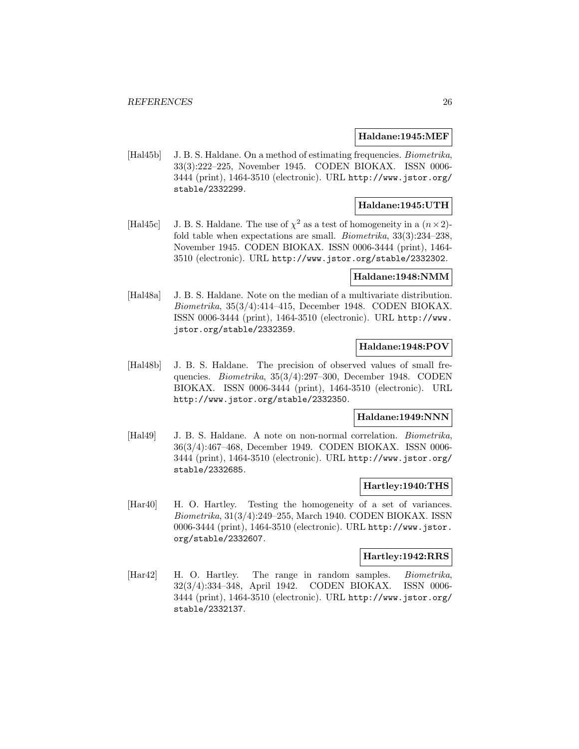**Haldane:1945:MEF**

[Hal45b] J. B. S. Haldane. On a method of estimating frequencies. *Biometrika*, 33(3):222–225, November 1945. CODEN BIOKAX. ISSN 0006-3444 (print), 1464-3510 (electronic). URL http://www.jstor.org/stable/2332299.

**Haldane:1945:UTH**

[Hal45c] J. B. S. Haldane. The use of $\chi^2$ as a test of homogeneity in a $(n \times 2)$-fold table when expectations are small. *Biometrika*, 33(3):234–238, November 1945. CODEN BIOKAX. ISSN 0006-3444 (print), 1464-3510 (electronic). URL http://www.jstor.org/stable/2332302.

**Haldane:1948:NMM**

[Hal48a] J. B. S. Haldane. Note on the median of a multivariate distribution. *Biometrika*, 35(3/4):414–415, December 1948. CODEN BIOKAX. ISSN 0006-3444 (print), 1464-3510 (electronic). URL http://www.jstor.org/stable/2332359.

**Haldane:1948:POV**

[Hal48b] J. B. S. Haldane. The precision of observed values of small frequencies. *Biometrika*, 35(3/4):297–300, December 1948. CODEN BIOKAX. ISSN 0006-3444 (print), 1464-3510 (electronic). URL http://www.jstor.org/stable/2332350.

**Haldane:1949:NNN**

[Hal49] J. B. S. Haldane. A note on non-normal correlation. *Biometrika*, 36(3/4):467–468, December 1949. CODEN BIOKAX. ISSN 0006-3444 (print), 1464-3510 (electronic). URL http://www.jstor.org/stable/2332685.

**Hartley:1940:THS**

[Har40] H. O. Hartley. Testing the homogeneity of a set of variances. *Biometrika*, 31(3/4):249–255, March 1940. CODEN BIOKAX. ISSN 0006-3444 (print), 1464-3510 (electronic). URL http://www.jstor.org/stable/2332607.

**Hartley:1942:RRS**

[Har42] H. O. Hartley. The range in random samples. *Biometrika*, 32(3/4):334–348, April 1942. CODEN BIOKAX. ISSN 0006-3444 (print), 1464-3510 (electronic). URL http://www.jstor.org/stable/2332137.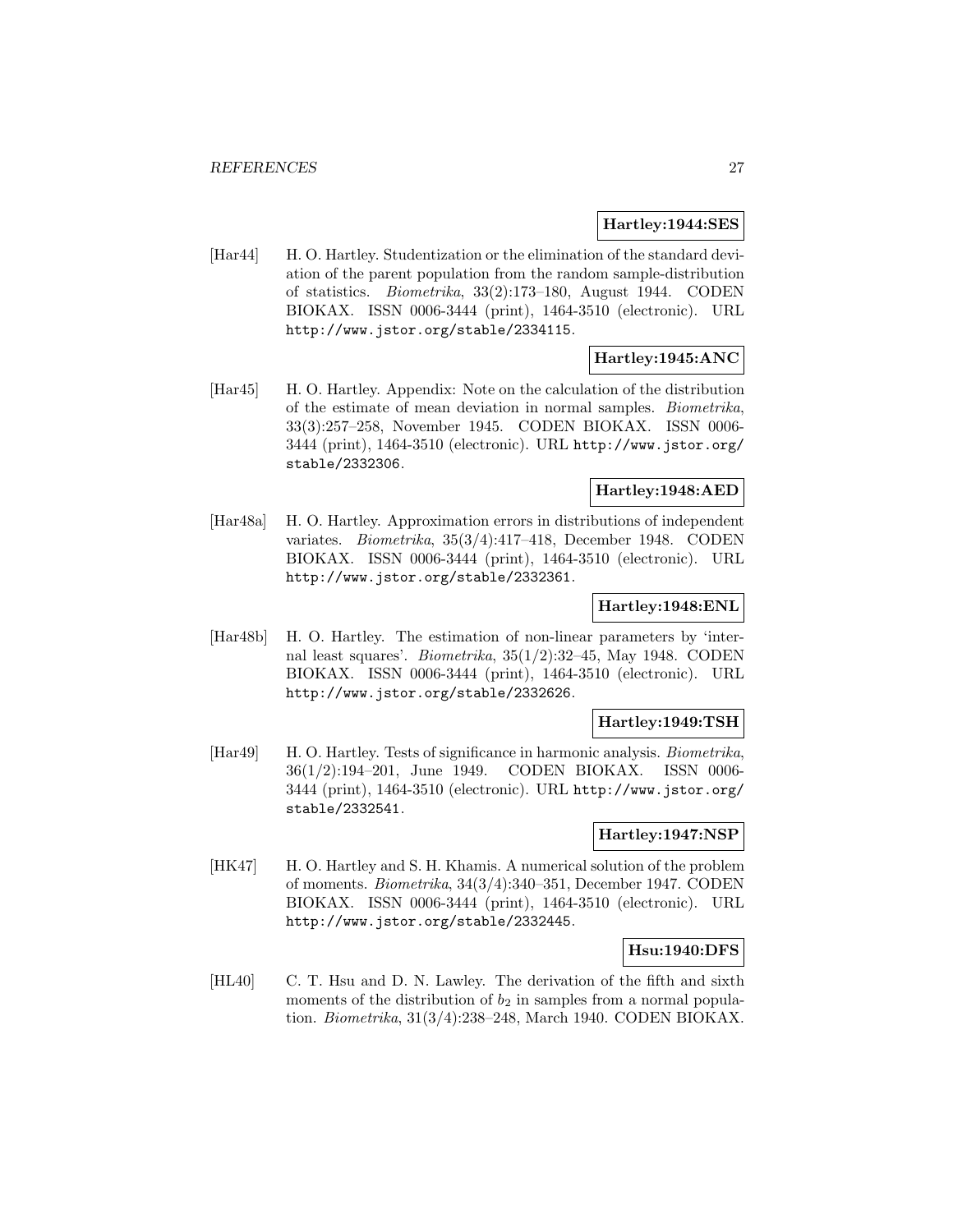**Hartley:1944:SES**

[Har44] H. O. Hartley. Studentization or the elimination of the standard deviation of the parent population from the random sample-distribution of statistics. *Biometrika*, 33(2):173–180, August 1944. CODEN BIOKAX. ISSN 0006-3444 (print), 1464-3510 (electronic). URL http://www.jstor.org/stable/2334115.

**Hartley:1945:ANC**

[Har45] H. O. Hartley. Appendix: Note on the calculation of the distribution of the estimate of mean deviation in normal samples. *Biometrika*, 33(3):257–258, November 1945. CODEN BIOKAX. ISSN 0006-3444 (print), 1464-3510 (electronic). URL http://www.jstor.org/stable/2332306.

**Hartley:1948:AED**

[Har48a] H. O. Hartley. Approximation errors in distributions of independent variates. *Biometrika*, 35(3/4):417–418, December 1948. CODEN BIOKAX. ISSN 0006-3444 (print), 1464-3510 (electronic). URL http://www.jstor.org/stable/2332361.

**Hartley:1948:ENL**

[Har48b] H. O. Hartley. The estimation of non-linear parameters by 'internal least squares'. *Biometrika*, 35(1/2):32–45, May 1948. CODEN BIOKAX. ISSN 0006-3444 (print), 1464-3510 (electronic). URL http://www.jstor.org/stable/2332626.

**Hartley:1949:TSH**

[Har49] H. O. Hartley. Tests of significance in harmonic analysis. *Biometrika*, 36(1/2):194–201, June 1949. CODEN BIOKAX. ISSN 0006-3444 (print), 1464-3510 (electronic). URL http://www.jstor.org/stable/2332541.

**Hartley:1947:NSP**

[HK47] H. O. Hartley and S. H. Khamis. A numerical solution of the problem of moments. *Biometrika*, 34(3/4):340–351, December 1947. CODEN BIOKAX. ISSN 0006-3444 (print), 1464-3510 (electronic). URL http://www.jstor.org/stable/2332445.

**Hsu:1940:DFS**

[HL40] C. T. Hsu and D. N. Lawley. The derivation of the fifth and sixth moments of the distribution of $b_2$ in samples from a normal population. *Biometrika*, 31(3/4):238–248, March 1940. CODEN BIOKAX.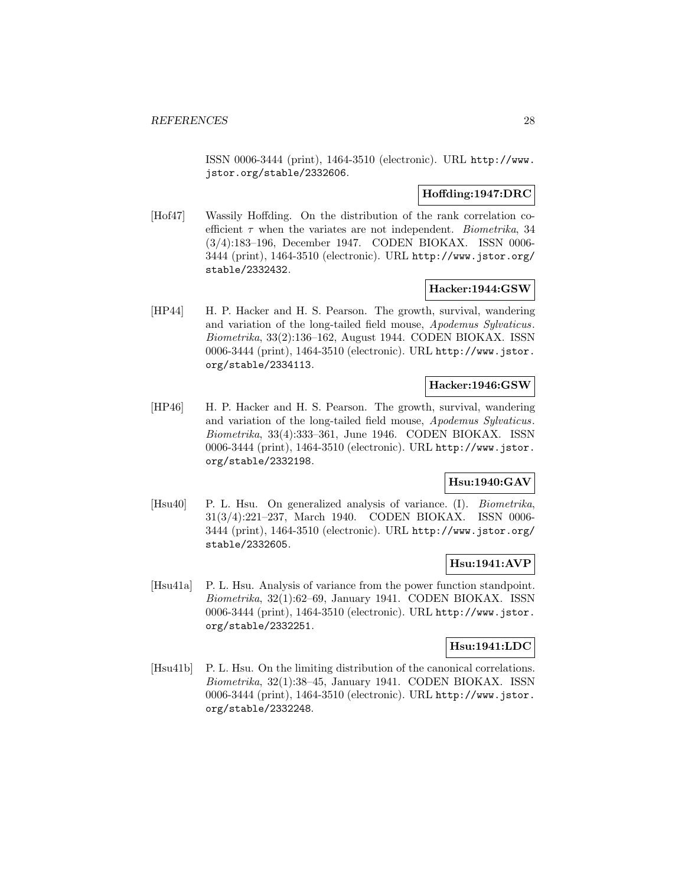ISSN 0006-3444 (print), 1464-3510 (electronic). URL http://www.jstor.org/stable/2332606.

**Hoffding:1947:DRC**

[Hof47] Wassily Hoffding. On the distribution of the rank correlation coefficient $\tau$ when the variates are not independent. *Biometrika*, 34 (3/4):183–196, December 1947. CODEN BIOKAX. ISSN 0006-3444 (print), 1464-3510 (electronic). URL http://www.jstor.org/stable/2332432.

**Hacker:1944:GSW**

[HP44] H. P. Hacker and H. S. Pearson. The growth, survival, wandering and variation of the long-tailed field mouse, *Apodemus Sylvaticus*. *Biometrika*, 33(2):136–162, August 1944. CODEN BIOKAX. ISSN 0006-3444 (print), 1464-3510 (electronic). URL http://www.jstor.org/stable/2334113.

**Hacker:1946:GSW**

[HP46] H. P. Hacker and H. S. Pearson. The growth, survival, wandering and variation of the long-tailed field mouse, *Apodemus Sylvaticus*. *Biometrika*, 33(4):333–361, June 1946. CODEN BIOKAX. ISSN 0006-3444 (print), 1464-3510 (electronic). URL http://www.jstor.org/stable/2332198.

**Hsu:1940:GAV**

[Hsu40] P. L. Hsu. On generalized analysis of variance. (I). *Biometrika*, 31(3/4):221–237, March 1940. CODEN BIOKAX. ISSN 0006-3444 (print), 1464-3510 (electronic). URL http://www.jstor.org/stable/2332605.

**Hsu:1941:AVP**

[Hsu41a] P. L. Hsu. Analysis of variance from the power function standpoint. *Biometrika*, 32(1):62–69, January 1941. CODEN BIOKAX. ISSN 0006-3444 (print), 1464-3510 (electronic). URL http://www.jstor.org/stable/2332251.

**Hsu:1941:LDC**

[Hsu41b] P. L. Hsu. On the limiting distribution of the canonical correlations. *Biometrika*, 32(1):38–45, January 1941. CODEN BIOKAX. ISSN 0006-3444 (print), 1464-3510 (electronic). URL http://www.jstor.org/stable/2332248.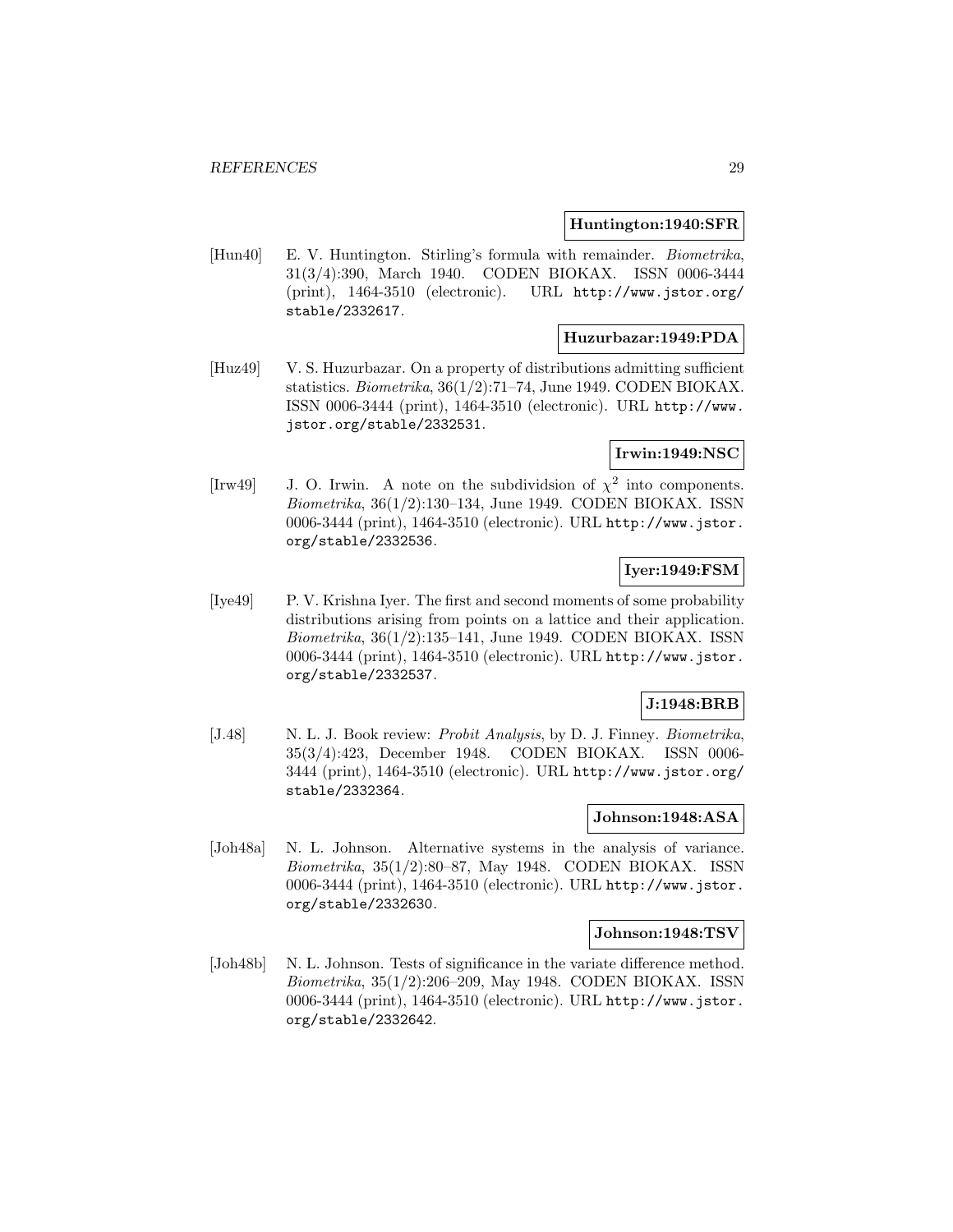**Huntington:1940:SFR**

[Hun40] E. V. Huntington. Stirling's formula with remainder. *Biometrika*, 31(3/4):390, March 1940. CODEN BIOKAX. ISSN 0006-3444 (print), 1464-3510 (electronic). URL http://www.jstor.org/stable/2332617.

**Huzurbazar:1949:PDA**

[Huz49] V. S. Huzurbazar. On a property of distributions admitting sufficient statistics. *Biometrika*, 36(1/2):71–74, June 1949. CODEN BIOKAX. ISSN 0006-3444 (print), 1464-3510 (electronic). URL http://www.jstor.org/stable/2332531.

**Irwin:1949:NSC**

[Irw49] J. O. Irwin. A note on the subdividsion of $\chi^2$ into components. *Biometrika*, 36(1/2):130–134, June 1949. CODEN BIOKAX. ISSN 0006-3444 (print), 1464-3510 (electronic). URL http://www.jstor.org/stable/2332536.

**Iyer:1949:FSM**

[Iye49] P. V. Krishna Iyer. The first and second moments of some probability distributions arising from points on a lattice and their application. *Biometrika*, 36(1/2):135–141, June 1949. CODEN BIOKAX. ISSN 0006-3444 (print), 1464-3510 (electronic). URL http://www.jstor.org/stable/2332537.

**J:1948:BRB**

[J.48] N. L. J. Book review: *Probit Analysis*, by D. J. Finney. *Biometrika*, 35(3/4):423, December 1948. CODEN BIOKAX. ISSN 0006-3444 (print), 1464-3510 (electronic). URL http://www.jstor.org/stable/2332364.

**Johnson:1948:ASA**

[Joh48a] N. L. Johnson. Alternative systems in the analysis of variance. *Biometrika*, 35(1/2):80–87, May 1948. CODEN BIOKAX. ISSN 0006-3444 (print), 1464-3510 (electronic). URL http://www.jstor.org/stable/2332630.

**Johnson:1948:TSV**

[Joh48b] N. L. Johnson. Tests of significance in the variate difference method. *Biometrika*, 35(1/2):206–209, May 1948. CODEN BIOKAX. ISSN 0006-3444 (print), 1464-3510 (electronic). URL http://www.jstor.org/stable/2332642.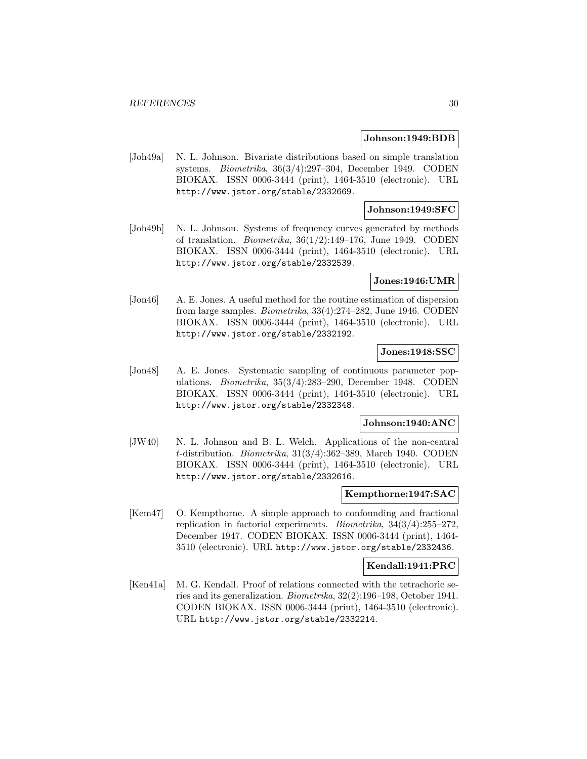**Johnson:1949:BDB**

[Joh49a] N. L. Johnson. Bivariate distributions based on simple translation systems. *Biometrika*, 36(3/4):297–304, December 1949. CODEN BIOKAX. ISSN 0006-3444 (print), 1464-3510 (electronic). URL http://www.jstor.org/stable/2332669.

**Johnson:1949:SFC**

[Joh49b] N. L. Johnson. Systems of frequency curves generated by methods of translation. *Biometrika*, 36(1/2):149–176, June 1949. CODEN BIOKAX. ISSN 0006-3444 (print), 1464-3510 (electronic). URL http://www.jstor.org/stable/2332539.

**Jones:1946:UMR**

[Jon46] A. E. Jones. A useful method for the routine estimation of dispersion from large samples. *Biometrika*, 33(4):274–282, June 1946. CODEN BIOKAX. ISSN 0006-3444 (print), 1464-3510 (electronic). URL http://www.jstor.org/stable/2332192.

**Jones:1948:SSC**

[Jon48] A. E. Jones. Systematic sampling of continuous parameter populations. *Biometrika*, 35(3/4):283–290, December 1948. CODEN BIOKAX. ISSN 0006-3444 (print), 1464-3510 (electronic). URL http://www.jstor.org/stable/2332348.

**Johnson:1940:ANC**

[JW40] N. L. Johnson and B. L. Welch. Applications of the non-central $t$-distribution. *Biometrika*, 31(3/4):362–389, March 1940. CODEN BIOKAX. ISSN 0006-3444 (print), 1464-3510 (electronic). URL http://www.jstor.org/stable/2332616.

**Kempthorne:1947:SAC**

[Kem47] O. Kempthorne. A simple approach to confounding and fractional replication in factorial experiments. *Biometrika*, 34(3/4):255–272, December 1947. CODEN BIOKAX. ISSN 0006-3444 (print), 1464-3510 (electronic). URL http://www.jstor.org/stable/2332436.

**Kendall:1941:PRC**

[Ken41a] M. G. Kendall. Proof of relations connected with the tetrachoric series and its generalization. *Biometrika*, 32(2):196–198, October 1941. CODEN BIOKAX. ISSN 0006-3444 (print), 1464-3510 (electronic). URL http://www.jstor.org/stable/2332214.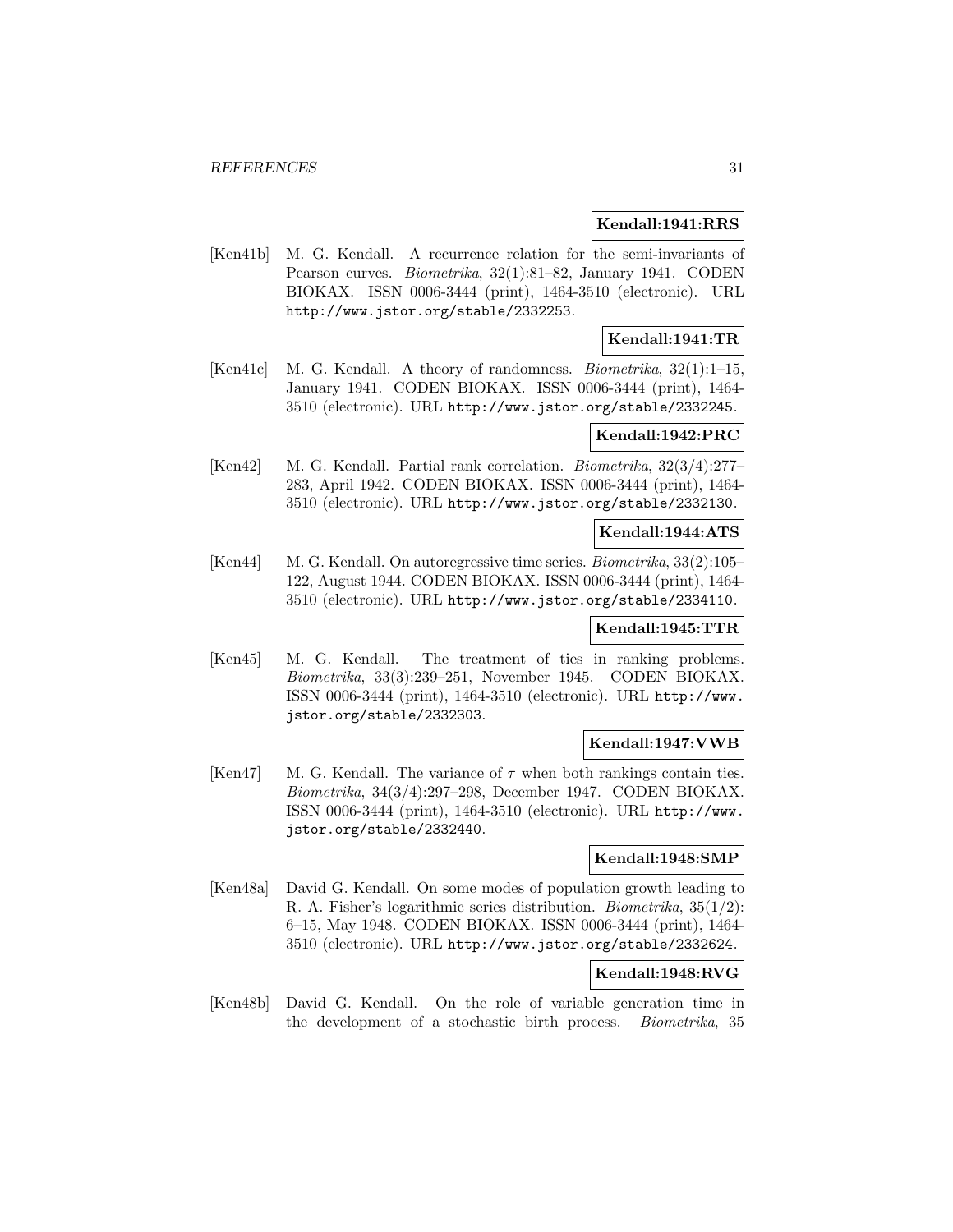**Kendall:1941:RRS**

[Ken41b] M. G. Kendall. A recurrence relation for the semi-invariants of Pearson curves. *Biometrika*, 32(1):81–82, January 1941. CODEN BIOKAX. ISSN 0006-3444 (print), 1464-3510 (electronic). URL http://www.jstor.org/stable/2332253.

**Kendall:1941:TR**

[Ken41c] M. G. Kendall. A theory of randomness. *Biometrika*, 32(1):1–15, January 1941. CODEN BIOKAX. ISSN 0006-3444 (print), 1464-3510 (electronic). URL http://www.jstor.org/stable/2332245.

**Kendall:1942:PRC**

[Ken42] M. G. Kendall. Partial rank correlation. *Biometrika*, 32(3/4):277–283, April 1942. CODEN BIOKAX. ISSN 0006-3444 (print), 1464-3510 (electronic). URL http://www.jstor.org/stable/2332130.

**Kendall:1944:ATS**

[Ken44] M. G. Kendall. On autoregressive time series. *Biometrika*, 33(2):105–122, August 1944. CODEN BIOKAX. ISSN 0006-3444 (print), 1464-3510 (electronic). URL http://www.jstor.org/stable/2334110.

**Kendall:1945:TTR**

[Ken45] M. G. Kendall. The treatment of ties in ranking problems. *Biometrika*, 33(3):239–251, November 1945. CODEN BIOKAX. ISSN 0006-3444 (print), 1464-3510 (electronic). URL http://www.jstor.org/stable/2332303.

**Kendall:1947:VWB**

[Ken47] M. G. Kendall. The variance of $\tau$ when both rankings contain ties. *Biometrika*, 34(3/4):297–298, December 1947. CODEN BIOKAX. ISSN 0006-3444 (print), 1464-3510 (electronic). URL http://www.jstor.org/stable/2332440.

**Kendall:1948:SMP**

[Ken48a] David G. Kendall. On some modes of population growth leading to R. A. Fisher's logarithmic series distribution. *Biometrika*, 35(1/2):6–15, May 1948. CODEN BIOKAX. ISSN 0006-3444 (print), 1464-3510 (electronic). URL http://www.jstor.org/stable/2332624.

**Kendall:1948:RVG**

[Ken48b] David G. Kendall. On the role of variable generation time in the development of a stochastic birth process. *Biometrika*, 35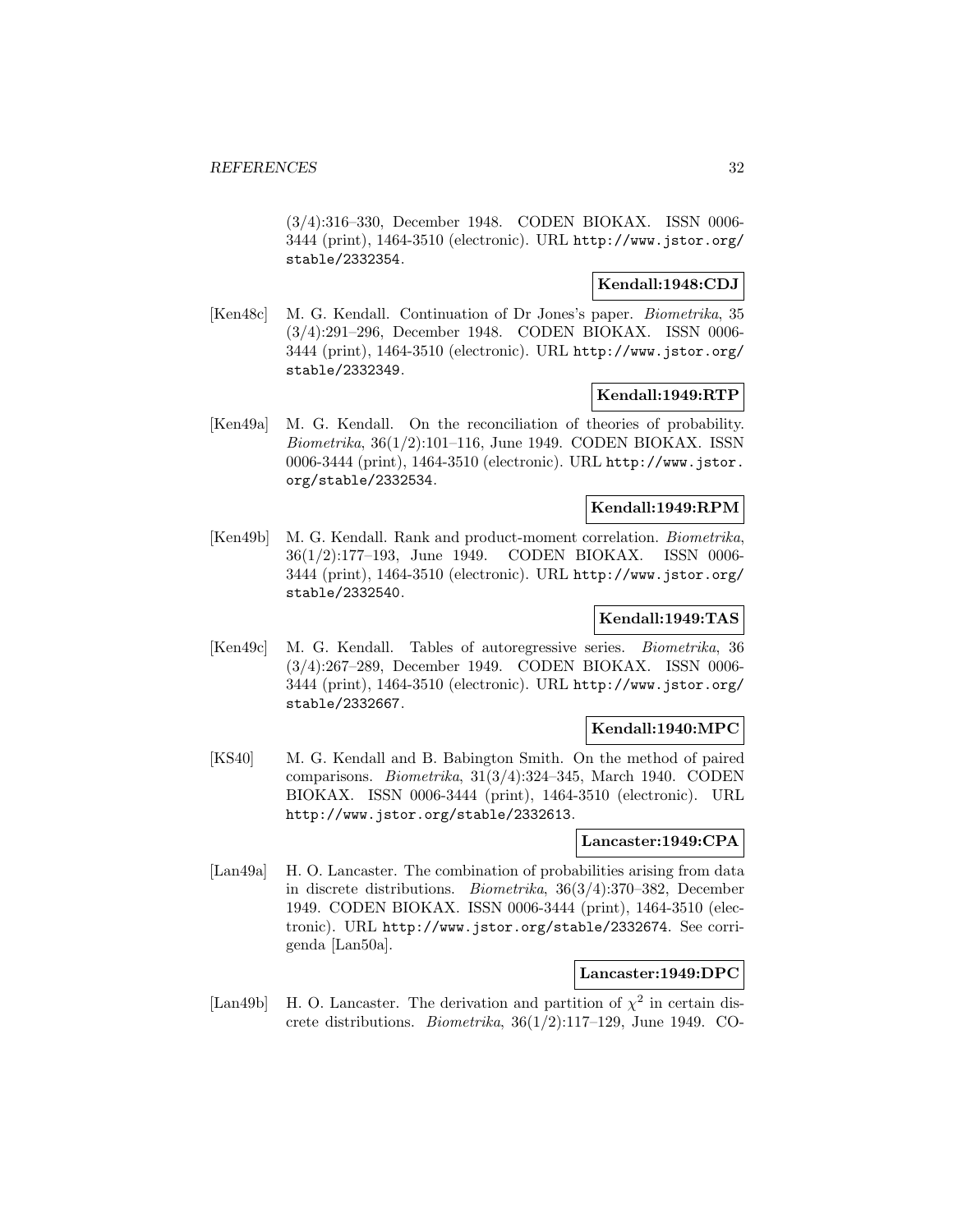(3/4):316–330, December 1948. CODEN BIOKAX. ISSN 0006-3444 (print), 1464-3510 (electronic). URL http://www.jstor.org/stable/2332354.

**Kendall:1948:CDJ**

[Ken48c] M. G. Kendall. Continuation of Dr Jones's paper. *Biometrika*, 35 (3/4):291–296, December 1948. CODEN BIOKAX. ISSN 0006-3444 (print), 1464-3510 (electronic). URL http://www.jstor.org/stable/2332349.

**Kendall:1949:RTP**

[Ken49a] M. G. Kendall. On the reconciliation of theories of probability. *Biometrika*, 36(1/2):101–116, June 1949. CODEN BIOKAX. ISSN 0006-3444 (print), 1464-3510 (electronic). URL http://www.jstor.org/stable/2332534.

**Kendall:1949:RPM**

[Ken49b] M. G. Kendall. Rank and product-moment correlation. *Biometrika*, 36(1/2):177–193, June 1949. CODEN BIOKAX. ISSN 0006-3444 (print), 1464-3510 (electronic). URL http://www.jstor.org/stable/2332540.

**Kendall:1949:TAS**

[Ken49c] M. G. Kendall. Tables of autoregressive series. *Biometrika*, 36 (3/4):267–289, December 1949. CODEN BIOKAX. ISSN 0006-3444 (print), 1464-3510 (electronic). URL http://www.jstor.org/stable/2332667.

**Kendall:1940:MPC**

[KS40] M. G. Kendall and B. Babington Smith. On the method of paired comparisons. *Biometrika*, 31(3/4):324–345, March 1940. CODEN BIOKAX. ISSN 0006-3444 (print), 1464-3510 (electronic). URL http://www.jstor.org/stable/2332613.

**Lancaster:1949:CPA**

[Lan49a] H. O. Lancaster. The combination of probabilities arising from data in discrete distributions. *Biometrika*, 36(3/4):370–382, December 1949. CODEN BIOKAX. ISSN 0006-3444 (print), 1464-3510 (electronic). URL http://www.jstor.org/stable/2332674. See corrigenda [Lan50a].

**Lancaster:1949:DPC**

[Lan49b] H. O. Lancaster. The derivation and partition of $\chi^2$ in certain discrete distributions. *Biometrika*, 36(1/2):117–129, June 1949. CO-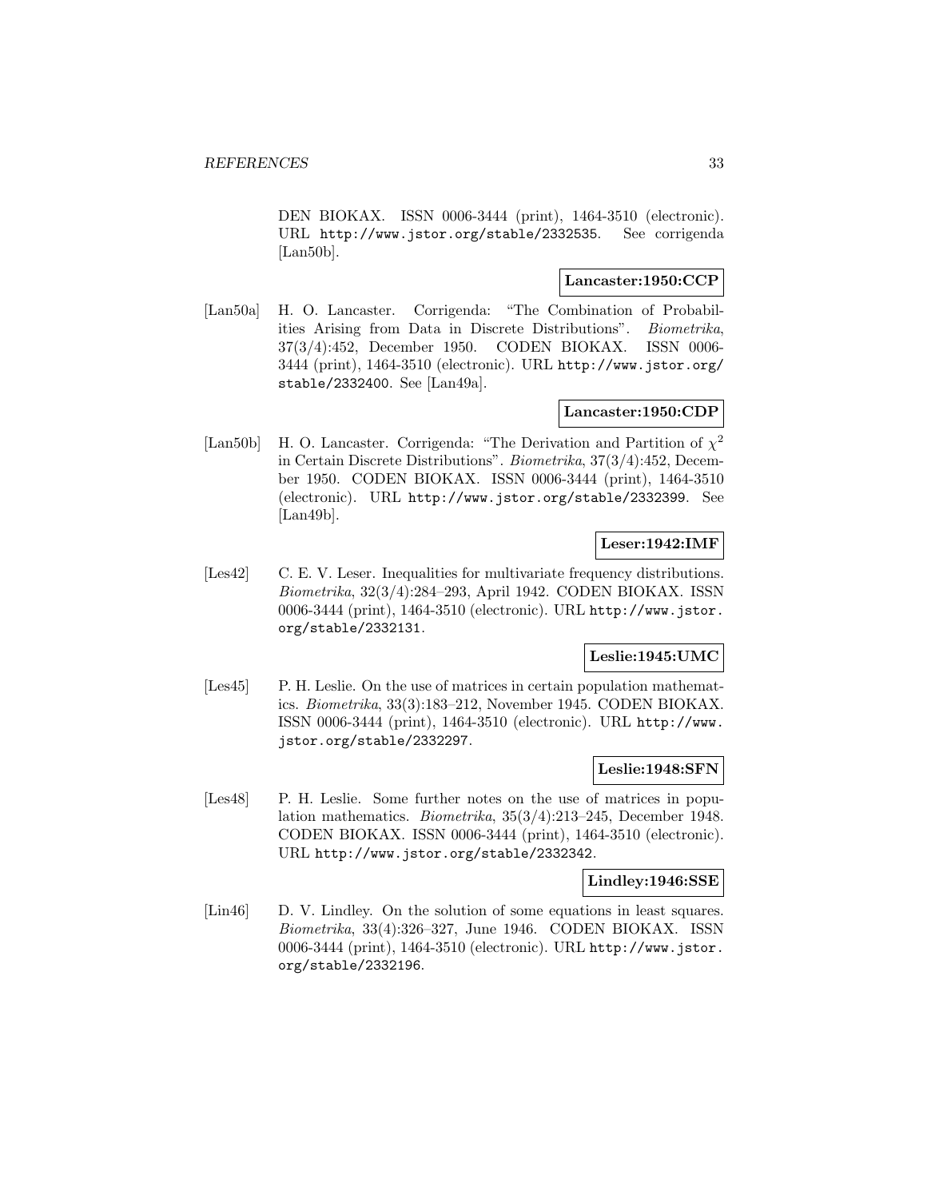DEN BIOKAX. ISSN 0006-3444 (print), 1464-3510 (electronic). URL http://www.jstor.org/stable/2332535. See corrigenda [Lan50b].

**Lancaster:1950:CCP**

[Lan50a] H. O. Lancaster. Corrigenda: "The Combination of Probabilities Arising from Data in Discrete Distributions". *Biometrika*, 37(3/4):452, December 1950. CODEN BIOKAX. ISSN 0006-3444 (print), 1464-3510 (electronic). URL http://www.jstor.org/stable/2332400. See [Lan49a].

**Lancaster:1950:CDP**

[Lan50b] H. O. Lancaster. Corrigenda: "The Derivation and Partition of $\chi^2$ in Certain Discrete Distributions". *Biometrika*, 37(3/4):452, December 1950. CODEN BIOKAX. ISSN 0006-3444 (print), 1464-3510 (electronic). URL http://www.jstor.org/stable/2332399. See [Lan49b].

**Leser:1942:IMF**

[Les42] C. E. V. Leser. Inequalities for multivariate frequency distributions. *Biometrika*, 32(3/4):284–293, April 1942. CODEN BIOKAX. ISSN 0006-3444 (print), 1464-3510 (electronic). URL http://www.jstor.org/stable/2332131.

**Leslie:1945:UMC**

[Les45] P. H. Leslie. On the use of matrices in certain population mathematics. *Biometrika*, 33(3):183–212, November 1945. CODEN BIOKAX. ISSN 0006-3444 (print), 1464-3510 (electronic). URL http://www.jstor.org/stable/2332297.

**Leslie:1948:SFN**

[Les48] P. H. Leslie. Some further notes on the use of matrices in population mathematics. *Biometrika*, 35(3/4):213–245, December 1948. CODEN BIOKAX. ISSN 0006-3444 (print), 1464-3510 (electronic). URL http://www.jstor.org/stable/2332342.

**Lindley:1946:SSE**

[Lin46] D. V. Lindley. On the solution of some equations in least squares. *Biometrika*, 33(4):326–327, June 1946. CODEN BIOKAX. ISSN 0006-3444 (print), 1464-3510 (electronic). URL http://www.jstor.org/stable/2332196.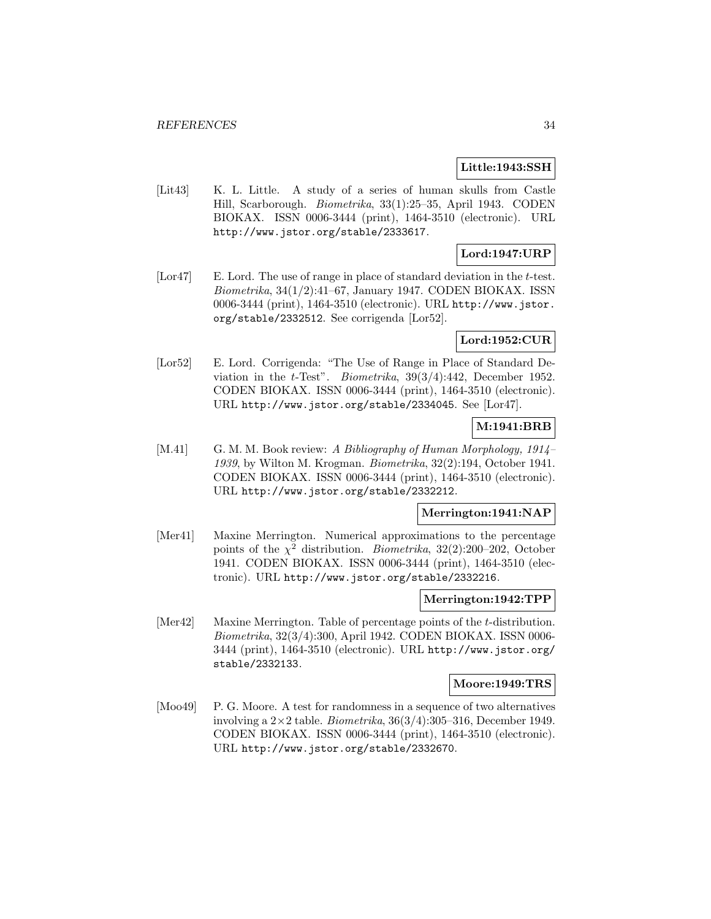**Little:1943:SSH**

[Lit43] K. L. Little. A study of a series of human skulls from Castle Hill, Scarborough. *Biometrika*, 33(1):25–35, April 1943. CODEN BIOKAX. ISSN 0006-3444 (print), 1464-3510 (electronic). URL http://www.jstor.org/stable/2333617.

**Lord:1947:URP**

[Lor47] E. Lord. The use of range in place of standard deviation in the $t$-test. *Biometrika*, 34(1/2):41–67, January 1947. CODEN BIOKAX. ISSN 0006-3444 (print), 1464-3510 (electronic). URL http://www.jstor.org/stable/2332512. See corrigenda [Lor52].

**Lord:1952:CUR**

[Lor52] E. Lord. Corrigenda: "The Use of Range in Place of Standard Deviation in the $t$-Test". *Biometrika*, 39(3/4):442, December 1952. CODEN BIOKAX. ISSN 0006-3444 (print), 1464-3510 (electronic). URL http://www.jstor.org/stable/2334045. See [Lor47].

**M:1941:BRB**

[M.41] G. M. M. Book review: *A Bibliography of Human Morphology, 1914–1939*, by Wilton M. Krogman. *Biometrika*, 32(2):194, October 1941. CODEN BIOKAX. ISSN 0006-3444 (print), 1464-3510 (electronic). URL http://www.jstor.org/stable/2332212.

**Merrington:1941:NAP**

[Mer41] Maxine Merrington. Numerical approximations to the percentage points of the $\chi^2$ distribution. *Biometrika*, 32(2):200–202, October 1941. CODEN BIOKAX. ISSN 0006-3444 (print), 1464-3510 (electronic). URL http://www.jstor.org/stable/2332216.

**Merrington:1942:TPP**

[Mer42] Maxine Merrington. Table of percentage points of the $t$-distribution. *Biometrika*, 32(3/4):300, April 1942. CODEN BIOKAX. ISSN 0006-3444 (print), 1464-3510 (electronic). URL http://www.jstor.org/stable/2332133.

**Moore:1949:TRS**

[Moo49] P. G. Moore. A test for randomness in a sequence of two alternatives involving a $2\times 2$ table. *Biometrika*, 36(3/4):305–316, December 1949. CODEN BIOKAX. ISSN 0006-3444 (print), 1464-3510 (electronic). URL http://www.jstor.org/stable/2332670.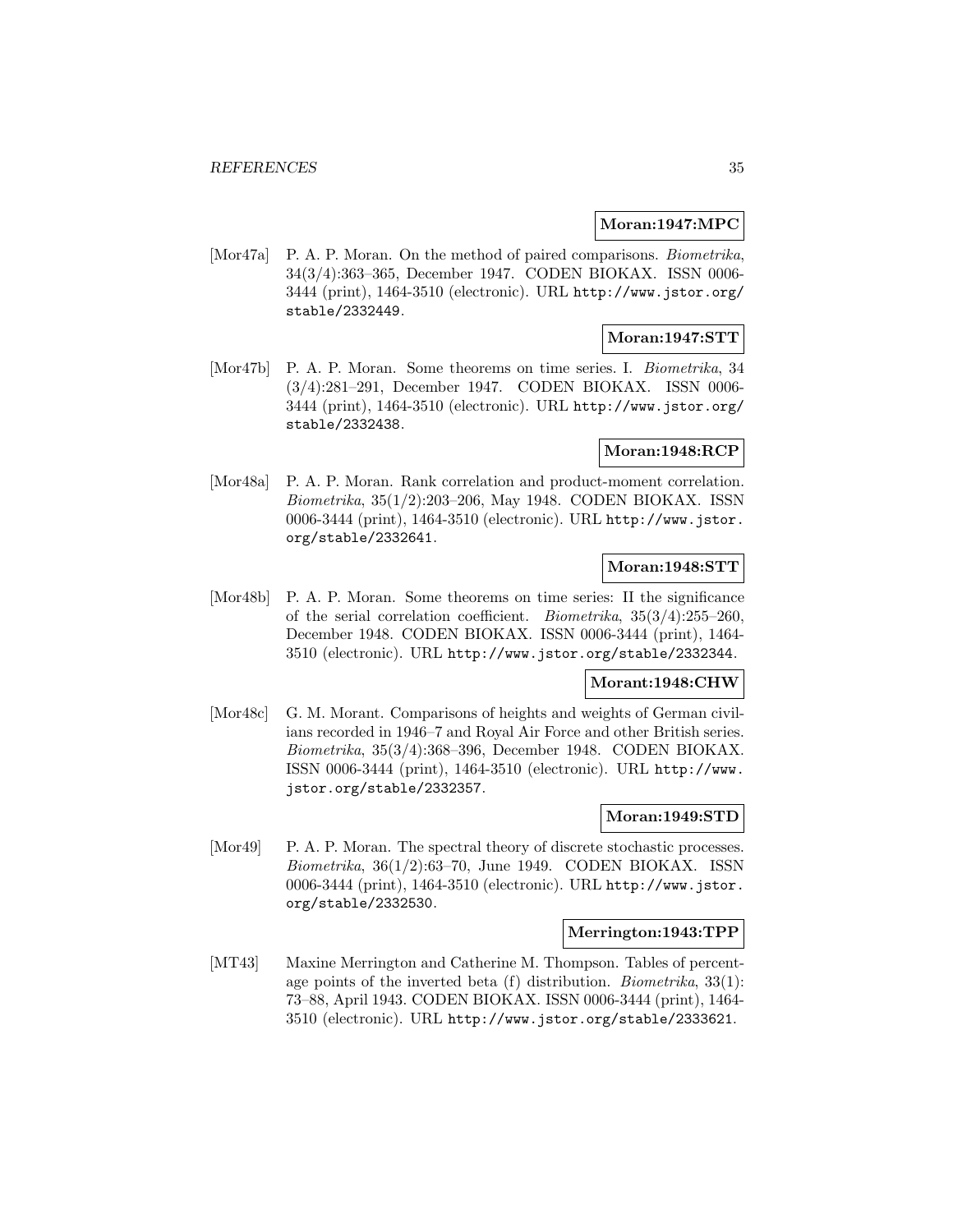**Moran:1947:MPC**

[Mor47a] P. A. P. Moran. On the method of paired comparisons. *Biometrika*, 34(3/4):363–365, December 1947. CODEN BIOKAX. ISSN 0006-3444 (print), 1464-3510 (electronic). URL http://www.jstor.org/stable/2332449.

**Moran:1947:STT**

[Mor47b] P. A. P. Moran. Some theorems on time series. I. *Biometrika*, 34 (3/4):281–291, December 1947. CODEN BIOKAX. ISSN 0006-3444 (print), 1464-3510 (electronic). URL http://www.jstor.org/stable/2332438.

**Moran:1948:RCP**

[Mor48a] P. A. P. Moran. Rank correlation and product-moment correlation. *Biometrika*, 35(1/2):203–206, May 1948. CODEN BIOKAX. ISSN 0006-3444 (print), 1464-3510 (electronic). URL http://www.jstor.org/stable/2332641.

**Moran:1948:STT**

[Mor48b] P. A. P. Moran. Some theorems on time series: II the significance of the serial correlation coefficient. *Biometrika*, 35(3/4):255–260, December 1948. CODEN BIOKAX. ISSN 0006-3444 (print), 1464-3510 (electronic). URL http://www.jstor.org/stable/2332344.

**Morant:1948:CHW**

[Mor48c] G. M. Morant. Comparisons of heights and weights of German civilians recorded in 1946–7 and Royal Air Force and other British series. *Biometrika*, 35(3/4):368–396, December 1948. CODEN BIOKAX. ISSN 0006-3444 (print), 1464-3510 (electronic). URL http://www.jstor.org/stable/2332357.

**Moran:1949:STD**

[Mor49] P. A. P. Moran. The spectral theory of discrete stochastic processes. *Biometrika*, 36(1/2):63–70, June 1949. CODEN BIOKAX. ISSN 0006-3444 (print), 1464-3510 (electronic). URL http://www.jstor.org/stable/2332530.

**Merrington:1943:TPP**

[MT43] Maxine Merrington and Catherine M. Thompson. Tables of percentage points of the inverted beta (f) distribution. *Biometrika*, 33(1):73–88, April 1943. CODEN BIOKAX. ISSN 0006-3444 (print), 1464-3510 (electronic). URL http://www.jstor.org/stable/2333621.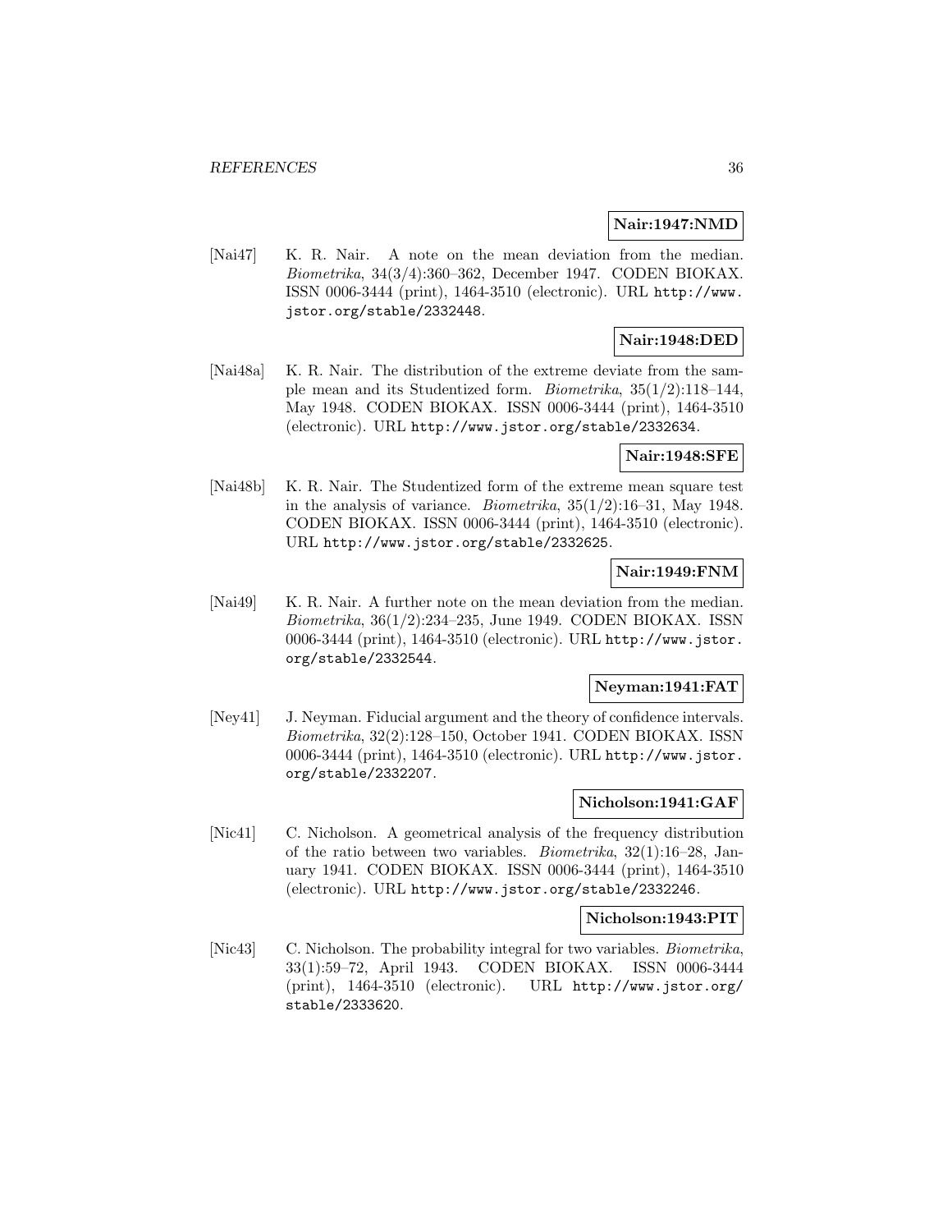**Nair:1947:NMD**

[Nai47] K. R. Nair. A note on the mean deviation from the median. *Biometrika*, 34(3/4):360–362, December 1947. CODEN BIOKAX. ISSN 0006-3444 (print), 1464-3510 (electronic). URL http://www.jstor.org/stable/2332448.

**Nair:1948:DED**

[Nai48a] K. R. Nair. The distribution of the extreme deviate from the sample mean and its Studentized form. *Biometrika*, 35(1/2):118–144, May 1948. CODEN BIOKAX. ISSN 0006-3444 (print), 1464-3510 (electronic). URL http://www.jstor.org/stable/2332634.

**Nair:1948:SFE**

[Nai48b] K. R. Nair. The Studentized form of the extreme mean square test in the analysis of variance. *Biometrika*, 35(1/2):16–31, May 1948. CODEN BIOKAX. ISSN 0006-3444 (print), 1464-3510 (electronic). URL http://www.jstor.org/stable/2332625.

**Nair:1949:FNM**

[Nai49] K. R. Nair. A further note on the mean deviation from the median. *Biometrika*, 36(1/2):234–235, June 1949. CODEN BIOKAX. ISSN 0006-3444 (print), 1464-3510 (electronic). URL http://www.jstor.org/stable/2332544.

**Neyman:1941:FAT**

[Ney41] J. Neyman. Fiducial argument and the theory of confidence intervals. *Biometrika*, 32(2):128–150, October 1941. CODEN BIOKAX. ISSN 0006-3444 (print), 1464-3510 (electronic). URL http://www.jstor.org/stable/2332207.

**Nicholson:1941:GAF**

[Nic41] C. Nicholson. A geometrical analysis of the frequency distribution of the ratio between two variables. *Biometrika*, 32(1):16–28, January 1941. CODEN BIOKAX. ISSN 0006-3444 (print), 1464-3510 (electronic). URL http://www.jstor.org/stable/2332246.

**Nicholson:1943:PIT**

[Nic43] C. Nicholson. The probability integral for two variables. *Biometrika*, 33(1):59–72, April 1943. CODEN BIOKAX. ISSN 0006-3444 (print), 1464-3510 (electronic). URL http://www.jstor.org/stable/2333620.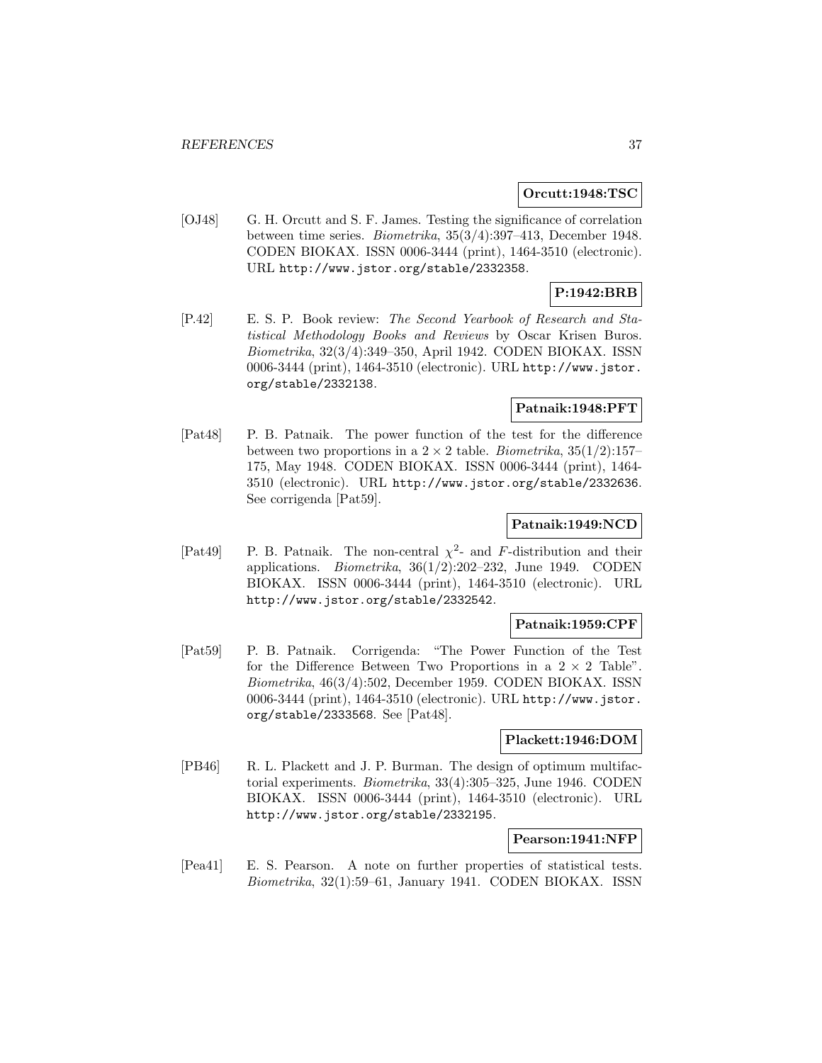**Orcutt:1948:TSC**

[OJ48] G. H. Orcutt and S. F. James. Testing the significance of correlation between time series. *Biometrika*, 35(3/4):397–413, December 1948. CODEN BIOKAX. ISSN 0006-3444 (print), 1464-3510 (electronic). URL http://www.jstor.org/stable/2332358.

**P:1942:BRB**

[P.42] E. S. P. Book review: *The Second Yearbook of Research and Statistical Methodology Books and Reviews* by Oscar Krisen Buros. *Biometrika*, 32(3/4):349–350, April 1942. CODEN BIOKAX. ISSN 0006-3444 (print), 1464-3510 (electronic). URL http://www.jstor.org/stable/2332138.

**Patnaik:1948:PFT**

[Pat48] P. B. Patnaik. The power function of the test for the difference between two proportions in a $2 \times 2$ table. *Biometrika*, 35(1/2):157–175, May 1948. CODEN BIOKAX. ISSN 0006-3444 (print), 1464-3510 (electronic). URL http://www.jstor.org/stable/2332636. See corrigenda [Pat59].

**Patnaik:1949:NCD**

[Pat49] P. B. Patnaik. The non-central $\chi^2$- and $F$-distribution and their applications. *Biometrika*, 36(1/2):202–232, June 1949. CODEN BIOKAX. ISSN 0006-3444 (print), 1464-3510 (electronic). URL http://www.jstor.org/stable/2332542.

**Patnaik:1959:CPF**

[Pat59] P. B. Patnaik. Corrigenda: "The Power Function of the Test for the Difference Between Two Proportions in a $2 \times 2$ Table". *Biometrika*, 46(3/4):502, December 1959. CODEN BIOKAX. ISSN 0006-3444 (print), 1464-3510 (electronic). URL http://www.jstor.org/stable/2333568. See [Pat48].

**Plackett:1946:DOM**

[PB46] R. L. Plackett and J. P. Burman. The design of optimum multifactorial experiments. *Biometrika*, 33(4):305–325, June 1946. CODEN BIOKAX. ISSN 0006-3444 (print), 1464-3510 (electronic). URL http://www.jstor.org/stable/2332195.

**Pearson:1941:NFP**

[Pea41] E. S. Pearson. A note on further properties of statistical tests. *Biometrika*, 32(1):59–61, January 1941. CODEN BIOKAX. ISSN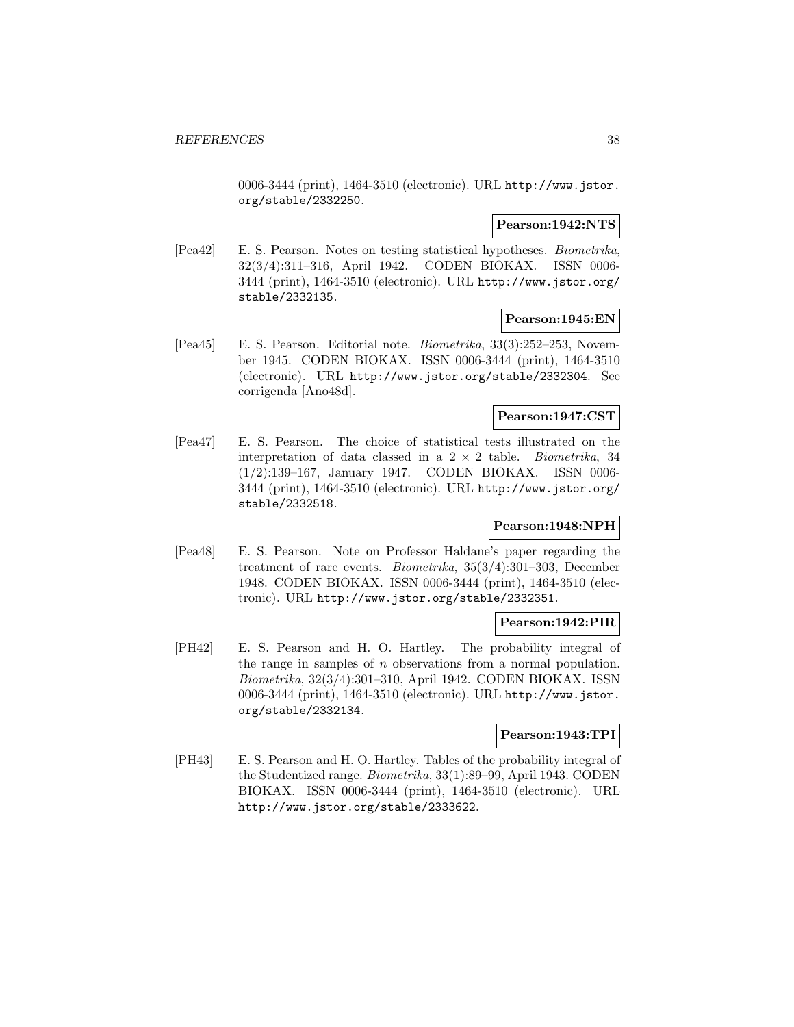0006-3444 (print), 1464-3510 (electronic). URL http://www.jstor.org/stable/2332250.

**Pearson:1942:NTS**

[Pea42] E. S. Pearson. Notes on testing statistical hypotheses. *Biometrika*, 32(3/4):311–316, April 1942. CODEN BIOKAX. ISSN 0006-3444 (print), 1464-3510 (electronic). URL http://www.jstor.org/stable/2332135.

**Pearson:1945:EN**

[Pea45] E. S. Pearson. Editorial note. *Biometrika*, 33(3):252–253, November 1945. CODEN BIOKAX. ISSN 0006-3444 (print), 1464-3510 (electronic). URL http://www.jstor.org/stable/2332304. See corrigenda [Ano48d].

**Pearson:1947:CST**

[Pea47] E. S. Pearson. The choice of statistical tests illustrated on the interpretation of data classed in a $2 \times 2$ table. *Biometrika*, 34 (1/2):139–167, January 1947. CODEN BIOKAX. ISSN 0006-3444 (print), 1464-3510 (electronic). URL http://www.jstor.org/stable/2332518.

**Pearson:1948:NPH**

[Pea48] E. S. Pearson. Note on Professor Haldane's paper regarding the treatment of rare events. *Biometrika*, 35(3/4):301–303, December 1948. CODEN BIOKAX. ISSN 0006-3444 (print), 1464-3510 (electronic). URL http://www.jstor.org/stable/2332351.

**Pearson:1942:PIR**

[PH42] E. S. Pearson and H. O. Hartley. The probability integral of the range in samples of $n$ observations from a normal population. *Biometrika*, 32(3/4):301–310, April 1942. CODEN BIOKAX. ISSN 0006-3444 (print), 1464-3510 (electronic). URL http://www.jstor.org/stable/2332134.

**Pearson:1943:TPI**

[PH43] E. S. Pearson and H. O. Hartley. Tables of the probability integral of the Studentized range. *Biometrika*, 33(1):89–99, April 1943. CODEN BIOKAX. ISSN 0006-3444 (print), 1464-3510 (electronic). URL http://www.jstor.org/stable/2333622.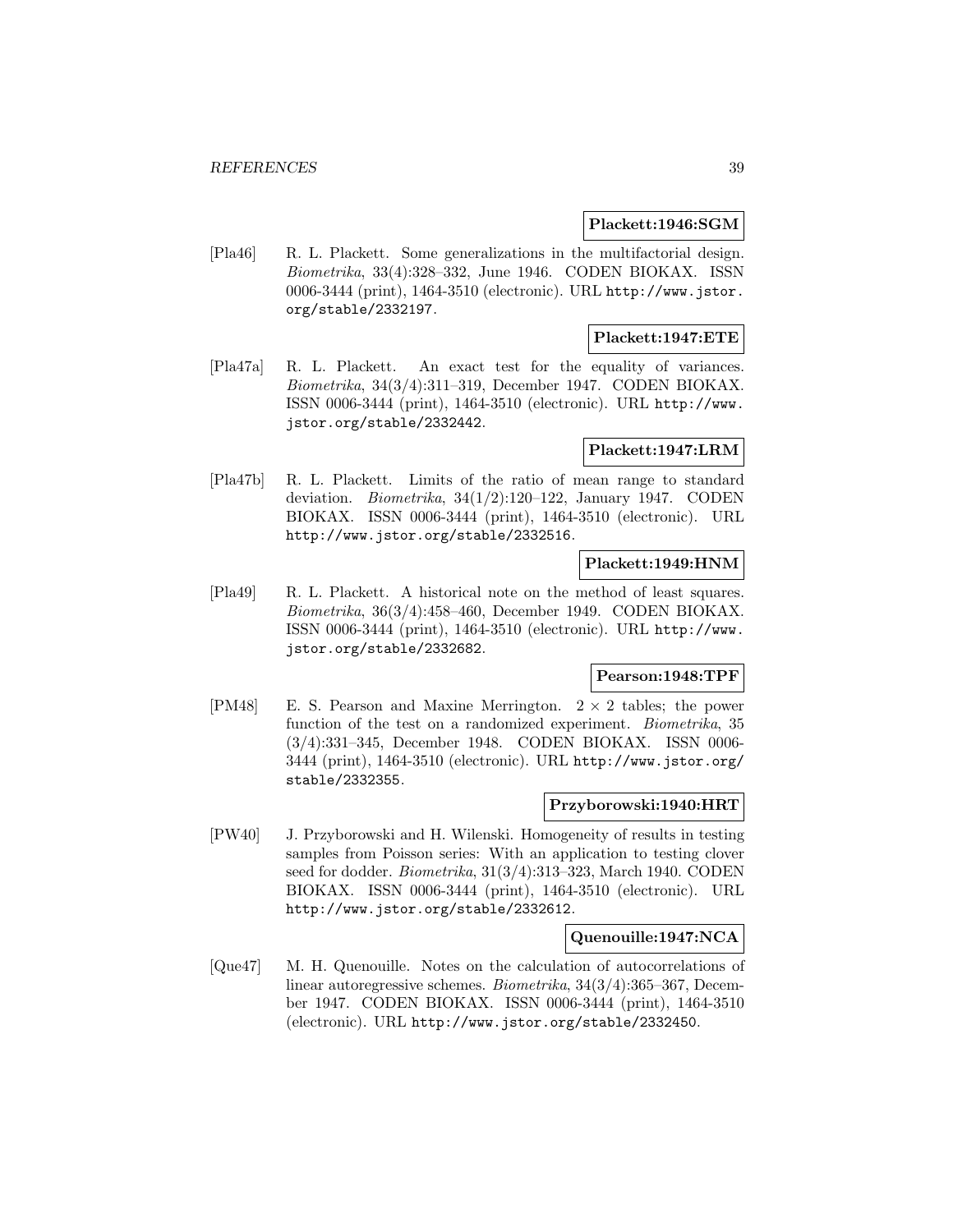**Plackett:1946:SGM**

[Pla46] R. L. Plackett. Some generalizations in the multifactorial design. *Biometrika*, 33(4):328–332, June 1946. CODEN BIOKAX. ISSN 0006-3444 (print), 1464-3510 (electronic). URL http://www.jstor.org/stable/2332197.

**Plackett:1947:ETE**

[Pla47a] R. L. Plackett. An exact test for the equality of variances. *Biometrika*, 34(3/4):311–319, December 1947. CODEN BIOKAX. ISSN 0006-3444 (print), 1464-3510 (electronic). URL http://www.jstor.org/stable/2332442.

**Plackett:1947:LRM**

[Pla47b] R. L. Plackett. Limits of the ratio of mean range to standard deviation. *Biometrika*, 34(1/2):120–122, January 1947. CODEN BIOKAX. ISSN 0006-3444 (print), 1464-3510 (electronic). URL http://www.jstor.org/stable/2332516.

**Plackett:1949:HNM**

[Pla49] R. L. Plackett. A historical note on the method of least squares. *Biometrika*, 36(3/4):458–460, December 1949. CODEN BIOKAX. ISSN 0006-3444 (print), 1464-3510 (electronic). URL http://www.jstor.org/stable/2332682.

**Pearson:1948:TPF**

[PM48] E. S. Pearson and Maxine Merrington. $2 \times 2$ tables; the power function of the test on a randomized experiment. *Biometrika*, 35 (3/4):331–345, December 1948. CODEN BIOKAX. ISSN 0006-3444 (print), 1464-3510 (electronic). URL http://www.jstor.org/stable/2332355.

**Przyborowski:1940:HRT**

[PW40] J. Przyborowski and H. Wilenski. Homogeneity of results in testing samples from Poisson series: With an application to testing clover seed for dodder. *Biometrika*, 31(3/4):313–323, March 1940. CODEN BIOKAX. ISSN 0006-3444 (print), 1464-3510 (electronic). URL http://www.jstor.org/stable/2332612.

**Quenouille:1947:NCA**

[Que47] M. H. Quenouille. Notes on the calculation of autocorrelations of linear autoregressive schemes. *Biometrika*, 34(3/4):365–367, December 1947. CODEN BIOKAX. ISSN 0006-3444 (print), 1464-3510 (electronic). URL http://www.jstor.org/stable/2332450.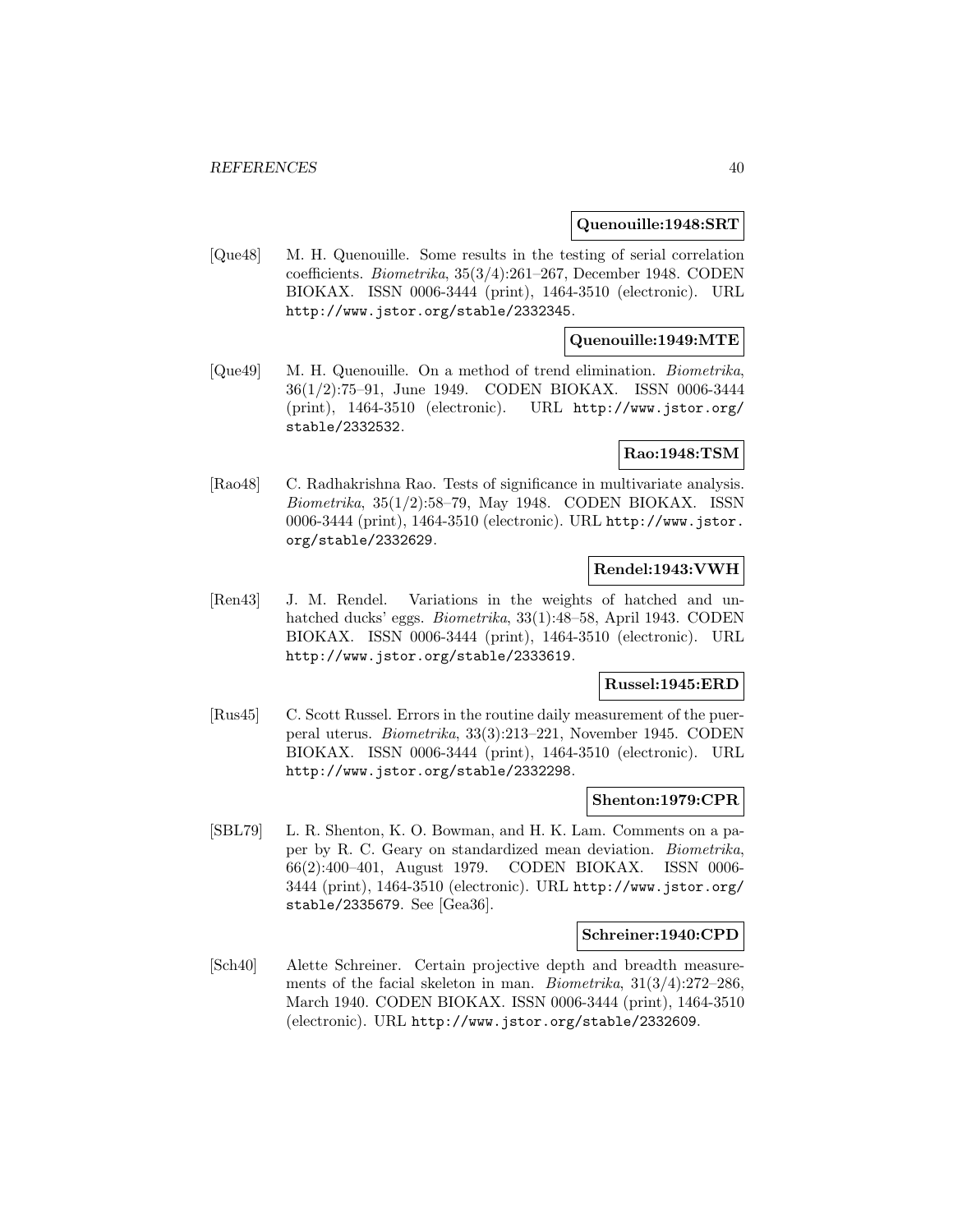**Quenouille:1948:SRT**

[Que48] M. H. Quenouille. Some results in the testing of serial correlation coefficients. *Biometrika*, 35(3/4):261–267, December 1948. CODEN BIOKAX. ISSN 0006-3444 (print), 1464-3510 (electronic). URL http://www.jstor.org/stable/2332345.

**Quenouille:1949:MTE**

[Que49] M. H. Quenouille. On a method of trend elimination. *Biometrika*, 36(1/2):75–91, June 1949. CODEN BIOKAX. ISSN 0006-3444 (print), 1464-3510 (electronic). URL http://www.jstor.org/stable/2332532.

**Rao:1948:TSM**

[Rao48] C. Radhakrishna Rao. Tests of significance in multivariate analysis. *Biometrika*, 35(1/2):58–79, May 1948. CODEN BIOKAX. ISSN 0006-3444 (print), 1464-3510 (electronic). URL http://www.jstor.org/stable/2332629.

**Rendel:1943:VWH**

[Ren43] J. M. Rendel. Variations in the weights of hatched and unhatched ducks' eggs. *Biometrika*, 33(1):48–58, April 1943. CODEN BIOKAX. ISSN 0006-3444 (print), 1464-3510 (electronic). URL http://www.jstor.org/stable/2333619.

**Russel:1945:ERD**

[Rus45] C. Scott Russel. Errors in the routine daily measurement of the puerperal uterus. *Biometrika*, 33(3):213–221, November 1945. CODEN BIOKAX. ISSN 0006-3444 (print), 1464-3510 (electronic). URL http://www.jstor.org/stable/2332298.

**Shenton:1979:CPR**

[SBL79] L. R. Shenton, K. O. Bowman, and H. K. Lam. Comments on a paper by R. C. Geary on standardized mean deviation. *Biometrika*, 66(2):400–401, August 1979. CODEN BIOKAX. ISSN 0006-3444 (print), 1464-3510 (electronic). URL http://www.jstor.org/stable/2335679. See [Gea36].

**Schreiner:1940:CPD**

[Sch40] Alette Schreiner. Certain projective depth and breadth measurements of the facial skeleton in man. *Biometrika*, 31(3/4):272–286, March 1940. CODEN BIOKAX. ISSN 0006-3444 (print), 1464-3510 (electronic). URL http://www.jstor.org/stable/2332609.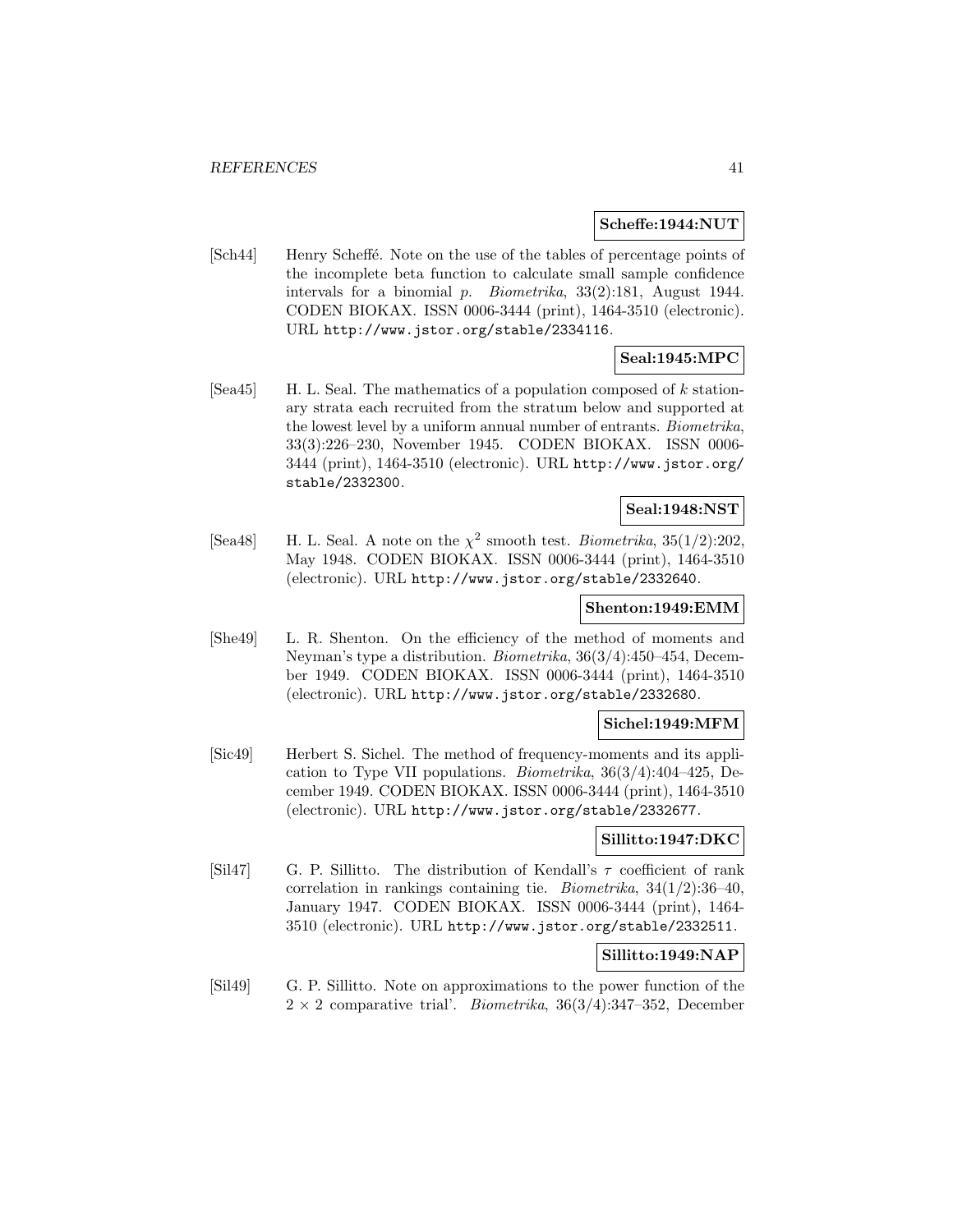**Scheffe:1944:NUT**

[Sch44] Henry Scheffé. Note on the use of the tables of percentage points of the incomplete beta function to calculate small sample confidence intervals for a binomial $p$. *Biometrika*, 33(2):181, August 1944. CODEN BIOKAX. ISSN 0006-3444 (print), 1464-3510 (electronic). URL http://www.jstor.org/stable/2334116.

**Seal:1945:MPC**

[Sea45] H. L. Seal. The mathematics of a population composed of $k$ stationary strata each recruited from the stratum below and supported at the lowest level by a uniform annual number of entrants. *Biometrika*, 33(3):226–230, November 1945. CODEN BIOKAX. ISSN 0006-3444 (print), 1464-3510 (electronic). URL http://www.jstor.org/stable/2332300.

**Seal:1948:NST**

[Sea48] H. L. Seal. A note on the $\chi^2$ smooth test. *Biometrika*, 35(1/2):202, May 1948. CODEN BIOKAX. ISSN 0006-3444 (print), 1464-3510 (electronic). URL http://www.jstor.org/stable/2332640.

**Shenton:1949:EMM**

[She49] L. R. Shenton. On the efficiency of the method of moments and Neyman's type a distribution. *Biometrika*, 36(3/4):450–454, December 1949. CODEN BIOKAX. ISSN 0006-3444 (print), 1464-3510 (electronic). URL http://www.jstor.org/stable/2332680.

**Sichel:1949:MFM**

[Sic49] Herbert S. Sichel. The method of frequency-moments and its application to Type VII populations. *Biometrika*, 36(3/4):404–425, December 1949. CODEN BIOKAX. ISSN 0006-3444 (print), 1464-3510 (electronic). URL http://www.jstor.org/stable/2332677.

**Sillitto:1947:DKC**

[Sil47] G. P. Sillitto. The distribution of Kendall's $\tau$ coefficient of rank correlation in rankings containing tie. *Biometrika*, 34(1/2):36–40, January 1947. CODEN BIOKAX. ISSN 0006-3444 (print), 1464-3510 (electronic). URL http://www.jstor.org/stable/2332511.

**Sillitto:1949:NAP**

[Sil49] G. P. Sillitto. Note on approximations to the power function of the $2 \times 2$ comparative trial'. *Biometrika*, 36(3/4):347–352, December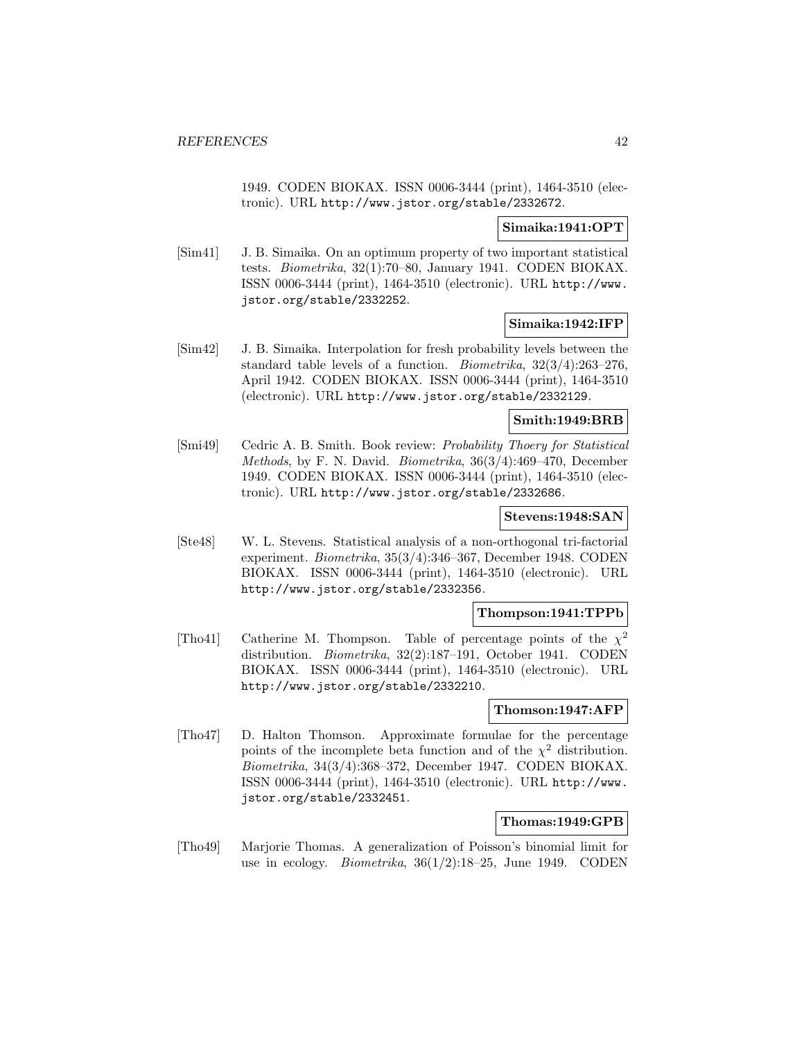1949. CODEN BIOKAX. ISSN 0006-3444 (print), 1464-3510 (electronic). URL http://www.jstor.org/stable/2332672.

**Simaika:1941:OPT**

[Sim41] J. B. Simaika. On an optimum property of two important statistical tests. *Biometrika*, 32(1):70–80, January 1941. CODEN BIOKAX. ISSN 0006-3444 (print), 1464-3510 (electronic). URL http://www.jstor.org/stable/2332252.

**Simaika:1942:IFP**

[Sim42] J. B. Simaika. Interpolation for fresh probability levels between the standard table levels of a function. *Biometrika*, 32(3/4):263–276, April 1942. CODEN BIOKAX. ISSN 0006-3444 (print), 1464-3510 (electronic). URL http://www.jstor.org/stable/2332129.

**Smith:1949:BRB**

[Smi49] Cedric A. B. Smith. Book review: *Probability Thoery for Statistical Methods*, by F. N. David. *Biometrika*, 36(3/4):469–470, December 1949. CODEN BIOKAX. ISSN 0006-3444 (print), 1464-3510 (electronic). URL http://www.jstor.org/stable/2332686.

**Stevens:1948:SAN**

[Ste48] W. L. Stevens. Statistical analysis of a non-orthogonal tri-factorial experiment. *Biometrika*, 35(3/4):346–367, December 1948. CODEN BIOKAX. ISSN 0006-3444 (print), 1464-3510 (electronic). URL http://www.jstor.org/stable/2332356.

**Thompson:1941:TPPb**

[Tho41] Catherine M. Thompson. Table of percentage points of the $\chi^2$ distribution. *Biometrika*, 32(2):187–191, October 1941. CODEN BIOKAX. ISSN 0006-3444 (print), 1464-3510 (electronic). URL http://www.jstor.org/stable/2332210.

**Thomson:1947:AFP**

[Tho47] D. Halton Thomson. Approximate formulae for the percentage points of the incomplete beta function and of the $\chi^2$ distribution. *Biometrika*, 34(3/4):368–372, December 1947. CODEN BIOKAX. ISSN 0006-3444 (print), 1464-3510 (electronic). URL http://www.jstor.org/stable/2332451.

**Thomas:1949:GPB**

[Tho49] Marjorie Thomas. A generalization of Poisson's binomial limit for use in ecology. *Biometrika*, 36(1/2):18–25, June 1949. CODEN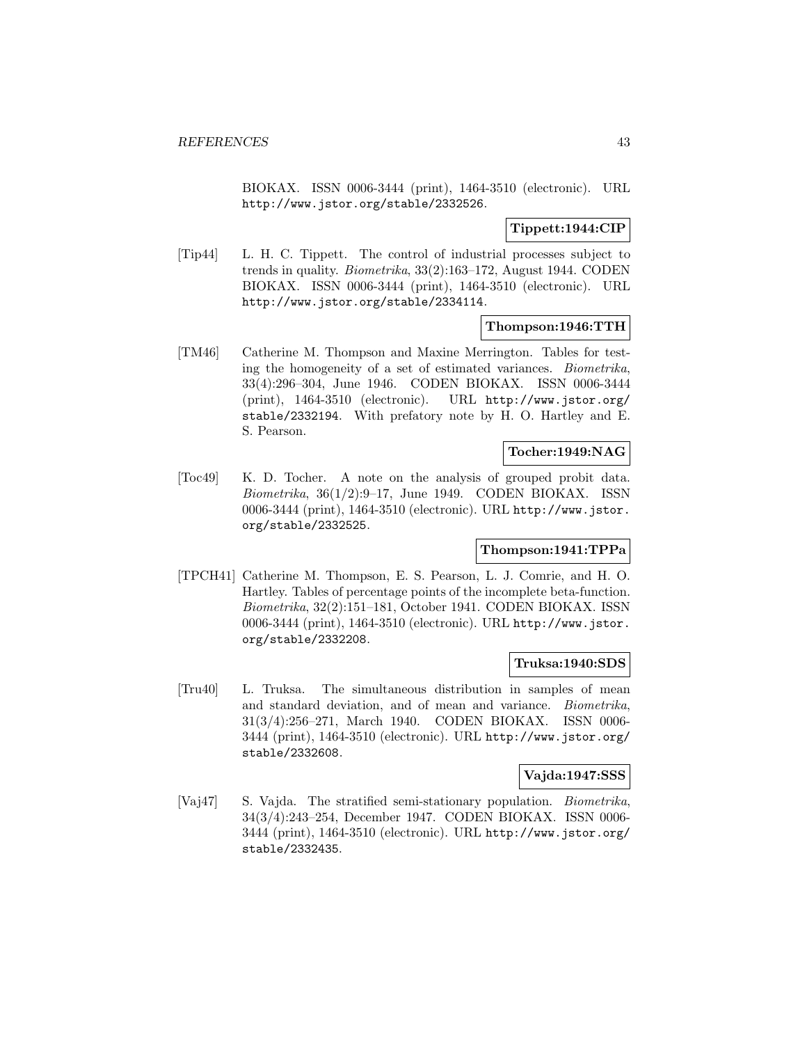BIOKAX. ISSN 0006-3444 (print), 1464-3510 (electronic). URL http://www.jstor.org/stable/2332526.

**Tippett:1944:CIP**

[Tip44] L. H. C. Tippett. The control of industrial processes subject to trends in quality. *Biometrika*, 33(2):163–172, August 1944. CODEN BIOKAX. ISSN 0006-3444 (print), 1464-3510 (electronic). URL http://www.jstor.org/stable/2334114.

**Thompson:1946:TTH**

[TM46] Catherine M. Thompson and Maxine Merrington. Tables for testing the homogeneity of a set of estimated variances. *Biometrika*, 33(4):296–304, June 1946. CODEN BIOKAX. ISSN 0006-3444 (print), 1464-3510 (electronic). URL http://www.jstor.org/stable/2332194. With prefatory note by H. O. Hartley and E. S. Pearson.

**Tocher:1949:NAG**

[Toc49] K. D. Tocher. A note on the analysis of grouped probit data. *Biometrika*, 36(1/2):9–17, June 1949. CODEN BIOKAX. ISSN 0006-3444 (print), 1464-3510 (electronic). URL http://www.jstor.org/stable/2332525.

**Thompson:1941:TPPa**

[TPCH41] Catherine M. Thompson, E. S. Pearson, L. J. Comrie, and H. O. Hartley. Tables of percentage points of the incomplete beta-function. *Biometrika*, 32(2):151–181, October 1941. CODEN BIOKAX. ISSN 0006-3444 (print), 1464-3510 (electronic). URL http://www.jstor.org/stable/2332208.

**Truksa:1940:SDS**

[Tru40] L. Truksa. The simultaneous distribution in samples of mean and standard deviation, and of mean and variance. *Biometrika*, 31(3/4):256–271, March 1940. CODEN BIOKAX. ISSN 0006-3444 (print), 1464-3510 (electronic). URL http://www.jstor.org/stable/2332608.

**Vajda:1947:SSS**

[Vaj47] S. Vajda. The stratified semi-stationary population. *Biometrika*, 34(3/4):243–254, December 1947. CODEN BIOKAX. ISSN 0006-3444 (print), 1464-3510 (electronic). URL http://www.jstor.org/stable/2332435.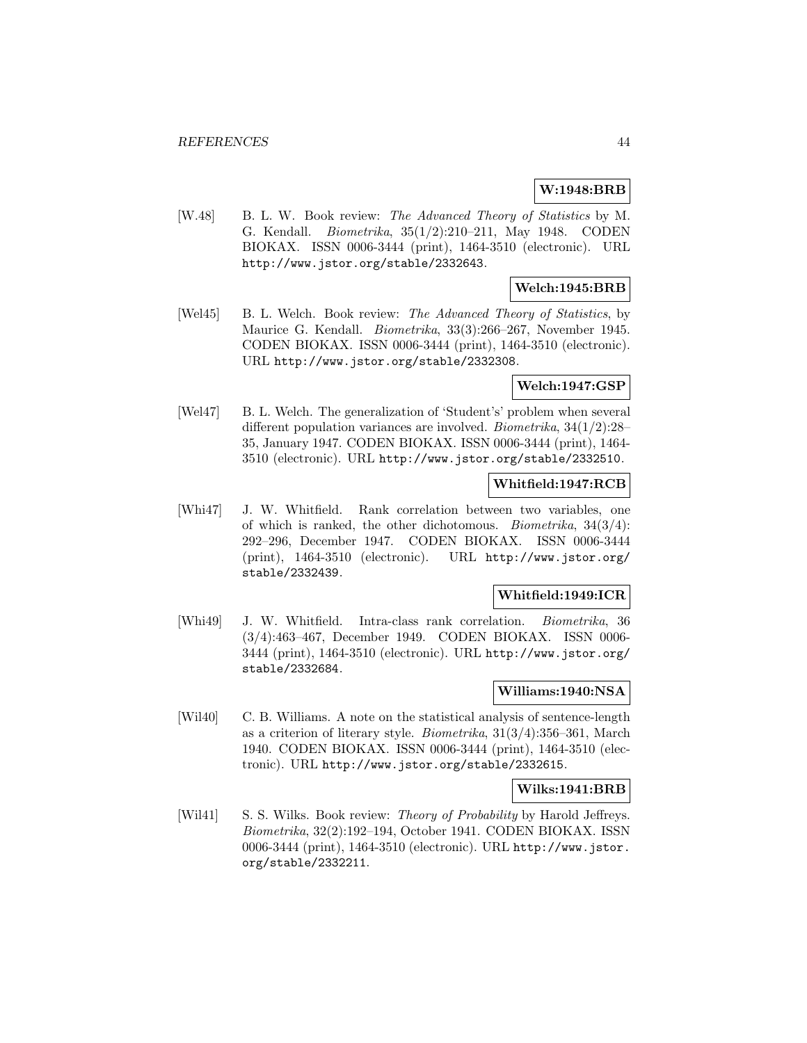**W:1948:BRB**

[W.48] B. L. W. Book review: *The Advanced Theory of Statistics* by M. G. Kendall. *Biometrika*, 35(1/2):210–211, May 1948. CODEN BIOKAX. ISSN 0006-3444 (print), 1464-3510 (electronic). URL http://www.jstor.org/stable/2332643.

**Welch:1945:BRB**

[Wel45] B. L. Welch. Book review: *The Advanced Theory of Statistics*, by Maurice G. Kendall. *Biometrika*, 33(3):266–267, November 1945. CODEN BIOKAX. ISSN 0006-3444 (print), 1464-3510 (electronic). URL http://www.jstor.org/stable/2332308.

**Welch:1947:GSP**

[Wel47] B. L. Welch. The generalization of 'Student's' problem when several different population variances are involved. *Biometrika*, 34(1/2):28–35, January 1947. CODEN BIOKAX. ISSN 0006-3444 (print), 1464-3510 (electronic). URL http://www.jstor.org/stable/2332510.

**Whitfield:1947:RCB**

[Whi47] J. W. Whitfield. Rank correlation between two variables, one of which is ranked, the other dichotomous. *Biometrika*, 34(3/4): 292–296, December 1947. CODEN BIOKAX. ISSN 0006-3444 (print), 1464-3510 (electronic). URL http://www.jstor.org/stable/2332439.

**Whitfield:1949:ICR**

[Whi49] J. W. Whitfield. Intra-class rank correlation. *Biometrika*, 36 (3/4):463–467, December 1949. CODEN BIOKAX. ISSN 0006-3444 (print), 1464-3510 (electronic). URL http://www.jstor.org/stable/2332684.

**Williams:1940:NSA**

[Wil40] C. B. Williams. A note on the statistical analysis of sentence-length as a criterion of literary style. *Biometrika*, 31(3/4):356–361, March 1940. CODEN BIOKAX. ISSN 0006-3444 (print), 1464-3510 (electronic). URL http://www.jstor.org/stable/2332615.

**Wilks:1941:BRB**

[Wil41] S. S. Wilks. Book review: *Theory of Probability* by Harold Jeffreys. *Biometrika*, 32(2):192–194, October 1941. CODEN BIOKAX. ISSN 0006-3444 (print), 1464-3510 (electronic). URL http://www.jstor.org/stable/2332211.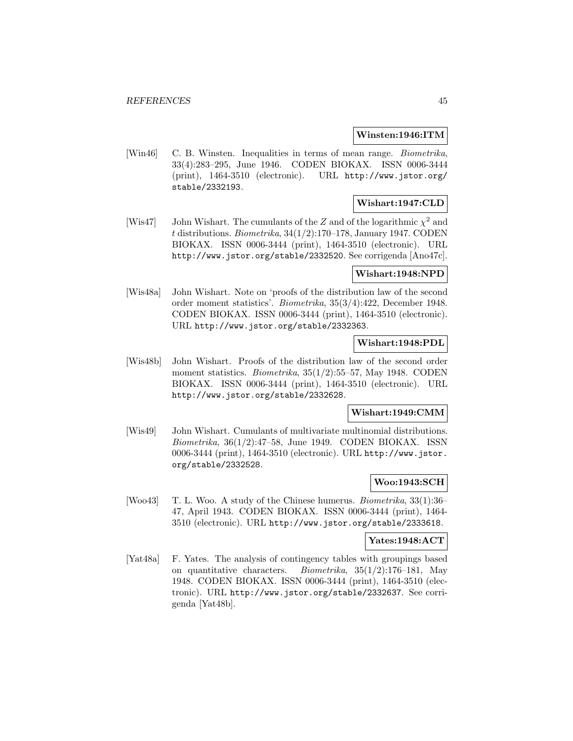**Winsten:1946:ITM**

[Win46] C. B. Winsten. Inequalities in terms of mean range. *Biometrika*, 33(4):283–295, June 1946. CODEN BIOKAX. ISSN 0006-3444 (print), 1464-3510 (electronic). URL http://www.jstor.org/stable/2332193.

**Wishart:1947:CLD**

[Wis47] John Wishart. The cumulants of the $Z$ and of the logarithmic $\chi^2$ and $t$ distributions. *Biometrika*, 34(1/2):170–178, January 1947. CODEN BIOKAX. ISSN 0006-3444 (print), 1464-3510 (electronic). URL http://www.jstor.org/stable/2332520. See corrigenda [Ano47c].

**Wishart:1948:NPD**

[Wis48a] John Wishart. Note on 'proofs of the distribution law of the second order moment statistics'. *Biometrika*, 35(3/4):422, December 1948. CODEN BIOKAX. ISSN 0006-3444 (print), 1464-3510 (electronic). URL http://www.jstor.org/stable/2332363.

**Wishart:1948:PDL**

[Wis48b] John Wishart. Proofs of the distribution law of the second order moment statistics. *Biometrika*, 35(1/2):55–57, May 1948. CODEN BIOKAX. ISSN 0006-3444 (print), 1464-3510 (electronic). URL http://www.jstor.org/stable/2332628.

**Wishart:1949:CMM**

[Wis49] John Wishart. Cumulants of multivariate multinomial distributions. *Biometrika*, 36(1/2):47–58, June 1949. CODEN BIOKAX. ISSN 0006-3444 (print), 1464-3510 (electronic). URL http://www.jstor.org/stable/2332528.

**Woo:1943:SCH**

[Woo43] T. L. Woo. A study of the Chinese humerus. *Biometrika*, 33(1):36–47, April 1943. CODEN BIOKAX. ISSN 0006-3444 (print), 1464-3510 (electronic). URL http://www.jstor.org/stable/2333618.

**Yates:1948:ACT**

[Yat48a] F. Yates. The analysis of contingency tables with groupings based on quantitative characters. *Biometrika*, 35(1/2):176–181, May 1948. CODEN BIOKAX. ISSN 0006-3444 (print), 1464-3510 (electronic). URL http://www.jstor.org/stable/2332637. See corrigenda [Yat48b].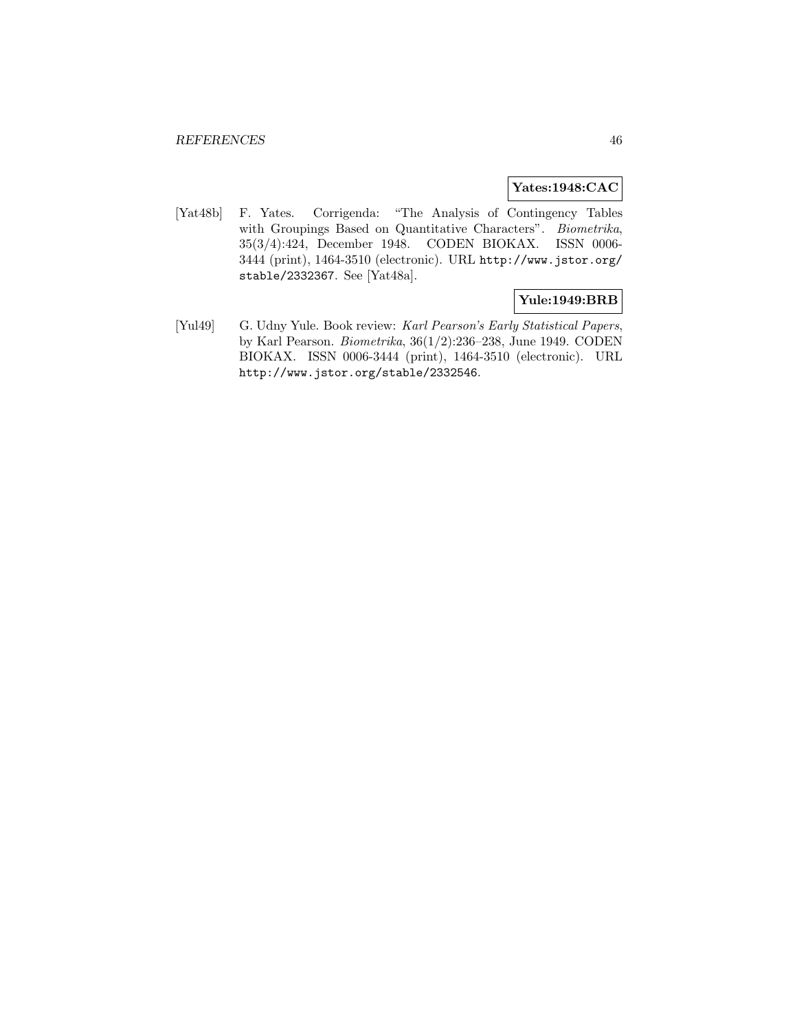**Yates:1948:CAC**

[Yat48b] F. Yates. Corrigenda: "The Analysis of Contingency Tables with Groupings Based on Quantitative Characters". *Biometrika*, 35(3/4):424, December 1948. CODEN BIOKAX. ISSN 0006-3444 (print), 1464-3510 (electronic). URL `http://www.jstor.org/stable/2332367`. See [Yat48a].

**Yule:1949:BRB**

[Yul49] G. Udny Yule. Book review: *Karl Pearson's Early Statistical Papers*, by Karl Pearson. *Biometrika*, 36(1/2):236–238, June 1949. CODEN BIOKAX. ISSN 0006-3444 (print), 1464-3510 (electronic). URL `http://www.jstor.org/stable/2332546`.